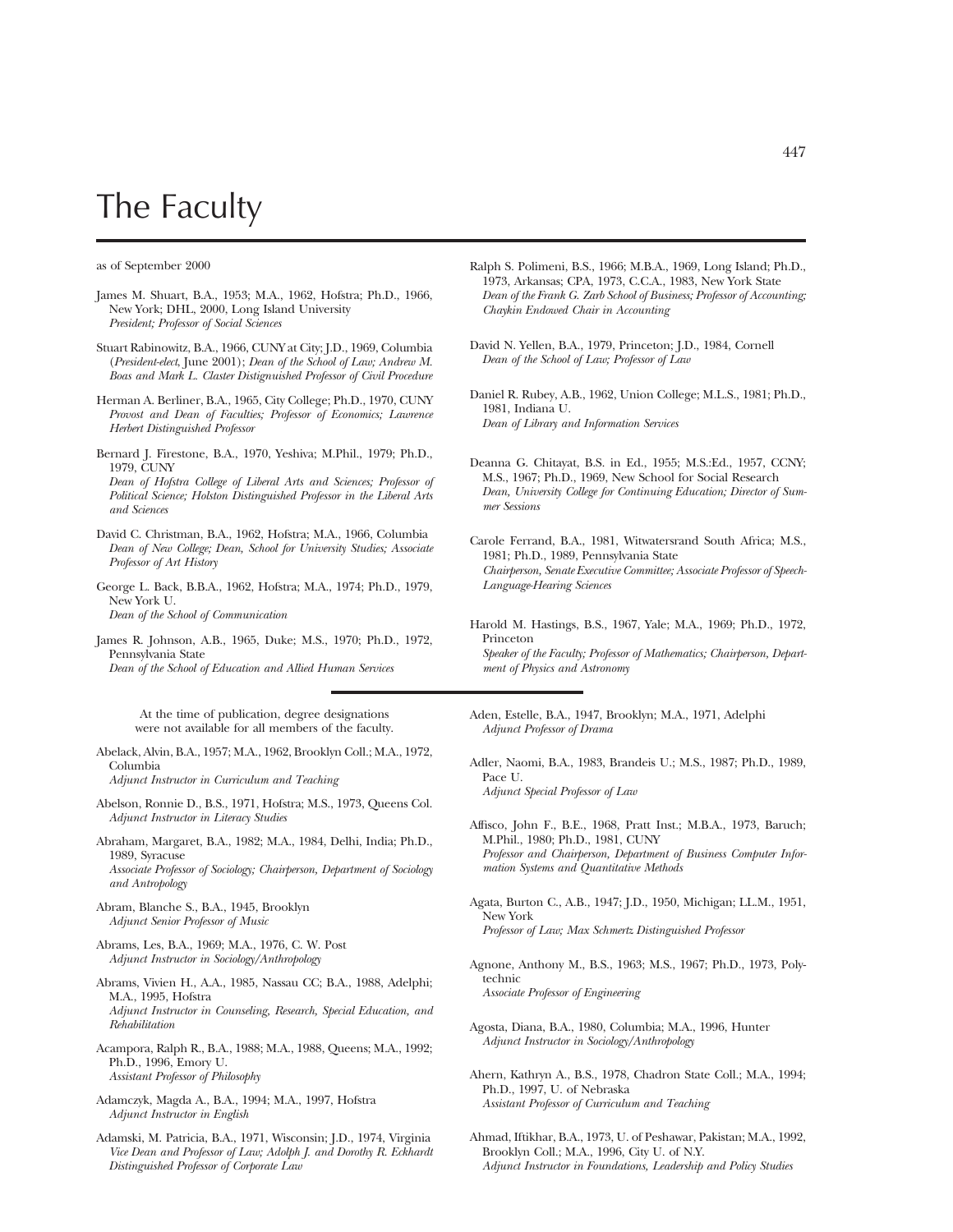# The Faculty

as of September 2000

James M. Shuart, B.A., 1953; M.A., 1962, Hofstra; Ph.D., 1966, New York; DHL, 2000, Long Island University
*President; Professor of Social Sciences*

Stuart Rabinowitz, B.A., 1966, CUNY at City; J.D., 1969, Columbia (*President-elect*, June 2001); *Dean of the School of Law; Andrew M. Boas and Mark L. Claster Distignuished Professor of Civil Procedure*

Herman A. Berliner, B.A., 1965, City College; Ph.D., 1970, CUNY
*Provost and Dean of Faculties; Professor of Economics; Lawrence Herbert Distinguished Professor*

Bernard J. Firestone, B.A., 1970, Yeshiva; M.Phil., 1979; Ph.D., 1979, CUNY
*Dean of Hofstra College of Liberal Arts and Sciences; Professor of Political Science; Holston Distinguished Professor in the Liberal Arts and Sciences*

David C. Christman, B.A., 1962, Hofstra; M.A., 1966, Columbia
*Dean of New College; Dean, School for University Studies; Associate Professor of Art History*

George L. Back, B.B.A., 1962, Hofstra; M.A., 1974; Ph.D., 1979, New York U.
*Dean of the School of Communication*

James R. Johnson, A.B., 1965, Duke; M.S., 1970; Ph.D., 1972, Pennsylvania State
*Dean of the School of Education and Allied Human Services*

Ralph S. Polimeni, B.S., 1966; M.B.A., 1969, Long Island; Ph.D., 1973, Arkansas; CPA, 1973, C.C.A., 1983, New York State
*Dean of the Frank G. Zarb School of Business; Professor of Accounting; Chaykin Endowed Chair in Accounting*

David N. Yellen, B.A., 1979, Princeton; J.D., 1984, Cornell
*Dean of the School of Law; Professor of Law*

Daniel R. Rubey, A.B., 1962, Union College; M.L.S., 1981; Ph.D., 1981, Indiana U.
*Dean of Library and Information Services*

Deanna G. Chitayat, B.S. in Ed., 1955; M.S.:Ed., 1957, CCNY; M.S., 1967; Ph.D., 1969, New School for Social Research
*Dean, University College for Continuing Education; Director of Summer Sessions*

Carole Ferrand, B.A., 1981, Witwatersrand South Africa; M.S., 1981; Ph.D., 1989, Pennsylvania State
*Chairperson, Senate Executive Committee; Associate Professor of Speech-Language-Hearing Sciences*

Harold M. Hastings, B.S., 1967, Yale; M.A., 1969; Ph.D., 1972, Princeton
*Speaker of the Faculty; Professor of Mathematics; Chairperson, Department of Physics and Astronomy*

---

At the time of publication, degree designations were not available for all members of the faculty.

Abelack, Alvin, B.A., 1957; M.A., 1962, Brooklyn Coll.; M.A., 1972, Columbia
*Adjunct Instructor in Curriculum and Teaching*

Abelson, Ronnie D., B.S., 1971, Hofstra; M.S., 1973, Queens Col.
*Adjunct Instructor in Literacy Studies*

Abraham, Margaret, B.A., 1982; M.A., 1984, Delhi, India; Ph.D., 1989, Syracuse
*Associate Professor of Sociology; Chairperson, Department of Sociology and Antropology*

Abram, Blanche S., B.A., 1945, Brooklyn
*Adjunct Senior Professor of Music*

Abrams, Les, B.A., 1969; M.A., 1976, C. W. Post
*Adjunct Instructor in Sociology/Anthropology*

Abrams, Vivien H., A.A., 1985, Nassau CC; B.A., 1988, Adelphi; M.A., 1995, Hofstra
*Adjunct Instructor in Counseling, Research, Special Education, and Rehabilitation*

Acampora, Ralph R., B.A., 1988; M.A., 1988, Queens; M.A., 1992; Ph.D., 1996, Emory U.
*Assistant Professor of Philosophy*

Adamczyk, Magda A., B.A., 1994; M.A., 1997, Hofstra
*Adjunct Instructor in English*

Adamski, M. Patricia, B.A., 1971, Wisconsin; J.D., 1974, Virginia
*Vice Dean and Professor of Law; Adolph J. and Dorothy R. Eckhardt Distinguished Professor of Corporate Law*

Aden, Estelle, B.A., 1947, Brooklyn; M.A., 1971, Adelphi
*Adjunct Professor of Drama*

Adler, Naomi, B.A., 1983, Brandeis U.; M.S., 1987; Ph.D., 1989, Pace U.
*Adjunct Special Professor of Law*

Affisco, John F., B.E., 1968, Pratt Inst.; M.B.A., 1973, Baruch; M.Phil., 1980; Ph.D., 1981, CUNY
*Professor and Chairperson, Department of Business Computer Information Systems and Quantitative Methods*

Agata, Burton C., A.B., 1947; J.D., 1950, Michigan; LL.M., 1951, New York
*Professor of Law; Max Schmertz Distinguished Professor*

Agnone, Anthony M., B.S., 1963; M.S., 1967; Ph.D., 1973, Polytechnic
*Associate Professor of Engineering*

Agosta, Diana, B.A., 1980, Columbia; M.A., 1996, Hunter
*Adjunct Instructor in Sociology/Anthropology*

Ahern, Kathryn A., B.S., 1978, Chadron State Coll.; M.A., 1994; Ph.D., 1997, U. of Nebraska
*Assistant Professor of Curriculum and Teaching*

Ahmad, Iftikhar, B.A., 1973, U. of Peshawar, Pakistan; M.A., 1992, Brooklyn Coll.; M.A., 1996, City U. of N.Y.
*Adjunct Instructor in Foundations, Leadership and Policy Studies*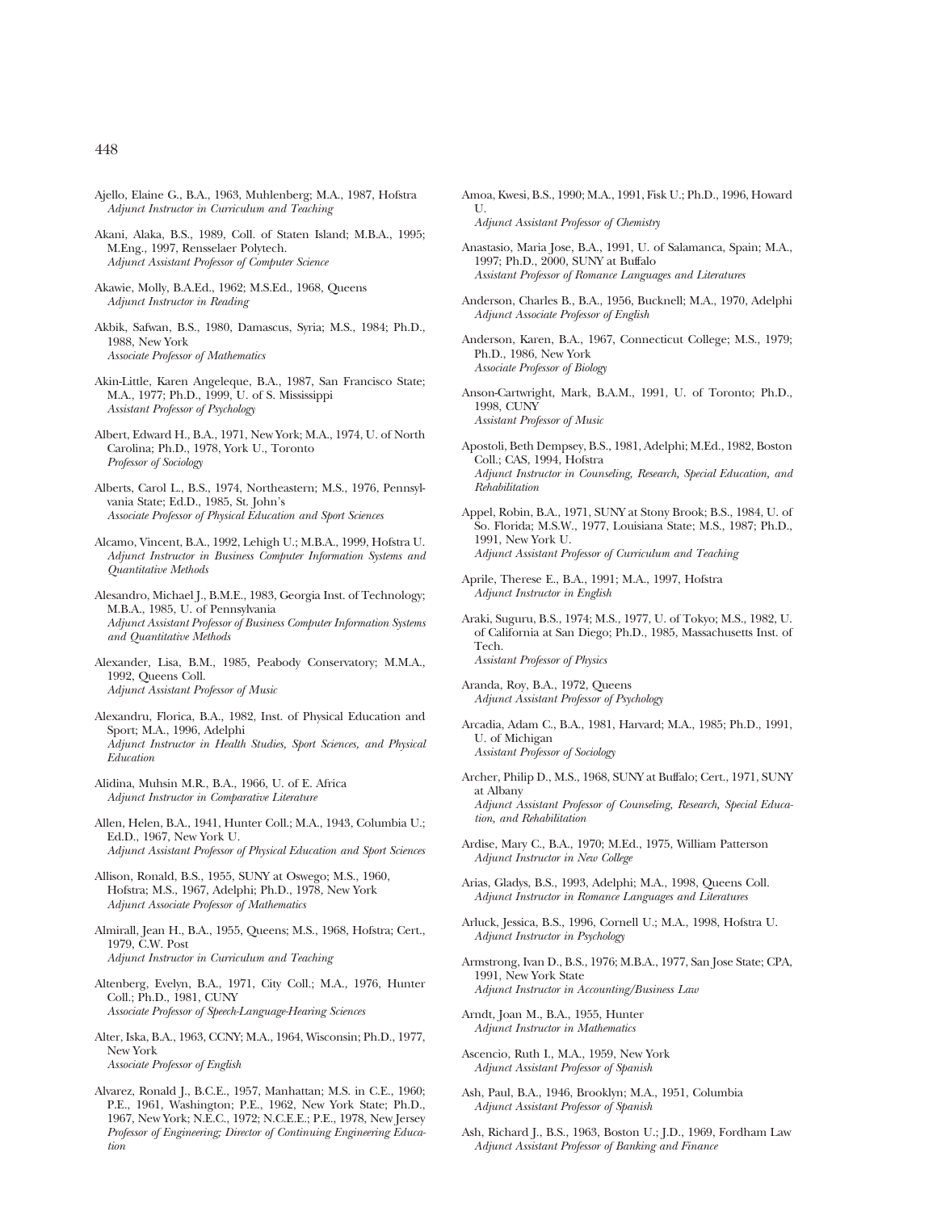Ajello, Elaine G., B.A., 1963, Muhlenberg; M.A., 1987, Hofstra
*Adjunct Instructor in Curriculum and Teaching*

Akani, Alaka, B.S., 1989, Coll. of Staten Island; M.B.A., 1995; M.Eng., 1997, Rensselaer Polytech.
*Adjunct Assistant Professor of Computer Science*

Akawie, Molly, B.A.Ed., 1962; M.S.Ed., 1968, Queens
*Adjunct Instructor in Reading*

Akbik, Safwan, B.S., 1980, Damascus, Syria; M.S., 1984; Ph.D., 1988, New York
*Associate Professor of Mathematics*

Akin-Little, Karen Angeleque, B.A., 1987, San Francisco State; M.A., 1977; Ph.D., 1999, U. of S. Mississippi
*Assistant Professor of Psychology*

Albert, Edward H., B.A., 1971, New York; M.A., 1974, U. of North Carolina; Ph.D., 1978, York U., Toronto
*Professor of Sociology*

Alberts, Carol L., B.S., 1974, Northeastern; M.S., 1976, Pennsylvania State; Ed.D., 1985, St. John's
*Associate Professor of Physical Education and Sport Sciences*

Alcamo, Vincent, B.A., 1992, Lehigh U.; M.B.A., 1999, Hofstra U.
*Adjunct Instructor in Business Computer Information Systems and Quantitative Methods*

Alesandro, Michael J., B.M.E., 1983, Georgia Inst. of Technology; M.B.A., 1985, U. of Pennsylvania
*Adjunct Assistant Professor of Business Computer Information Systems and Quantitative Methods*

Alexander, Lisa, B.M., 1985, Peabody Conservatory; M.M.A., 1992, Queens Coll.
*Adjunct Assistant Professor of Music*

Alexandru, Florica, B.A., 1982, Inst. of Physical Education and Sport; M.A., 1996, Adelphi
*Adjunct Instructor in Health Studies, Sport Sciences, and Physical Education*

Alidina, Muhsin M.R., B.A., 1966, U. of E. Africa
*Adjunct Instructor in Comparative Literature*

Allen, Helen, B.A., 1941, Hunter Coll.; M.A., 1943, Columbia U.; Ed.D., 1967, New York U.
*Adjunct Assistant Professor of Physical Education and Sport Sciences*

Allison, Ronald, B.S., 1955, SUNY at Oswego; M.S., 1960, Hofstra; M.S., 1967, Adelphi; Ph.D., 1978, New York
*Adjunct Associate Professor of Mathematics*

Almirall, Jean H., B.A., 1955, Queens; M.S., 1968, Hofstra; Cert., 1979, C.W. Post
*Adjunct Instructor in Curriculum and Teaching*

Altenberg, Evelyn, B.A., 1971, City Coll.; M.A., 1976, Hunter Coll.; Ph.D., 1981, CUNY
*Associate Professor of Speech-Language-Hearing Sciences*

Alter, Iska, B.A., 1963, CCNY; M.A., 1964, Wisconsin; Ph.D., 1977, New York
*Associate Professor of English*

Alvarez, Ronald J., B.C.E., 1957, Manhattan; M.S. in C.E., 1960; P.E., 1961, Washington; P.E., 1962, New York State; Ph.D., 1967, New York; N.E.C., 1972; N.C.E.E.; P.E., 1978, New Jersey
*Professor of Engineering; Director of Continuing Engineering Education*

Amoa, Kwesi, B.S., 1990; M.A., 1991, Fisk U.; Ph.D., 1996, Howard U.
*Adjunct Assistant Professor of Chemistry*

Anastasio, Maria Jose, B.A., 1991, U. of Salamanca, Spain; M.A., 1997; Ph.D., 2000, SUNY at Buffalo
*Assistant Professor of Romance Languages and Literatures*

Anderson, Charles B., B.A., 1956, Bucknell; M.A., 1970, Adelphi
*Adjunct Associate Professor of English*

Anderson, Karen, B.A., 1967, Connecticut College; M.S., 1979; Ph.D., 1986, New York
*Associate Professor of Biology*

Anson-Cartwright, Mark, B.A.M., 1991, U. of Toronto; Ph.D., 1998, CUNY
*Assistant Professor of Music*

Apostoli, Beth Dempsey, B.S., 1981, Adelphi; M.Ed., 1982, Boston Coll.; CAS, 1994, Hofstra
*Adjunct Instructor in Counseling, Research, Special Education, and Rehabilitation*

Appel, Robin, B.A., 1971, SUNY at Stony Brook; B.S., 1984, U. of So. Florida; M.S.W., 1977, Louisiana State; M.S., 1987; Ph.D., 1991, New York U.
*Adjunct Assistant Professor of Curriculum and Teaching*

Aprile, Therese E., B.A., 1991; M.A., 1997, Hofstra
*Adjunct Instructor in English*

Araki, Suguru, B.S., 1974; M.S., 1977, U. of Tokyo; M.S., 1982, U. of California at San Diego; Ph.D., 1985, Massachusetts Inst. of Tech.
*Assistant Professor of Physics*

Aranda, Roy, B.A., 1972, Queens
*Adjunct Assistant Professor of Psychology*

Arcadia, Adam C., B.A., 1981, Harvard; M.A., 1985; Ph.D., 1991, U. of Michigan
*Assistant Professor of Sociology*

Archer, Philip D., M.S., 1968, SUNY at Buffalo; Cert., 1971, SUNY at Albany
*Adjunct Assistant Professor of Counseling, Research, Special Education, and Rehabilitation*

Ardise, Mary C., B.A., 1970; M.Ed., 1975, William Patterson
*Adjunct Instructor in New College*

Arias, Gladys, B.S., 1993, Adelphi; M.A., 1998, Queens Coll.
*Adjunct Instructor in Romance Languages and Literatures*

Arluck, Jessica, B.S., 1996, Cornell U.; M.A., 1998, Hofstra U.
*Adjunct Instructor in Psychology*

Armstrong, Ivan D., B.S., 1976; M.B.A., 1977, San Jose State; CPA, 1991, New York State
*Adjunct Instructor in Accounting/Business Law*

Arndt, Joan M., B.A., 1955, Hunter
*Adjunct Instructor in Mathematics*

Ascencio, Ruth I., M.A., 1959, New York
*Adjunct Assistant Professor of Spanish*

Ash, Paul, B.A., 1946, Brooklyn; M.A., 1951, Columbia
*Adjunct Assistant Professor of Spanish*

Ash, Richard J., B.S., 1963, Boston U.; J.D., 1969, Fordham Law
*Adjunct Assistant Professor of Banking and Finance*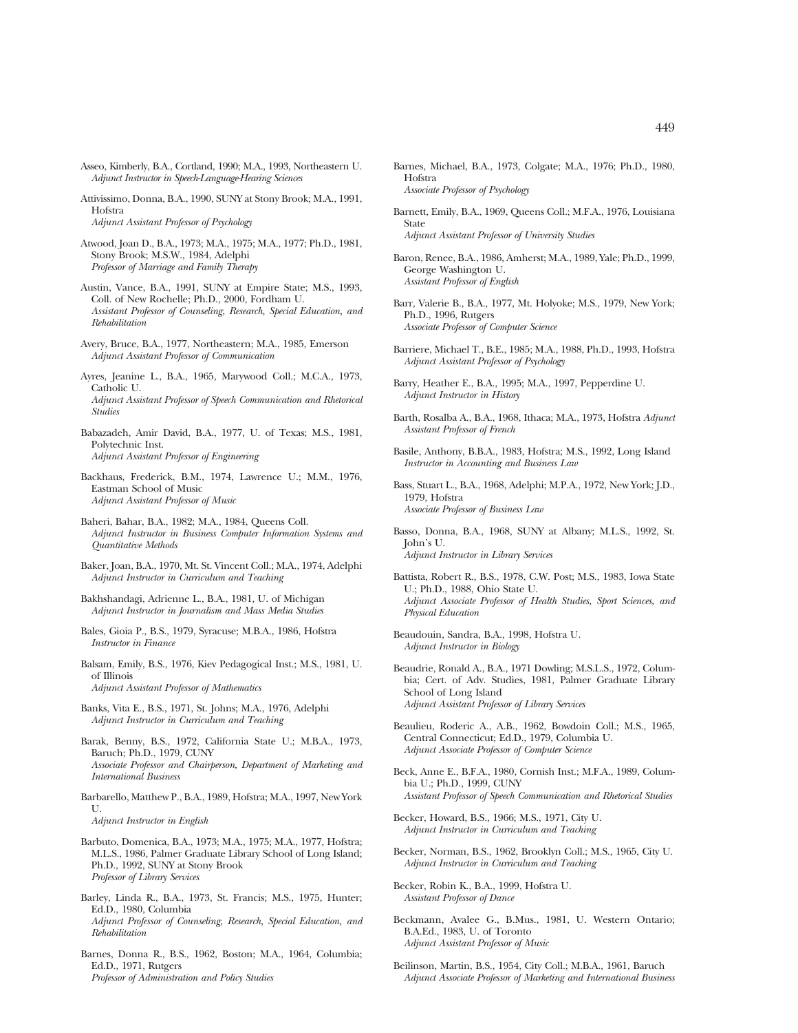Asseo, Kimberly, B.A., Cortland, 1990; M.A., 1993, Northeastern U.
*Adjunct Instructor in Speech-Language-Hearing Sciences*

Attivissimo, Donna, B.A., 1990, SUNY at Stony Brook; M.A., 1991, Hofstra
*Adjunct Assistant Professor of Psychology*

Atwood, Joan D., B.A., 1973; M.A., 1975; M.A., 1977; Ph.D., 1981, Stony Brook; M.S.W., 1984, Adelphi
*Professor of Marriage and Family Therapy*

Austin, Vance, B.A., 1991, SUNY at Empire State; M.S., 1993, Coll. of New Rochelle; Ph.D., 2000, Fordham U.
*Assistant Professor of Counseling, Research, Special Education, and Rehabilitation*

Avery, Bruce, B.A., 1977, Northeastern; M.A., 1985, Emerson
*Adjunct Assistant Professor of Communication*

Ayres, Jeanine L., B.A., 1965, Marywood Coll.; M.C.A., 1973, Catholic U.
*Adjunct Assistant Professor of Speech Communication and Rhetorical Studies*

Babazadeh, Amir David, B.A., 1977, U. of Texas; M.S., 1981, Polytechnic Inst.
*Adjunct Assistant Professor of Engineering*

Backhaus, Frederick, B.M., 1974, Lawrence U.; M.M., 1976, Eastman School of Music
*Adjunct Assistant Professor of Music*

Baheri, Bahar, B.A., 1982; M.A., 1984, Queens Coll.
*Adjunct Instructor in Business Computer Information Systems and Quantitative Methods*

Baker, Joan, B.A., 1970, Mt. St. Vincent Coll.; M.A., 1974, Adelphi
*Adjunct Instructor in Curriculum and Teaching*

Bakhshandagi, Adrienne L., B.A., 1981, U. of Michigan
*Adjunct Instructor in Journalism and Mass Media Studies*

Bales, Gioia P., B.S., 1979, Syracuse; M.B.A., 1986, Hofstra
*Instructor in Finance*

Balsam, Emily, B.S., 1976, Kiev Pedagogical Inst.; M.S., 1981, U. of Illinois
*Adjunct Assistant Professor of Mathematics*

Banks, Vita E., B.S., 1971, St. Johns; M.A., 1976, Adelphi
*Adjunct Instructor in Curriculum and Teaching*

Barak, Benny, B.S., 1972, California State U.; M.B.A., 1973, Baruch; Ph.D., 1979, CUNY
*Associate Professor and Chairperson, Department of Marketing and International Business*

Barbarello, Matthew P., B.A., 1989, Hofstra; M.A., 1997, New York U.
*Adjunct Instructor in English*

Barbuto, Domenica, B.A., 1973; M.A., 1975; M.A., 1977, Hofstra; M.L.S., 1986, Palmer Graduate Library School of Long Island; Ph.D., 1992, SUNY at Stony Brook
*Professor of Library Services*

Barley, Linda R., B.A., 1973, St. Francis; M.S., 1975, Hunter; Ed.D., 1980, Columbia
*Adjunct Professor of Counseling, Research, Special Education, and Rehabilitation*

Barnes, Donna R., B.S., 1962, Boston; M.A., 1964, Columbia; Ed.D., 1971, Rutgers
*Professor of Administration and Policy Studies*

Barnes, Michael, B.A., 1973, Colgate; M.A., 1976; Ph.D., 1980, Hofstra
*Associate Professor of Psychology*

Barnett, Emily, B.A., 1969, Queens Coll.; M.F.A., 1976, Louisiana State
*Adjunct Assistant Professor of University Studies*

Baron, Renee, B.A., 1986, Amherst; M.A., 1989, Yale; Ph.D., 1999, George Washington U.
*Assistant Professor of English*

Barr, Valerie B., B.A., 1977, Mt. Holyoke; M.S., 1979, New York; Ph.D., 1996, Rutgers
*Associate Professor of Computer Science*

Barriere, Michael T., B.E., 1985; M.A., 1988, Ph.D., 1993, Hofstra
*Adjunct Assistant Professor of Psychology*

Barry, Heather E., B.A., 1995; M.A., 1997, Pepperdine U.
*Adjunct Instructor in History*

Barth, Rosalba A., B.A., 1968, Ithaca; M.A., 1973, Hofstra *Adjunct Assistant Professor of French*

Basile, Anthony, B.B.A., 1983, Hofstra; M.S., 1992, Long Island
*Instructor in Accounting and Business Law*

Bass, Stuart L., B.A., 1968, Adelphi; M.P.A., 1972, New York; J.D., 1979, Hofstra
*Associate Professor of Business Law*

Basso, Donna, B.A., 1968, SUNY at Albany; M.L.S., 1992, St. John's U.
*Adjunct Instructor in Library Services*

Battista, Robert R., B.S., 1978, C.W. Post; M.S., 1983, Iowa State U.; Ph.D., 1988, Ohio State U.
*Adjunct Associate Professor of Health Studies, Sport Sciences, and Physical Education*

Beaudouin, Sandra, B.A., 1998, Hofstra U.
*Adjunct Instructor in Biology*

Beaudrie, Ronald A., B.A., 1971 Dowling; M.S.L.S., 1972, Columbia; Cert. of Adv. Studies, 1981, Palmer Graduate Library School of Long Island
*Adjunct Assistant Professor of Library Services*

Beaulieu, Roderic A., A.B., 1962, Bowdoin Coll.; M.S., 1965, Central Connecticut; Ed.D., 1979, Columbia U.
*Adjunct Associate Professor of Computer Science*

Beck, Anne E., B.F.A., 1980, Cornish Inst.; M.F.A., 1989, Columbia U.; Ph.D., 1999, CUNY
*Assistant Professor of Speech Communication and Rhetorical Studies*

Becker, Howard, B.S., 1966; M.S., 1971, City U.
*Adjunct Instructor in Curriculum and Teaching*

Becker, Norman, B.S., 1962, Brooklyn Coll.; M.S., 1965, City U.
*Adjunct Instructor in Curriculum and Teaching*

Becker, Robin K., B.A., 1999, Hofstra U.
*Assistant Professor of Dance*

Beckmann, Avalee G., B.Mus., 1981, U. Western Ontario; B.A.Ed., 1983, U. of Toronto
*Adjunct Assistant Professor of Music*

Beilinson, Martin, B.S., 1954, City Coll.; M.B.A., 1961, Baruch
*Adjunct Associate Professor of Marketing and International Business*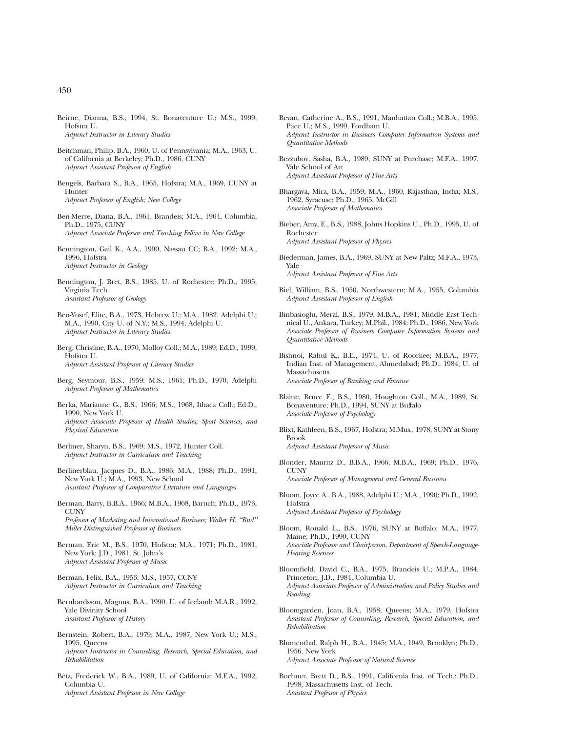Beirne, Dianna, B.S., 1994, St. Bonaventure U.; M.S., 1999, Hofstra U.
*Adjunct Instructor in Literacy Studies*

Beitchman, Philip, B.A., 1960, U. of Pennsylvania; M.A., 1963, U. of California at Berkeley; Ph.D., 1986, CUNY
*Adjunct Assistant Professor of English*

Bengels, Barbara S., B.A., 1965, Hofstra; M.A., 1969, CUNY at Hunter
*Adjunct Professor of English; New College*

Ben-Merre, Diana, B.A., 1961, Brandeis; M.A., 1964, Columbia; Ph.D., 1975, CUNY
*Adjunct Associate Professor and Teaching Fellow in New College*

Bennington, Gail K., A.A., 1990, Nassau CC; B.A., 1992; M.A., 1996, Hofstra
*Adjunct Instructor in Geology*

Bennington, J. Bret, B.S., 1985, U. of Rochester; Ph.D., 1995, Virginia Tech.
*Assistant Professor of Geology*

Ben-Yosef, Elite, B.A., 1973, Hebrew U.; M.A., 1982, Adelphi U.; M.A., 1990, City U. of N.Y.; M.S., 1994, Adelphi U.
*Adjunct Instructor in Literacy Studies*

Berg, Christine, B.A., 1970, Molloy Coll.; M.A., 1989; Ed.D., 1999, Hofstra U.
*Adjunct Assistant Professor of Literacy Studies*

Berg, Seymour, B.S., 1959; M.S., 1961; Ph.D., 1970, Adelphi
*Adjunct Professor of Mathematics*

Berka, Marianne G., B.S., 1966; M.S., 1968, Ithaca Coll.; Ed.D., 1990, New York U.
*Adjunct Associate Professor of Health Studies, Sport Sciences, and Physical Education*

Berliner, Sharyn, B.S., 1969; M.S., 1972, Hunter Coll.
*Adjunct Instructor in Curriculum and Teaching*

Berlinerblau, Jacques D., B.A., 1986; M.A., 1988; Ph.D., 1991, New York U.; M.A., 1993, New School
*Assistant Professor of Comparative Literature and Languages*

Berman, Barry, B.B.A., 1966; M.B.A., 1968, Baruch; Ph.D., 1973, CUNY
*Professor of Marketing and International Business; Walter H. "Bud" Miller Distinguished Professor of Business*

Berman, Eric M., B.S., 1970, Hofstra; M.A., 1971; Ph.D., 1981, New York; J.D., 1981, St. John's
*Adjunct Assistant Professor of Music*

Berman, Felix, B.A., 1953; M.S., 1957, CCNY
*Adjunct Instructor in Curriculum and Teaching*

Bernhardsson, Magnus, B.A., 1990, U. of Iceland; M.A.R., 1992, Yale Divinity School
*Assistant Professor of History*

Bernstein, Robert, B.A., 1979; M.A., 1987, New York U.; M.S., 1995, Queens
*Adjunct Instructor in Counseling, Research, Special Education, and Rehabilitation*

Betz, Frederick W., B.A., 1989, U. of California; M.F.A., 1992, Columbia U.
*Adjunct Assistant Professor in New College*

Bevan, Catherine A., B.S., 1991, Manhattan Coll.; M.B.A., 1995, Pace U.; M.S., 1999, Fordham U.
*Adjunct Instructor in Business Computer Information Systems and Quantitative Methods*

Bezzubov, Sasha, B.A., 1989, SUNY at Purchase; M.F.A., 1997, Yale School of Art
*Adjunct Assistant Professor of Fine Arts*

Bhargava, Mira, B.A., 1959; M.A., 1960, Rajasthan, India; M.S., 1962, Syracuse; Ph.D., 1965, McGill
*Associate Professor of Mathematics*

Bieber, Amy, E., B.S., 1988, Johns Hopkins U., Ph.D., 1995, U. of Rochester
*Adjunct Assistant Professor of Physics*

Biederman, James, B.A., 1969, SUNY at New Paltz; M.F.A., 1973, Yale
*Adjunct Assistant Professor of Fine Arts*

Biel, William, B.S., 1950, Northwestern; M.A., 1955, Columbia
*Adjunct Assistant Professor of English*

Binbasioglu, Meral, B.S., 1979; M.B.A., 1981, Middle East Technical U., Ankara, Turkey; M.Phil., 1984; Ph.D., 1986, New York
*Associate Professor of Business Computer Information Systems and Quantitative Methods*

Bishnoi, Rahul K., B.E., 1974, U. of Roorkee; M.B.A., 1977, Indian Inst. of Management, Ahmedabad; Ph.D., 1984, U. of Massachusetts
*Associate Professor of Banking and Finance*

Blaine, Bruce E., B.S., 1980, Houghton Coll., M.A., 1989, St. Bonaventure; Ph.D., 1994, SUNY at Buffalo
*Associate Professor of Psychology*

Blixt, Kathleen, B.S., 1967, Hofstra; M.Mus., 1978, SUNY at Stony Brook
*Adjunct Assistant Professor of Music*

Blonder, Mauritz D., B.B.A., 1966; M.B.A., 1969; Ph.D., 1976, CUNY
*Associate Professor of Management and General Business*

Bloom, Joyce A., B.A., 1988, Adelphi U.; M.A., 1990; Ph.D., 1992, Hofstra
*Adjunct Assistant Professor of Psychology*

Bloom, Ronald L., B.S., 1976, SUNY at Buffalo; M.A., 1977, Maine; Ph.D., 1990, CUNY
*Associate Professor and Chairperson, Department of Speech-Language-Hearing Sciences*

Bloomfield, David C., B.A., 1975, Brandeis U.; M.P.A., 1984, Princeton; J.D., 1984, Columbia U.
*Adjunct Associate Professor of Administration and Policy Studies and Reading*

Bloomgarden, Joan, B.A., 1958, Queens; M.A., 1979, Hofstra
*Assistant Professor of Counseling, Research, Special Education, and Rehabilitation*

Blumenthal, Ralph H., B.A., 1945; M.A., 1949, Brooklyn; Ph.D., 1956, New York
*Adjunct Associate Professor of Natural Science*

Bochner, Brett D., B.S., 1991, California Inst. of Tech.; Ph.D., 1998, Massachusetts Inst. of Tech.
*Assistant Professor of Physics*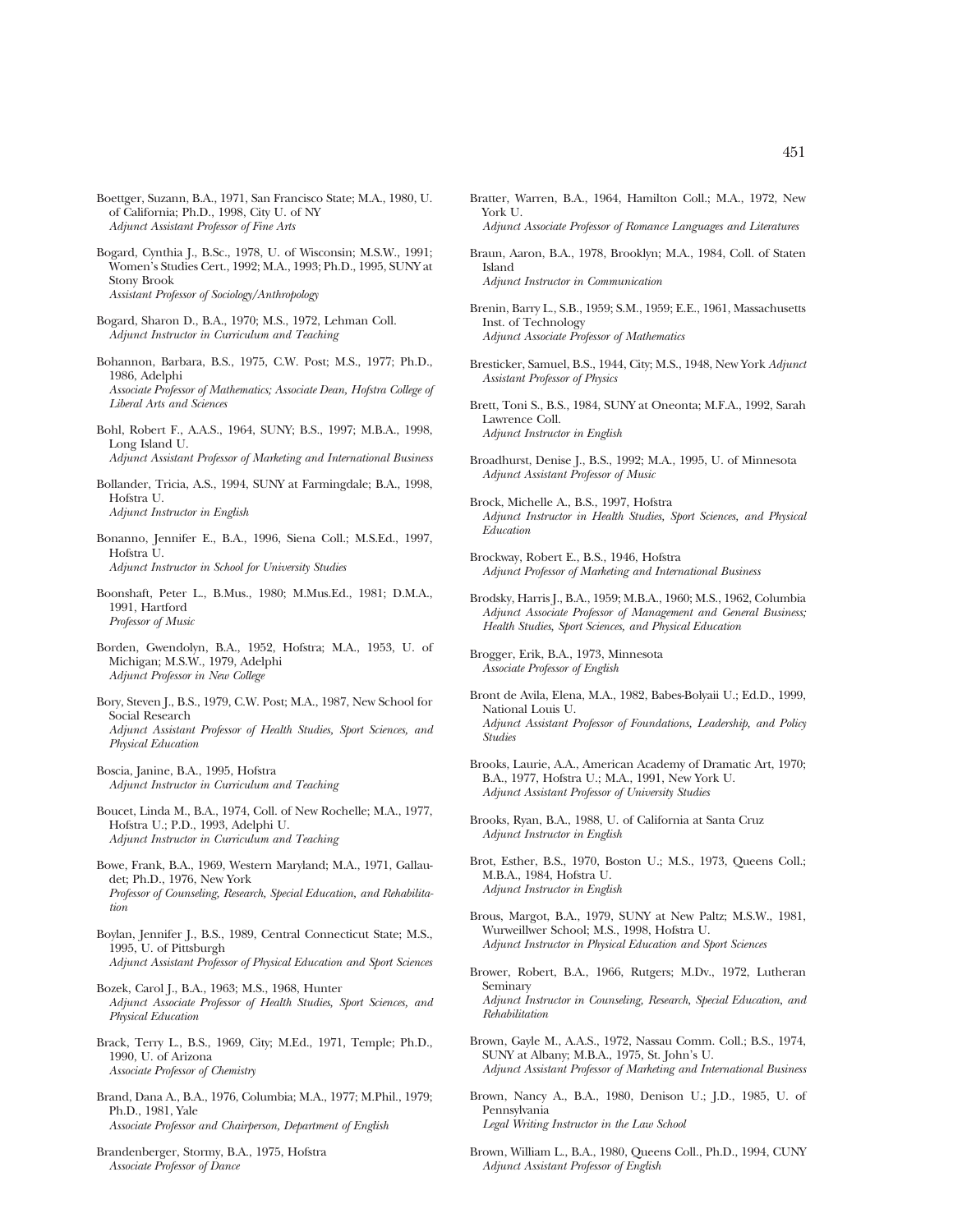Boettger, Suzann, B.A., 1971, San Francisco State; M.A., 1980, U. of California; Ph.D., 1998, City U. of NY
*Adjunct Assistant Professor of Fine Arts*

Bogard, Cynthia J., B.Sc., 1978, U. of Wisconsin; M.S.W., 1991; Women's Studies Cert., 1992; M.A., 1993; Ph.D., 1995, SUNY at Stony Brook
*Assistant Professor of Sociology/Anthropology*

Bogard, Sharon D., B.A., 1970; M.S., 1972, Lehman Coll.
*Adjunct Instructor in Curriculum and Teaching*

Bohannon, Barbara, B.S., 1975, C.W. Post; M.S., 1977; Ph.D., 1986, Adelphi
*Associate Professor of Mathematics; Associate Dean, Hofstra College of Liberal Arts and Sciences*

Bohl, Robert F., A.A.S., 1964, SUNY; B.S., 1997; M.B.A., 1998, Long Island U.
*Adjunct Assistant Professor of Marketing and International Business*

Bollander, Tricia, A.S., 1994, SUNY at Farmingdale; B.A., 1998, Hofstra U.
*Adjunct Instructor in English*

Bonanno, Jennifer E., B.A., 1996, Siena Coll.; M.S.Ed., 1997, Hofstra U.
*Adjunct Instructor in School for University Studies*

Boonshaft, Peter L., B.Mus., 1980; M.Mus.Ed., 1981; D.M.A., 1991, Hartford
*Professor of Music*

Borden, Gwendolyn, B.A., 1952, Hofstra; M.A., 1953, U. of Michigan; M.S.W., 1979, Adelphi
*Adjunct Professor in New College*

Bory, Steven J., B.S., 1979, C.W. Post; M.A., 1987, New School for Social Research
*Adjunct Assistant Professor of Health Studies, Sport Sciences, and Physical Education*

Boscia, Janine, B.A., 1995, Hofstra
*Adjunct Instructor in Curriculum and Teaching*

Boucet, Linda M., B.A., 1974, Coll. of New Rochelle; M.A., 1977, Hofstra U.; P.D., 1993, Adelphi U.
*Adjunct Instructor in Curriculum and Teaching*

Bowe, Frank, B.A., 1969, Western Maryland; M.A., 1971, Gallaudet; Ph.D., 1976, New York
*Professor of Counseling, Research, Special Education, and Rehabilitation*

Boylan, Jennifer J., B.S., 1989, Central Connecticut State; M.S., 1995, U. of Pittsburgh
*Adjunct Assistant Professor of Physical Education and Sport Sciences*

Bozek, Carol J., B.A., 1963; M.S., 1968, Hunter
*Adjunct Associate Professor of Health Studies, Sport Sciences, and Physical Education*

Brack, Terry L., B.S., 1969, City; M.Ed., 1971, Temple; Ph.D., 1990, U. of Arizona
*Associate Professor of Chemistry*

Brand, Dana A., B.A., 1976, Columbia; M.A., 1977; M.Phil., 1979; Ph.D., 1981, Yale
*Associate Professor and Chairperson, Department of English*

Brandenberger, Stormy, B.A., 1975, Hofstra
*Associate Professor of Dance*

Bratter, Warren, B.A., 1964, Hamilton Coll.; M.A., 1972, New York U.
*Adjunct Associate Professor of Romance Languages and Literatures*

Braun, Aaron, B.A., 1978, Brooklyn; M.A., 1984, Coll. of Staten Island
*Adjunct Instructor in Communication*

Brenin, Barry L., S.B., 1959; S.M., 1959; E.E., 1961, Massachusetts Inst. of Technology
*Adjunct Associate Professor of Mathematics*

Bresticker, Samuel, B.S., 1944, City; M.S., 1948, New York *Adjunct Assistant Professor of Physics*

Brett, Toni S., B.S., 1984, SUNY at Oneonta; M.F.A., 1992, Sarah Lawrence Coll.
*Adjunct Instructor in English*

Broadhurst, Denise J., B.S., 1992; M.A., 1995, U. of Minnesota
*Adjunct Assistant Professor of Music*

Brock, Michelle A., B.S., 1997, Hofstra
*Adjunct Instructor in Health Studies, Sport Sciences, and Physical Education*

Brockway, Robert E., B.S., 1946, Hofstra
*Adjunct Professor of Marketing and International Business*

Brodsky, Harris J., B.A., 1959; M.B.A., 1960; M.S., 1962, Columbia
*Adjunct Associate Professor of Management and General Business; Health Studies, Sport Sciences, and Physical Education*

Brogger, Erik, B.A., 1973, Minnesota
*Associate Professor of English*

Bront de Avila, Elena, M.A., 1982, Babes-Bolyaii U.; Ed.D., 1999, National Louis U.
*Adjunct Assistant Professor of Foundations, Leadership, and Policy Studies*

Brooks, Laurie, A.A., American Academy of Dramatic Art, 1970; B.A., 1977, Hofstra U.; M.A., 1991, New York U.
*Adjunct Assistant Professor of University Studies*

Brooks, Ryan, B.A., 1988, U. of California at Santa Cruz
*Adjunct Instructor in English*

Brot, Esther, B.S., 1970, Boston U.; M.S., 1973, Queens Coll.; M.B.A., 1984, Hofstra U.
*Adjunct Instructor in English*

Brous, Margot, B.A., 1979, SUNY at New Paltz; M.S.W., 1981, Wurweillwer School; M.S., 1998, Hofstra U.
*Adjunct Instructor in Physical Education and Sport Sciences*

Brower, Robert, B.A., 1966, Rutgers; M.Dv., 1972, Lutheran Seminary
*Adjunct Instructor in Counseling, Research, Special Education, and Rehabilitation*

Brown, Gayle M., A.A.S., 1972, Nassau Comm. Coll.; B.S., 1974, SUNY at Albany; M.B.A., 1975, St. John's U.
*Adjunct Assistant Professor of Marketing and International Business*

Brown, Nancy A., B.A., 1980, Denison U.; J.D., 1985, U. of Pennsylvania
*Legal Writing Instructor in the Law School*

Brown, William L., B.A., 1980, Queens Coll., Ph.D., 1994, CUNY
*Adjunct Assistant Professor of English*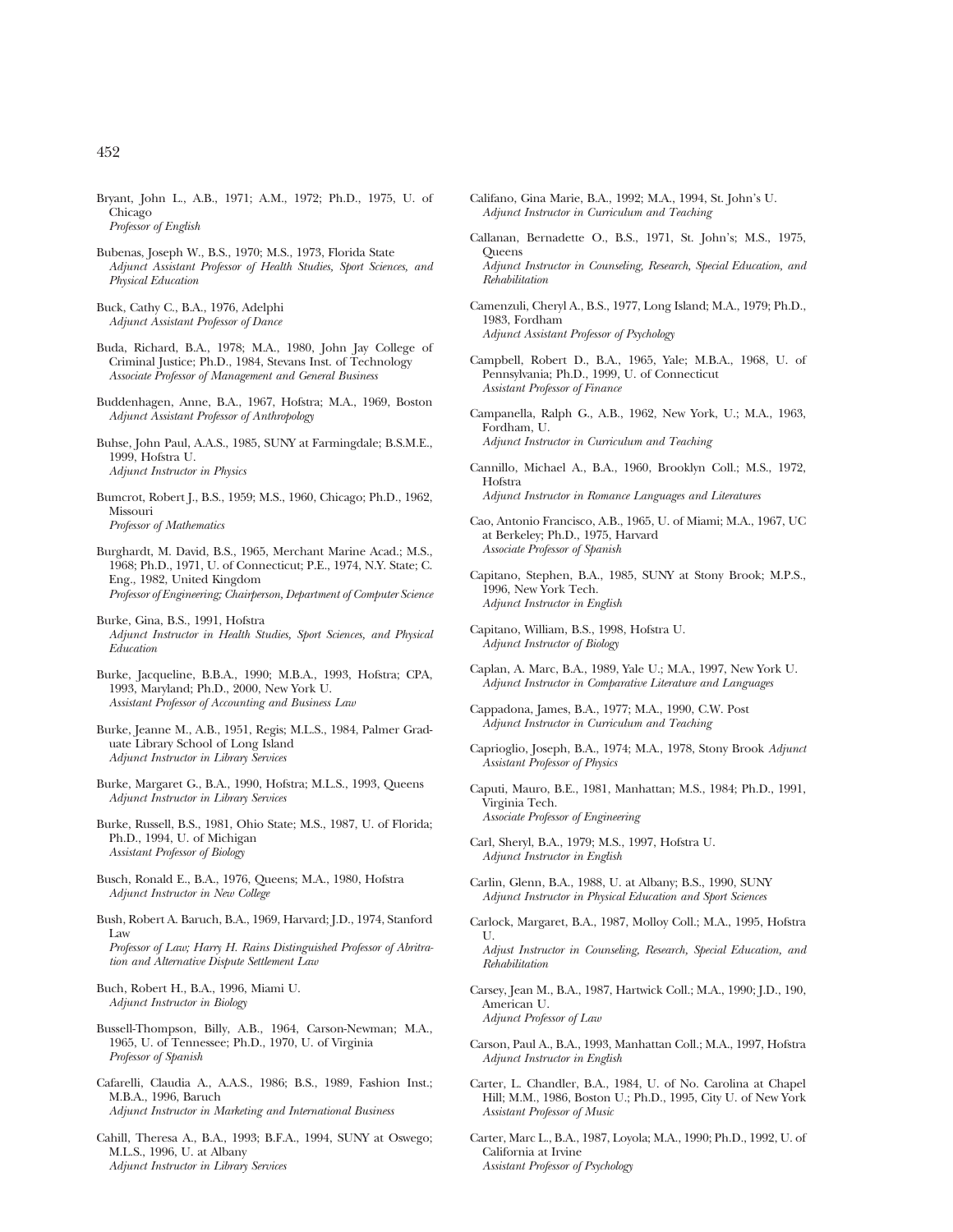Bryant, John L., A.B., 1971; A.M., 1972; Ph.D., 1975, U. of Chicago
*Professor of English*

Bubenas, Joseph W., B.S., 1970; M.S., 1973, Florida State
*Adjunct Assistant Professor of Health Studies, Sport Sciences, and Physical Education*

Buck, Cathy C., B.A., 1976, Adelphi
*Adjunct Assistant Professor of Dance*

Buda, Richard, B.A., 1978; M.A., 1980, John Jay College of Criminal Justice; Ph.D., 1984, Stevans Inst. of Technology
*Associate Professor of Management and General Business*

Buddenhagen, Anne, B.A., 1967, Hofstra; M.A., 1969, Boston
*Adjunct Assistant Professor of Anthropology*

Buhse, John Paul, A.A.S., 1985, SUNY at Farmingdale; B.S.M.E., 1999, Hofstra U.
*Adjunct Instructor in Physics*

Bumcrot, Robert J., B.S., 1959; M.S., 1960, Chicago; Ph.D., 1962, Missouri
*Professor of Mathematics*

Burghardt, M. David, B.S., 1965, Merchant Marine Acad.; M.S., 1968; Ph.D., 1971, U. of Connecticut; P.E., 1974, N.Y. State; C. Eng., 1982, United Kingdom
*Professor of Engineering; Chairperson, Department of Computer Science*

Burke, Gina, B.S., 1991, Hofstra
*Adjunct Instructor in Health Studies, Sport Sciences, and Physical Education*

Burke, Jacqueline, B.B.A., 1990; M.B.A., 1993, Hofstra; CPA, 1993, Maryland; Ph.D., 2000, New York U.
*Assistant Professor of Accounting and Business Law*

Burke, Jeanne M., A.B., 1951, Regis; M.L.S., 1984, Palmer Graduate Library School of Long Island
*Adjunct Instructor in Library Services*

Burke, Margaret G., B.A., 1990, Hofstra; M.L.S., 1993, Queens
*Adjunct Instructor in Library Services*

Burke, Russell, B.S., 1981, Ohio State; M.S., 1987, U. of Florida; Ph.D., 1994, U. of Michigan
*Assistant Professor of Biology*

Busch, Ronald E., B.A., 1976, Queens; M.A., 1980, Hofstra
*Adjunct Instructor in New College*

Bush, Robert A. Baruch, B.A., 1969, Harvard; J.D., 1974, Stanford Law
*Professor of Law; Harry H. Rains Distinguished Professor of Abritration and Alternative Dispute Settlement Law*

Buch, Robert H., B.A., 1996, Miami U.
*Adjunct Instructor in Biology*

Bussell-Thompson, Billy, A.B., 1964, Carson-Newman; M.A., 1965, U. of Tennessee; Ph.D., 1970, U. of Virginia
*Professor of Spanish*

Cafarelli, Claudia A., A.A.S., 1986; B.S., 1989, Fashion Inst.; M.B.A., 1996, Baruch
*Adjunct Instructor in Marketing and International Business*

Cahill, Theresa A., B.A., 1993; B.F.A., 1994, SUNY at Oswego; M.L.S., 1996, U. at Albany
*Adjunct Instructor in Library Services*

Califano, Gina Marie, B.A., 1992; M.A., 1994, St. John's U.
*Adjunct Instructor in Curriculum and Teaching*

Callanan, Bernadette O., B.S., 1971, St. John's; M.S., 1975, Queens
*Adjunct Instructor in Counseling, Research, Special Education, and Rehabilitation*

Camenzuli, Cheryl A., B.S., 1977, Long Island; M.A., 1979; Ph.D., 1983, Fordham
*Adjunct Assistant Professor of Psychology*

Campbell, Robert D., B.A., 1965, Yale; M.B.A., 1968, U. of Pennsylvania; Ph.D., 1999, U. of Connecticut
*Assistant Professor of Finance*

Campanella, Ralph G., A.B., 1962, New York, U.; M.A., 1963, Fordham, U.
*Adjunct Instructor in Curriculum and Teaching*

Cannillo, Michael A., B.A., 1960, Brooklyn Coll.; M.S., 1972, Hofstra
*Adjunct Instructor in Romance Languages and Literatures*

Cao, Antonio Francisco, A.B., 1965, U. of Miami; M.A., 1967, UC at Berkeley; Ph.D., 1975, Harvard
*Associate Professor of Spanish*

Capitano, Stephen, B.A., 1985, SUNY at Stony Brook; M.P.S., 1996, New York Tech.
*Adjunct Instructor in English*

Capitano, William, B.S., 1998, Hofstra U.
*Adjunct Instructor of Biology*

Caplan, A. Marc, B.A., 1989, Yale U.; M.A., 1997, New York U.
*Adjunct Instructor in Comparative Literature and Languages*

Cappadona, James, B.A., 1977; M.A., 1990, C.W. Post
*Adjunct Instructor in Curriculum and Teaching*

Caprioglio, Joseph, B.A., 1974; M.A., 1978, Stony Brook *Adjunct Assistant Professor of Physics*

Caputi, Mauro, B.E., 1981, Manhattan; M.S., 1984; Ph.D., 1991, Virginia Tech.
*Associate Professor of Engineering*

Carl, Sheryl, B.A., 1979; M.S., 1997, Hofstra U.
*Adjunct Instructor in English*

Carlin, Glenn, B.A., 1988, U. at Albany; B.S., 1990, SUNY
*Adjunct Instructor in Physical Education and Sport Sciences*

Carlock, Margaret, B.A., 1987, Molloy Coll.; M.A., 1995, Hofstra U.
*Adjust Instructor in Counseling, Research, Special Education, and Rehabilitation*

Carsey, Jean M., B.A., 1987, Hartwick Coll.; M.A., 1990; J.D., 190, American U.
*Adjunct Professor of Law*

Carson, Paul A., B.A., 1993, Manhattan Coll.; M.A., 1997, Hofstra
*Adjunct Instructor in English*

Carter, L. Chandler, B.A., 1984, U. of No. Carolina at Chapel Hill; M.M., 1986, Boston U.; Ph.D., 1995, City U. of New York
*Assistant Professor of Music*

Carter, Marc L., B.A., 1987, Loyola; M.A., 1990; Ph.D., 1992, U. of California at Irvine
*Assistant Professor of Psychology*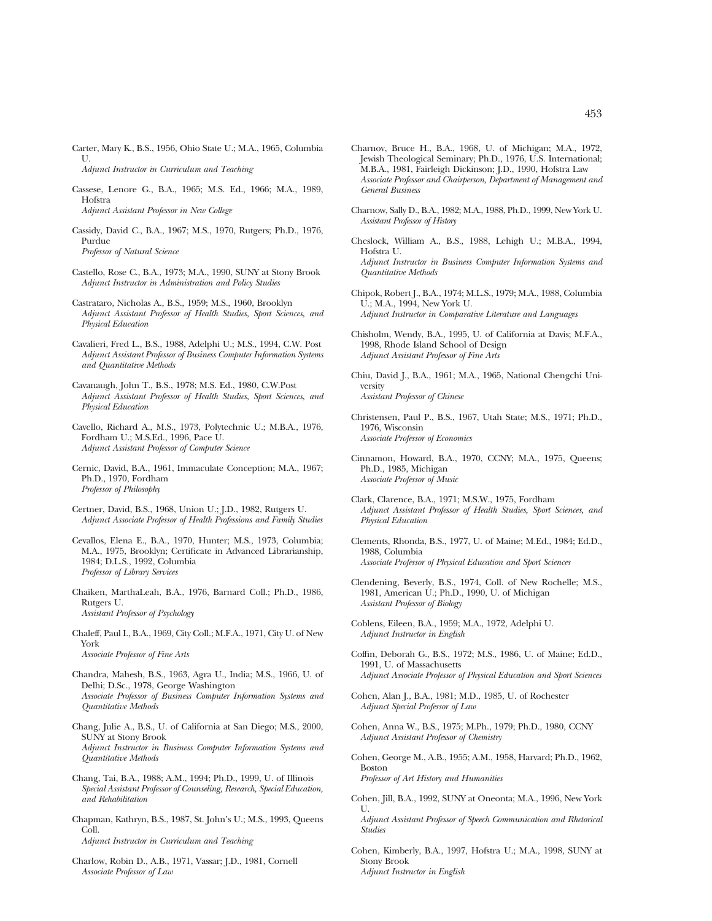Carter, Mary K., B.S., 1956, Ohio State U.; M.A., 1965, Columbia U.
*Adjunct Instructor in Curriculum and Teaching*

Cassese, Lenore G., B.A., 1965; M.S. Ed., 1966; M.A., 1989, Hofstra
*Adjunct Assistant Professor in New College*

Cassidy, David C., B.A., 1967; M.S., 1970, Rutgers; Ph.D., 1976, Purdue
*Professor of Natural Science*

Castello, Rose C., B.A., 1973; M.A., 1990, SUNY at Stony Brook
*Adjunct Instructor in Administration and Policy Studies*

Castrataro, Nicholas A., B.S., 1959; M.S., 1960, Brooklyn
*Adjunct Assistant Professor of Health Studies, Sport Sciences, and Physical Education*

Cavalieri, Fred L., B.S., 1988, Adelphi U.; M.S., 1994, C.W. Post
*Adjunct Assistant Professor of Business Computer Information Systems and Quantitative Methods*

Cavanaugh, John T., B.S., 1978; M.S. Ed., 1980, C.W.Post
*Adjunct Assistant Professor of Health Studies, Sport Sciences, and Physical Education*

Cavello, Richard A., M.S., 1973, Polytechnic U.; M.B.A., 1976, Fordham U.; M.S.Ed., 1996, Pace U.
*Adjunct Assistant Professor of Computer Science*

Cernic, David, B.A., 1961, Immaculate Conception; M.A., 1967; Ph.D., 1970, Fordham
*Professor of Philosophy*

Certner, David, B.S., 1968, Union U.; J.D., 1982, Rutgers U.
*Adjunct Associate Professor of Health Professions and Family Studies*

Cevallos, Elena E., B.A., 1970, Hunter; M.S., 1973, Columbia; M.A., 1975, Brooklyn; Certificate in Advanced Librarianship, 1984; D.L.S., 1992, Columbia
*Professor of Library Services*

Chaiken, MarthaLeah, B.A., 1976, Barnard Coll.; Ph.D., 1986, Rutgers U.
*Assistant Professor of Psychology*

Chaleff, Paul I., B.A., 1969, City Coll.; M.F.A., 1971, City U. of New York
*Associate Professor of Fine Arts*

Chandra, Mahesh, B.S., 1963, Agra U., India; M.S., 1966, U. of Delhi; D.Sc., 1978, George Washington
*Associate Professor of Business Computer Information Systems and Quantitative Methods*

Chang, Julie A., B.S., U. of California at San Diego; M.S., 2000, SUNY at Stony Brook
*Adjunct Instructor in Business Computer Information Systems and Quantitative Methods*

Chang, Tai, B.A., 1988; A.M., 1994; Ph.D., 1999, U. of Illinois
*Special Assistant Professor of Counseling, Research, Special Education, and Rehabilitation*

Chapman, Kathryn, B.S., 1987, St. John's U.; M.S., 1993, Queens Coll.
*Adjunct Instructor in Curriculum and Teaching*

Charlow, Robin D., A.B., 1971, Vassar; J.D., 1981, Cornell
*Associate Professor of Law*

Charnov, Bruce H., B.A., 1968, U. of Michigan; M.A., 1972, Jewish Theological Seminary; Ph.D., 1976, U.S. International; M.B.A., 1981, Fairleigh Dickinson; J.D., 1990, Hofstra Law
*Associate Professor and Chairperson, Department of Management and General Business*

Charnow, Sally D., B.A., 1982; M.A., 1988, Ph.D., 1999, New York U.
*Assistant Professor of History*

Cheslock, William A., B.S., 1988, Lehigh U.; M.B.A., 1994, Hofstra U.
*Adjunct Instructor in Business Computer Information Systems and Quantitative Methods*

Chipok, Robert J., B.A., 1974; M.L.S., 1979; M.A., 1988, Columbia U.; M.A., 1994, New York U.
*Adjunct Instructor in Comparative Literature and Languages*

Chisholm, Wendy, B.A., 1995, U. of California at Davis; M.F.A., 1998, Rhode Island School of Design
*Adjunct Assistant Professor of Fine Arts*

Chiu, David J., B.A., 1961; M.A., 1965, National Chengchi University
*Assistant Professor of Chinese*

Christensen, Paul P., B.S., 1967, Utah State; M.S., 1971; Ph.D., 1976, Wisconsin
*Associate Professor of Economics*

Cinnamon, Howard, B.A., 1970, CCNY; M.A., 1975, Queens; Ph.D., 1985, Michigan
*Associate Professor of Music*

Clark, Clarence, B.A., 1971; M.S.W., 1975, Fordham
*Adjunct Assistant Professor of Health Studies, Sport Sciences, and Physical Education*

Clements, Rhonda, B.S., 1977, U. of Maine; M.Ed., 1984; Ed.D., 1988, Columbia
*Associate Professor of Physical Education and Sport Sciences*

Clendening, Beverly, B.S., 1974, Coll. of New Rochelle; M.S., 1981, American U.; Ph.D., 1990, U. of Michigan
*Assistant Professor of Biology*

Coblens, Eileen, B.A., 1959; M.A., 1972, Adelphi U.
*Adjunct Instructor in English*

Coffin, Deborah G., B.S., 1972; M.S., 1986, U. of Maine; Ed.D., 1991, U. of Massachusetts
*Adjunct Associate Professor of Physical Education and Sport Sciences*

Cohen, Alan J., B.A., 1981; M.D., 1985, U. of Rochester
*Adjunct Special Professor of Law*

Cohen, Anna W., B.S., 1975; M.Ph., 1979; Ph.D., 1980, CCNY
*Adjunct Assistant Professor of Chemistry*

Cohen, George M., A.B., 1955; A.M., 1958, Harvard; Ph.D., 1962, Boston
*Professor of Art History and Humanities*

Cohen, Jill, B.A., 1992, SUNY at Oneonta; M.A., 1996, New York U.
*Adjunct Assistant Professor of Speech Communication and Rhetorical Studies*

Cohen, Kimberly, B.A., 1997, Hofstra U.; M.A., 1998, SUNY at Stony Brook
*Adjunct Instructor in English*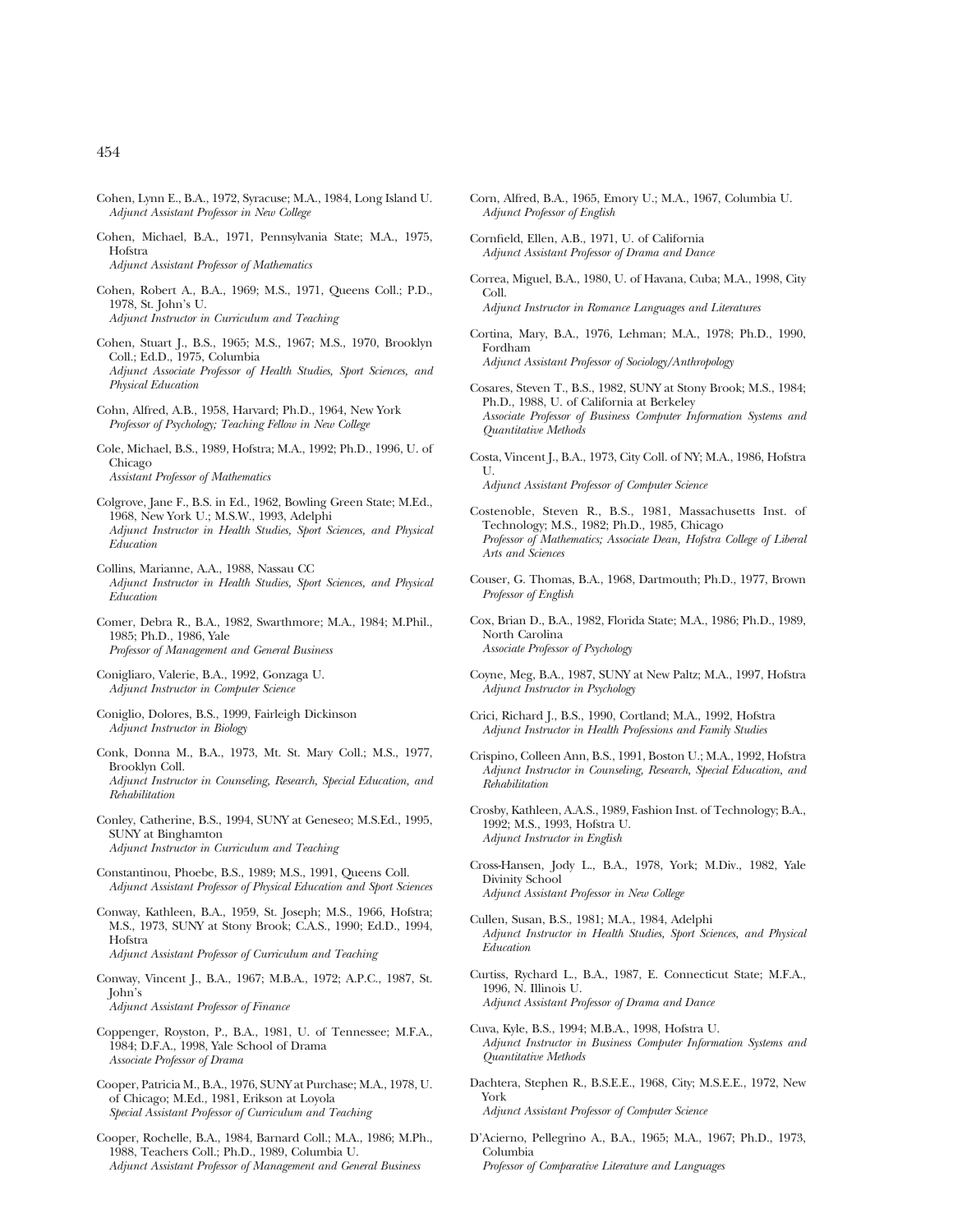Cohen, Lynn E., B.A., 1972, Syracuse; M.A., 1984, Long Island U.
*Adjunct Assistant Professor in New College*

Cohen, Michael, B.A., 1971, Pennsylvania State; M.A., 1975, Hofstra
*Adjunct Assistant Professor of Mathematics*

Cohen, Robert A., B.A., 1969; M.S., 1971, Queens Coll.; P.D., 1978, St. John's U.
*Adjunct Instructor in Curriculum and Teaching*

Cohen, Stuart J., B.S., 1965; M.S., 1967; M.S., 1970, Brooklyn Coll.; Ed.D., 1975, Columbia
*Adjunct Associate Professor of Health Studies, Sport Sciences, and Physical Education*

Cohn, Alfred, A.B., 1958, Harvard; Ph.D., 1964, New York
*Professor of Psychology; Teaching Fellow in New College*

Cole, Michael, B.S., 1989, Hofstra; M.A., 1992; Ph.D., 1996, U. of Chicago
*Assistant Professor of Mathematics*

Colgrove, Jane F., B.S. in Ed., 1962, Bowling Green State; M.Ed., 1968, New York U.; M.S.W., 1993, Adelphi
*Adjunct Instructor in Health Studies, Sport Sciences, and Physical Education*

Collins, Marianne, A.A., 1988, Nassau CC
*Adjunct Instructor in Health Studies, Sport Sciences, and Physical Education*

Comer, Debra R., B.A., 1982, Swarthmore; M.A., 1984; M.Phil., 1985; Ph.D., 1986, Yale
*Professor of Management and General Business*

Conigliaro, Valerie, B.A., 1992, Gonzaga U.
*Adjunct Instructor in Computer Science*

Coniglio, Dolores, B.S., 1999, Fairleigh Dickinson
*Adjunct Instructor in Biology*

Conk, Donna M., B.A., 1973, Mt. St. Mary Coll.; M.S., 1977, Brooklyn Coll.
*Adjunct Instructor in Counseling, Research, Special Education, and Rehabilitation*

Conley, Catherine, B.S., 1994, SUNY at Geneseo; M.S.Ed., 1995, SUNY at Binghamton
*Adjunct Instructor in Curriculum and Teaching*

Constantinou, Phoebe, B.S., 1989; M.S., 1991, Queens Coll.
*Adjunct Assistant Professor of Physical Education and Sport Sciences*

Conway, Kathleen, B.A., 1959, St. Joseph; M.S., 1966, Hofstra; M.S., 1973, SUNY at Stony Brook; C.A.S., 1990; Ed.D., 1994, Hofstra
*Adjunct Assistant Professor of Curriculum and Teaching*

Conway, Vincent J., B.A., 1967; M.B.A., 1972; A.P.C., 1987, St. John's
*Adjunct Assistant Professor of Finance*

Coppenger, Royston, P., B.A., 1981, U. of Tennessee; M.F.A., 1984; D.F.A., 1998, Yale School of Drama
*Associate Professor of Drama*

Cooper, Patricia M., B.A., 1976, SUNY at Purchase; M.A., 1978, U. of Chicago; M.Ed., 1981, Erikson at Loyola
*Special Assistant Professor of Curriculum and Teaching*

Cooper, Rochelle, B.A., 1984, Barnard Coll.; M.A., 1986; M.Ph., 1988, Teachers Coll.; Ph.D., 1989, Columbia U.
*Adjunct Assistant Professor of Management and General Business*

Corn, Alfred, B.A., 1965, Emory U.; M.A., 1967, Columbia U.
*Adjunct Professor of English*

Cornfield, Ellen, A.B., 1971, U. of California
*Adjunct Assistant Professor of Drama and Dance*

Correa, Miguel, B.A., 1980, U. of Havana, Cuba; M.A., 1998, City Coll.
*Adjunct Instructor in Romance Languages and Literatures*

Cortina, Mary, B.A., 1976, Lehman; M.A., 1978; Ph.D., 1990, Fordham
*Adjunct Assistant Professor of Sociology/Anthropology*

Cosares, Steven T., B.S., 1982, SUNY at Stony Brook; M.S., 1984; Ph.D., 1988, U. of California at Berkeley
*Associate Professor of Business Computer Information Systems and Quantitative Methods*

Costa, Vincent J., B.A., 1973, City Coll. of NY; M.A., 1986, Hofstra U.
*Adjunct Assistant Professor of Computer Science*

Costenoble, Steven R., B.S., 1981, Massachusetts Inst. of Technology; M.S., 1982; Ph.D., 1985, Chicago
*Professor of Mathematics; Associate Dean, Hofstra College of Liberal Arts and Sciences*

Couser, G. Thomas, B.A., 1968, Dartmouth; Ph.D., 1977, Brown
*Professor of English*

Cox, Brian D., B.A., 1982, Florida State; M.A., 1986; Ph.D., 1989, North Carolina
*Associate Professor of Psychology*

Coyne, Meg, B.A., 1987, SUNY at New Paltz; M.A., 1997, Hofstra
*Adjunct Instructor in Psychology*

Crici, Richard J., B.S., 1990, Cortland; M.A., 1992, Hofstra
*Adjunct Instructor in Health Professions and Family Studies*

Crispino, Colleen Ann, B.S., 1991, Boston U.; M.A., 1992, Hofstra
*Adjunct Instructor in Counseling, Research, Special Education, and Rehabilitation*

Crosby, Kathleen, A.A.S., 1989, Fashion Inst. of Technology; B.A., 1992; M.S., 1993, Hofstra U.
*Adjunct Instructor in English*

Cross-Hansen, Jody L., B.A., 1978, York; M.Div., 1982, Yale Divinity School
*Adjunct Assistant Professor in New College*

Cullen, Susan, B.S., 1981; M.A., 1984, Adelphi
*Adjunct Instructor in Health Studies, Sport Sciences, and Physical Education*

Curtiss, Rychard L., B.A., 1987, E. Connecticut State; M.F.A., 1996, N. Illinois U.
*Adjunct Assistant Professor of Drama and Dance*

Cuva, Kyle, B.S., 1994; M.B.A., 1998, Hofstra U.
*Adjunct Instructor in Business Computer Information Systems and Quantitative Methods*

Dachtera, Stephen R., B.S.E.E., 1968, City; M.S.E.E., 1972, New York
*Adjunct Assistant Professor of Computer Science*

D'Acierno, Pellegrino A., B.A., 1965; M.A., 1967; Ph.D., 1973, Columbia
*Professor of Comparative Literature and Languages*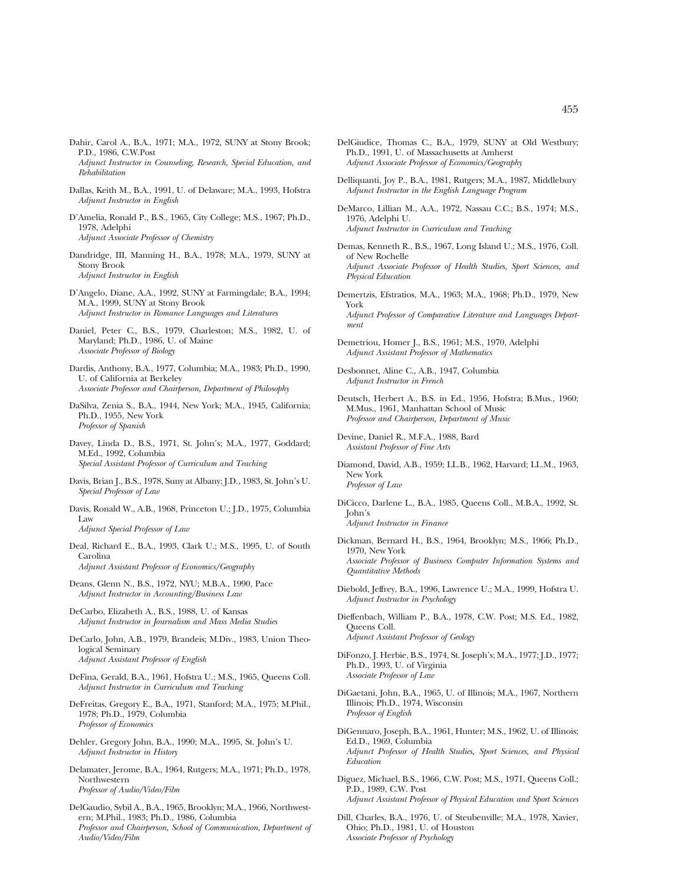Dahir, Carol A., B.A., 1971; M.A., 1972, SUNY at Stony Brook; P.D., 1986, C.W.Post
*Adjunct Instructor in Counseling, Research, Special Education, and Rehabilitation*

Dallas, Keith M., B.A., 1991, U. of Delaware; M.A., 1993, Hofstra
*Adjunct Instructor in English*

D'Amelia, Ronald P., B.S., 1965, City College; M.S., 1967; Ph.D., 1978, Adelphi
*Adjunct Associate Professor of Chemistry*

Dandridge, III, Manning H., B.A., 1978; M.A., 1979, SUNY at Stony Brook
*Adjunct Instructor in English*

D'Angelo, Diane, A.A., 1992, SUNY at Farmingdale; B.A., 1994; M.A., 1999, SUNY at Stony Brook
*Adjunct Instructor in Romance Languages and Literatures*

Daniel, Peter C., B.S., 1979, Charleston; M.S., 1982, U. of Maryland; Ph.D., 1986, U. of Maine
*Associate Professor of Biology*

Dardis, Anthony, B.A., 1977, Columbia; M.A., 1983; Ph.D., 1990, U. of California at Berkeley
*Associate Professor and Chairperson, Department of Philosophy*

DaSilva, Zenia S., B.A., 1944, New York; M.A., 1945, California; Ph.D., 1955, New York
*Professor of Spanish*

Davey, Linda D., B.S., 1971, St. John's; M.A., 1977, Goddard; M.Ed., 1992, Columbia
*Special Assistant Professor of Curriculum and Teaching*

Davis, Brian J., B.S., 1978, Suny at Albany; J.D., 1983, St. John's U.
*Special Professor of Law*

Davis, Ronald W., A.B., 1968, Princeton U.; J.D., 1975, Columbia Law
*Adjunct Special Professor of Law*

Deal, Richard E., B.A., 1993, Clark U.; M.S., 1995, U. of South Carolina
*Adjunct Assistant Professor of Economics/Geography*

Deans, Glenn N., B.S., 1972, NYU; M.B.A., 1990, Pace
*Adjunct Instructor in Accounting/Business Law*

DeCarbo, Elizabeth A., B.S., 1988, U. of Kansas
*Adjunct Instructor in Journalism and Mass Media Studies*

DeCarlo, John, A.B., 1979, Brandeis; M.Div., 1983, Union Theological Seminary
*Adjunct Assistant Professor of English*

DeFina, Gerald, B.A., 1961, Hofstra U.; M.S., 1965, Queens Coll.
*Adjunct Instructor in Curriculum and Teaching*

DeFreitas, Gregory E., B.A., 1971, Stanford; M.A., 1975; M.Phil., 1978; Ph.D., 1979, Columbia
*Professor of Economics*

Dehler, Gregory John, B.A., 1990; M.A., 1995, St. John's U.
*Adjunct Instructor in History*

Delamater, Jerome, B.A., 1964, Rutgers; M.A., 1971; Ph.D., 1978, Northwestern
*Professor of Audio/Video/Film*

DelGaudio, Sybil A., B.A., 1965, Brooklyn; M.A., 1966, Northwestern; M.Phil., 1983; Ph.D., 1986, Columbia
*Professor and Chairperson, School of Communication, Department of Audio/Video/Film*

DelGiudice, Thomas C., B.A., 1979, SUNY at Old Westbury; Ph.D., 1991, U. of Massachusetts at Amherst
*Adjunct Associate Professor of Economics/Geography*

Delliquanti, Joy P., B.A., 1981, Rutgers; M.A., 1987, Middlebury
*Adjunct Instructor in the English Language Program*

DeMarco, Lillian M., A.A., 1972, Nassau C.C.; B.S., 1974; M.S., 1976, Adelphi U.
*Adjunct Instructor in Curriculum and Teaching*

Demas, Kenneth R., B.S., 1967, Long Island U.; M.S., 1976, Coll. of New Rochelle
*Adjunct Associate Professor of Health Studies, Sport Sciences, and Physical Education*

Demertzis, Efstratios, M.A., 1963; M.A., 1968; Ph.D., 1979, New York
*Adjunct Professor of Comparative Literature and Languages Department*

Demetriou, Homer J., B.S., 1961; M.S., 1970, Adelphi
*Adjunct Assistant Professor of Mathematics*

Desbonnet, Aline C., A.B., 1947, Columbia
*Adjunct Instructor in French*

Deutsch, Herbert A., B.S. in Ed., 1956, Hofstra; B.Mus., 1960; M.Mus., 1961, Manhattan School of Music
*Professor and Chairperson, Department of Music*

Devine, Daniel R., M.F.A., 1988, Bard
*Assistant Professor of Fine Arts*

Diamond, David, A.B., 1959; LL.B., 1962, Harvard; LL.M., 1963, New York
*Professor of Law*

DiCicco, Darlene L., B.A., 1985, Queens Coll., M.B.A., 1992, St. John's
*Adjunct Instructor in Finance*

Dickman, Bernard H., B.S., 1964, Brooklyn; M.S., 1966; Ph.D., 1970, New York
*Associate Professor of Business Computer Information Systems and Quantitative Methods*

Diebold, Jeffrey, B.A., 1996, Lawrence U.; M.A., 1999, Hofstra U.
*Adjunct Instructor in Psychology*

Dieffenbach, William P., B.A., 1978, C.W. Post; M.S. Ed., 1982, Queens Coll.
*Adjunct Assistant Professor of Geology*

DiFonzo, J. Herbie, B.S., 1974, St. Joseph's; M.A., 1977; J.D., 1977; Ph.D., 1993, U. of Virginia
*Associate Professor of Law*

DiGaetani, John, B.A., 1965, U. of Illinois; M.A., 1967, Northern Illinois; Ph.D., 1974, Wisconsin
*Professor of English*

DiGennaro, Joseph, B.A., 1961, Hunter; M.S., 1962, U. of Illinois; Ed.D., 1969, Columbia
*Adjunct Professor of Health Studies, Sport Sciences, and Physical Education*

Diguez, Michael, B.S., 1966, C.W. Post; M.S., 1971, Queens Coll.; P.D., 1989, C.W. Post
*Adjunct Assistant Professor of Physical Education and Sport Sciences*

Dill, Charles, B.A., 1976, U. of Steubenville; M.A., 1978, Xavier, Ohio; Ph.D., 1981, U. of Houston
*Associate Professor of Psychology*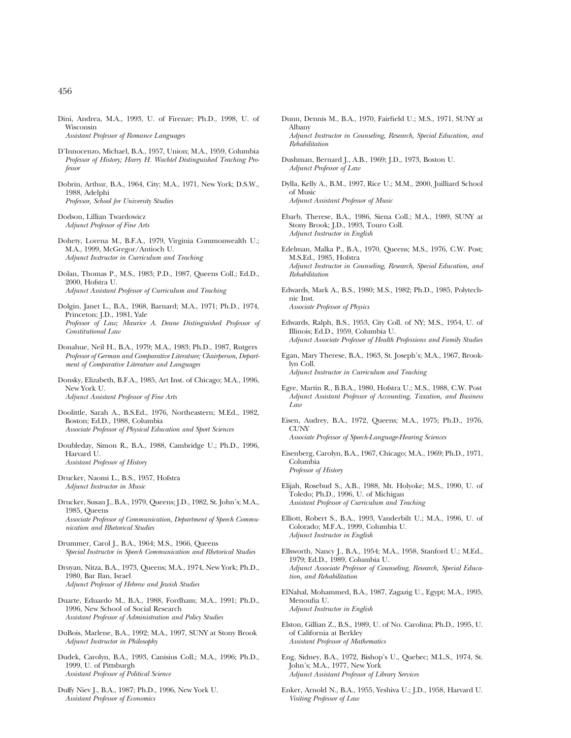Dini, Andrea, M.A., 1993, U. of Firenze; Ph.D., 1998, U. of Wisconsin
*Assistant Professor of Romance Languages*

D'Innocenzo, Michael, B.A., 1957, Union; M.A., 1959, Columbia
*Professor of History; Harry H. Wachtel Distinguished Teaching Professor*

Dobrin, Arthur, B.A., 1964, City; M.A., 1971, New York; D.S.W., 1988, Adelphi
*Professor, School for University Studies*

Dodson, Lillian Twardowicz
*Adjunct Professor of Fine Arts*

Dohety, Lorena M., B.F.A., 1979, Virginia Commonwealth U.; M.A., 1999, McGregor/Antioch U.
*Adjunct Instructor in Curriculum and Teaching*

Dolan, Thomas P., M.S., 1983; P.D., 1987, Queens Coll.; Ed.D., 2000, Hofstra U.
*Adjunct Assistant Professor of Curriculum and Teaching*

Dolgin, Janet L., B.A., 1968, Barnard; M.A., 1971; Ph.D., 1974, Princeton; J.D., 1981, Yale
*Professor of Law; Maurice A. Deane Distinguished Professor of Constitutional Law*

Donahue, Neil H., B.A., 1979; M.A., 1983; Ph.D., 1987, Rutgers
*Professor of German and Comparative Literature; Chairperson, Department of Comparative Literature and Languages*

Donsky, Elizabeth, B.F.A., 1985, Art Inst. of Chicago; M.A., 1996, New York U.
*Adjunct Assistant Professor of Fine Arts*

Doolittle, Sarah A., B.S.Ed., 1976, Northeastern; M.Ed., 1982, Boston; Ed.D., 1988, Columbia
*Associate Professor of Physical Education and Sport Sciences*

Doubleday, Simon R., B.A., 1988, Cambridge U.; Ph.D., 1996, Harvard U.
*Assistant Professor of History*

Drucker, Naomi L., B.S., 1957, Hofstra
*Adjunct Instructor in Music*

Drucker, Susan J., B.A., 1979, Queens; J.D., 1982, St. John's; M.A., 1985, Queens
*Associate Professor of Communication, Department of Speech Communication and Rhetorical Studies*

Drummer, Carol J., B.A., 1964; M.S., 1966, Queens
*Special Instructor in Speech Communication and Rhetorical Studies*

Druyan, Nitza, B.A., 1973, Queens; M.A., 1974, New York; Ph.D., 1980, Bar Ilan, Israel
*Adjunct Professor of Hebrew and Jewish Studies*

Duarte, Eduardo M., B.A., 1988, Fordham; M.A., 1991; Ph.D., 1996, New School of Social Research
*Assistant Professor of Administration and Policy Studies*

DuBois, Marlene, B.A., 1992; M.A., 1997, SUNY at Stony Brook
*Adjunct Instructor in Philosophy*

Dudek, Carolyn, B.A., 1993, Canisius Coll.; M.A., 1996; Ph.D., 1999, U. of Pittsburgh
*Assistant Professor of Political Science*

Duffy Niev J., B.A., 1987; Ph.D., 1996, New York U.
*Assistant Professor of Economics*

Dunn, Dennis M., B.A., 1970, Fairfield U.; M.S., 1971, SUNY at Albany
*Adjunct Instructor in Counseling, Research, Special Education, and Rehabilitation*

Dushman, Bernard J., A.B., 1969; J.D., 1973, Boston U.
*Adjunct Professor of Law*

Dylla, Kelly A., B.M., 1997, Rice U.; M.M., 2000, Juilliard School of Music
*Adjunct Assistant Professor of Music*

Ebarb, Therese, B.A., 1986, Siena Coll.; M.A., 1989, SUNY at Stony Brook; J.D., 1993, Touro Coll.
*Adjunct Instructor in English*

Edelman, Malka P., B.A., 1970, Queens; M.S., 1976, C.W. Post; M.S.Ed., 1985, Hofstra
*Adjunct Instructor in Counseling, Research, Special Education, and Rehabilitation*

Edwards, Mark A., B.S., 1980; M.S., 1982; Ph.D., 1985, Polytechnic Inst.
*Associate Professor of Physics*

Edwards, Ralph, B.S., 1953, City Coll. of NY; M.S., 1954, U. of Illinois; Ed.D., 1959, Columbia U.
*Adjunct Associate Professor of Health Professions and Family Studies*

Egan, Mary Therese, B.A., 1963, St. Joseph's; M.A., 1967, Brooklyn Coll.
*Adjunct Instructor in Curriculum and Teaching*

Egre, Martin R., B.B.A., 1980, Hofstra U.; M.S., 1988, C.W. Post
*Adjunct Assistant Professor of Accounting, Taxation, and Business Law*

Eisen, Audrey, B.A., 1972, Queens; M.A., 1975; Ph.D., 1976, CUNY
*Associate Professor of Speech-Language-Hearing Sciences*

Eisenberg, Carolyn, B.A., 1967, Chicago; M.A., 1969; Ph.D., 1971, Columbia
*Professor of History*

Elijah, Rosebud S., A.B., 1988, Mt. Holyoke; M.S., 1990, U. of Toledo; Ph.D., 1996, U. of Michigan
*Assistant Professor of Curriculum and Teaching*

Elliott, Robert S., B.A., 1993, Vanderbilt U.; M.A., 1996, U. of Colorado; M.F.A., 1999, Columbia U.
*Adjunct Instructor in English*

Ellsworth, Nancy J., B.A., 1954; M.A., 1958, Stanford U.; M.Ed., 1979; Ed.D., 1989, Columbia U.
*Adjunct Associate Professor of Counseling, Research, Special Education, and Rehabilitation*

ElNahal, Mohammed, B.A., 1987, Zagazig U., Egypt; M.A., 1995, Menoufia U.
*Adjunct Instructor in English*

Elston, Gillian Z., B.S., 1989, U. of No. Carolina; Ph.D., 1995, U. of California at Berkley
*Assistant Professor of Mathematics*

Eng, Sidney, B.A., 1972, Bishop's U., Quebec; M.L.S., 1974, St. John's; M.A., 1977, New York
*Adjunct Assistant Professor of Library Services*

Enker, Arnold N., B.A., 1955, Yeshiva U.; J.D., 1958, Harvard U.
*Visiting Professor of Law*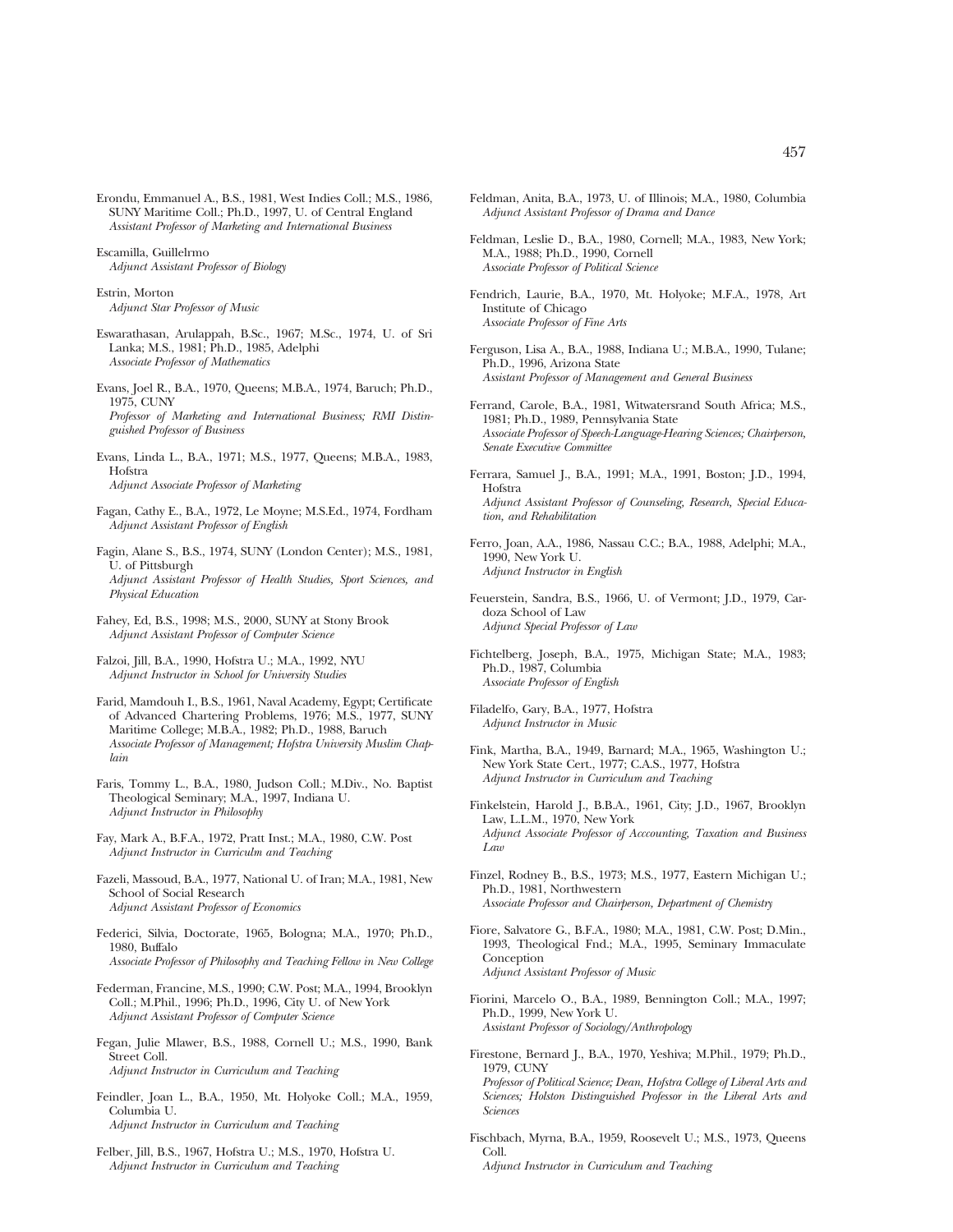Erondu, Emmanuel A., B.S., 1981, West Indies Coll.; M.S., 1986, SUNY Maritime Coll.; Ph.D., 1997, U. of Central England
*Assistant Professor of Marketing and International Business*

Escamilla, Guillelrmo
*Adjunct Assistant Professor of Biology*

Estrin, Morton
*Adjunct Star Professor of Music*

Eswarathasan, Arulappah, B.Sc., 1967; M.Sc., 1974, U. of Sri Lanka; M.S., 1981; Ph.D., 1985, Adelphi
*Associate Professor of Mathematics*

Evans, Joel R., B.A., 1970, Queens; M.B.A., 1974, Baruch; Ph.D., 1975, CUNY
*Professor of Marketing and International Business; RMI Distinguished Professor of Business*

Evans, Linda L., B.A., 1971; M.S., 1977, Queens; M.B.A., 1983, Hofstra
*Adjunct Associate Professor of Marketing*

Fagan, Cathy E., B.A., 1972, Le Moyne; M.S.Ed., 1974, Fordham
*Adjunct Assistant Professor of English*

Fagin, Alane S., B.S., 1974, SUNY (London Center); M.S., 1981, U. of Pittsburgh
*Adjunct Assistant Professor of Health Studies, Sport Sciences, and Physical Education*

Fahey, Ed, B.S., 1998; M.S., 2000, SUNY at Stony Brook
*Adjunct Assistant Professor of Computer Science*

Falzoi, Jill, B.A., 1990, Hofstra U.; M.A., 1992, NYU
*Adjunct Instructor in School for University Studies*

Farid, Mamdouh I., B.S., 1961, Naval Academy, Egypt; Certificate of Advanced Chartering Problems, 1976; M.S., 1977, SUNY Maritime College; M.B.A., 1982; Ph.D., 1988, Baruch
*Associate Professor of Management; Hofstra University Muslim Chaplain*

Faris, Tommy L., B.A., 1980, Judson Coll.; M.Div., No. Baptist Theological Seminary; M.A., 1997, Indiana U.
*Adjunct Instructor in Philosophy*

Fay, Mark A., B.F.A., 1972, Pratt Inst.; M.A., 1980, C.W. Post
*Adjunct Instructor in Curriculm and Teaching*

Fazeli, Massoud, B.A., 1977, National U. of Iran; M.A., 1981, New School of Social Research
*Adjunct Assistant Professor of Economics*

Federici, Silvia, Doctorate, 1965, Bologna; M.A., 1970; Ph.D., 1980, Buffalo
*Associate Professor of Philosophy and Teaching Fellow in New College*

Federman, Francine, M.S., 1990; C.W. Post; M.A., 1994, Brooklyn Coll.; M.Phil., 1996; Ph.D., 1996, City U. of New York
*Adjunct Assistant Professor of Computer Science*

Fegan, Julie Mlawer, B.S., 1988, Cornell U.; M.S., 1990, Bank Street Coll.
*Adjunct Instructor in Curriculum and Teaching*

Feindler, Joan L., B.A., 1950, Mt. Holyoke Coll.; M.A., 1959, Columbia U.
*Adjunct Instructor in Curriculum and Teaching*

Felber, Jill, B.S., 1967, Hofstra U.; M.S., 1970, Hofstra U.
*Adjunct Instructor in Curriculum and Teaching*

Feldman, Anita, B.A., 1973, U. of Illinois; M.A., 1980, Columbia
*Adjunct Assistant Professor of Drama and Dance*

Feldman, Leslie D., B.A., 1980, Cornell; M.A., 1983, New York; M.A., 1988; Ph.D., 1990, Cornell
*Associate Professor of Political Science*

Fendrich, Laurie, B.A., 1970, Mt. Holyoke; M.F.A., 1978, Art Institute of Chicago
*Associate Professor of Fine Arts*

Ferguson, Lisa A., B.A., 1988, Indiana U.; M.B.A., 1990, Tulane; Ph.D., 1996, Arizona State
*Assistant Professor of Management and General Business*

Ferrand, Carole, B.A., 1981, Witwatersrand South Africa; M.S., 1981; Ph.D., 1989, Pennsylvania State
*Associate Professor of Speech-Language-Hearing Sciences; Chairperson, Senate Executive Committee*

Ferrara, Samuel J., B.A., 1991; M.A., 1991, Boston; J.D., 1994, Hofstra
*Adjunct Assistant Professor of Counseling, Research, Special Education, and Rehabilitation*

Ferro, Joan, A.A., 1986, Nassau C.C.; B.A., 1988, Adelphi; M.A., 1990, New York U.
*Adjunct Instructor in English*

Feuerstein, Sandra, B.S., 1966, U. of Vermont; J.D., 1979, Cardoza School of Law
*Adjunct Special Professor of Law*

Fichtelberg, Joseph, B.A., 1975, Michigan State; M.A., 1983; Ph.D., 1987, Columbia
*Associate Professor of English*

Filadelfo, Gary, B.A., 1977, Hofstra
*Adjunct Instructor in Music*

Fink, Martha, B.A., 1949, Barnard; M.A., 1965, Washington U.; New York State Cert., 1977; C.A.S., 1977, Hofstra
*Adjunct Instructor in Curriculum and Teaching*

Finkelstein, Harold J., B.B.A., 1961, City; J.D., 1967, Brooklyn Law, L.L.M., 1970, New York
*Adjunct Associate Professor of Acccounting, Taxation and Business Law*

Finzel, Rodney B., B.S., 1973; M.S., 1977, Eastern Michigan U.; Ph.D., 1981, Northwestern
*Associate Professor and Chairperson, Department of Chemistry*

Fiore, Salvatore G., B.F.A., 1980; M.A., 1981, C.W. Post; D.Min., 1993, Theological Fnd.; M.A., 1995, Seminary Immaculate Conception
*Adjunct Assistant Professor of Music*

Fiorini, Marcelo O., B.A., 1989, Bennington Coll.; M.A., 1997; Ph.D., 1999, New York U.
*Assistant Professor of Sociology/Anthropology*

Firestone, Bernard J., B.A., 1970, Yeshiva; M.Phil., 1979; Ph.D., 1979, CUNY
*Professor of Political Science; Dean, Hofstra College of Liberal Arts and Sciences; Holston Distinguished Professor in the Liberal Arts and Sciences*

Fischbach, Myrna, B.A., 1959, Roosevelt U.; M.S., 1973, Queens Coll.
*Adjunct Instructor in Curriculum and Teaching*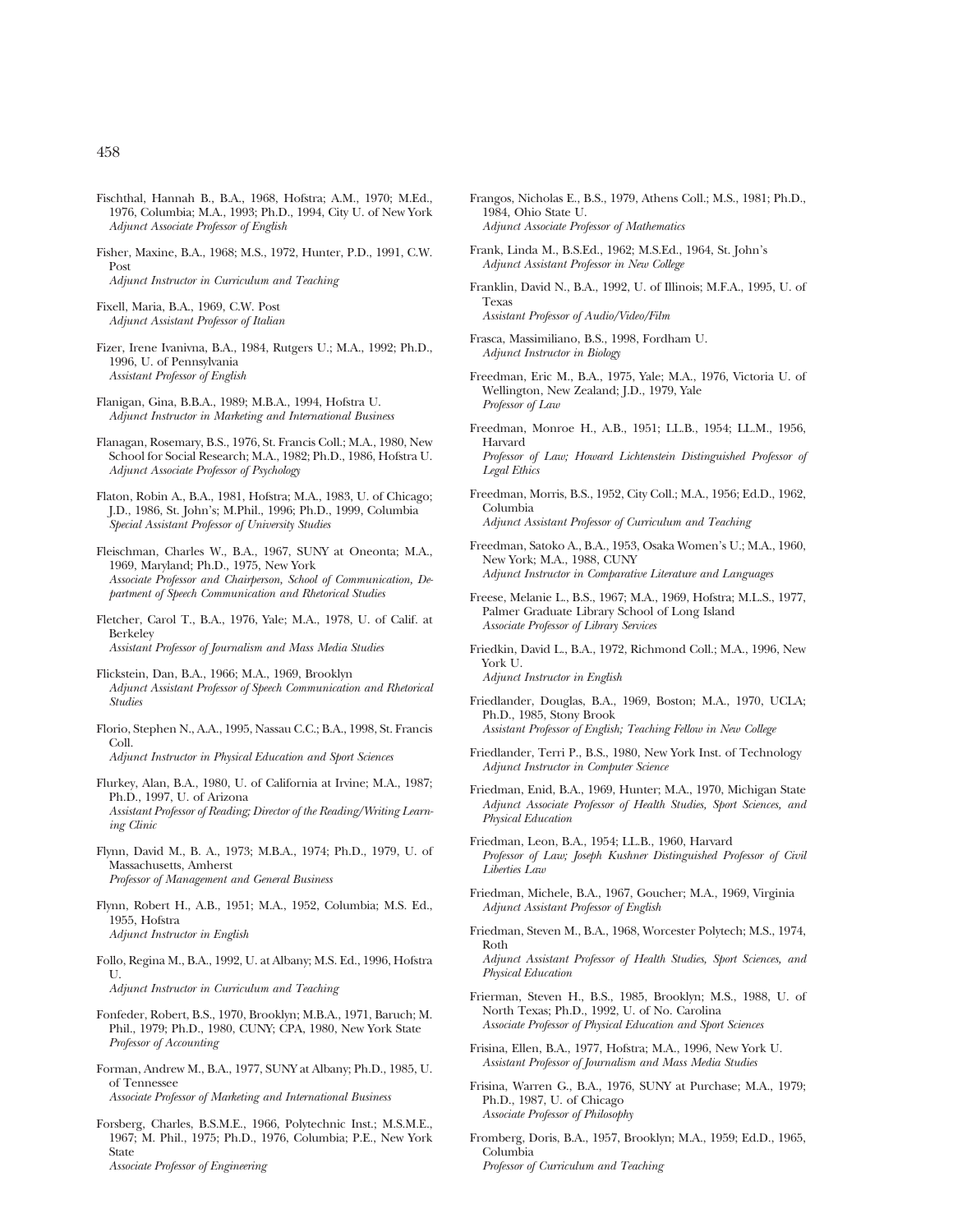Fischthal, Hannah B., B.A., 1968, Hofstra; A.M., 1970; M.Ed., 1976, Columbia; M.A., 1993; Ph.D., 1994, City U. of New York
*Adjunct Associate Professor of English*

Fisher, Maxine, B.A., 1968; M.S., 1972, Hunter, P.D., 1991, C.W. Post
*Adjunct Instructor in Curriculum and Teaching*

Fixell, Maria, B.A., 1969, C.W. Post
*Adjunct Assistant Professor of Italian*

Fizer, Irene Ivanivna, B.A., 1984, Rutgers U.; M.A., 1992; Ph.D., 1996, U. of Pennsylvania
*Assistant Professor of English*

Flanigan, Gina, B.B.A., 1989; M.B.A., 1994, Hofstra U.
*Adjunct Instructor in Marketing and International Business*

Flanagan, Rosemary, B.S., 1976, St. Francis Coll.; M.A., 1980, New School for Social Research; M.A., 1982; Ph.D., 1986, Hofstra U.
*Adjunct Associate Professor of Psychology*

Flaton, Robin A., B.A., 1981, Hofstra; M.A., 1983, U. of Chicago; J.D., 1986, St. John's; M.Phil., 1996; Ph.D., 1999, Columbia
*Special Assistant Professor of University Studies*

Fleischman, Charles W., B.A., 1967, SUNY at Oneonta; M.A., 1969, Maryland; Ph.D., 1975, New York
*Associate Professor and Chairperson, School of Communication, Department of Speech Communication and Rhetorical Studies*

Fletcher, Carol T., B.A., 1976, Yale; M.A., 1978, U. of Calif. at Berkeley
*Assistant Professor of Journalism and Mass Media Studies*

Flickstein, Dan, B.A., 1966; M.A., 1969, Brooklyn
*Adjunct Assistant Professor of Speech Communication and Rhetorical Studies*

Florio, Stephen N., A.A., 1995, Nassau C.C.; B.A., 1998, St. Francis Coll.
*Adjunct Instructor in Physical Education and Sport Sciences*

Flurkey, Alan, B.A., 1980, U. of California at Irvine; M.A., 1987; Ph.D., 1997, U. of Arizona
*Assistant Professor of Reading; Director of the Reading/Writing Learning Clinic*

Flynn, David M., B. A., 1973; M.B.A., 1974; Ph.D., 1979, U. of Massachusetts, Amherst
*Professor of Management and General Business*

Flynn, Robert H., A.B., 1951; M.A., 1952, Columbia; M.S. Ed., 1955, Hofstra
*Adjunct Instructor in English*

Follo, Regina M., B.A., 1992, U. at Albany; M.S. Ed., 1996, Hofstra U.
*Adjunct Instructor in Curriculum and Teaching*

Fonfeder, Robert, B.S., 1970, Brooklyn; M.B.A., 1971, Baruch; M. Phil., 1979; Ph.D., 1980, CUNY; CPA, 1980, New York State
*Professor of Accounting*

Forman, Andrew M., B.A., 1977, SUNY at Albany; Ph.D., 1985, U. of Tennessee
*Associate Professor of Marketing and International Business*

Forsberg, Charles, B.S.M.E., 1966, Polytechnic Inst.; M.S.M.E., 1967; M. Phil., 1975; Ph.D., 1976, Columbia; P.E., New York State
*Associate Professor of Engineering*

Frangos, Nicholas E., B.S., 1979, Athens Coll.; M.S., 1981; Ph.D., 1984, Ohio State U.
*Adjunct Associate Professor of Mathematics*

Frank, Linda M., B.S.Ed., 1962; M.S.Ed., 1964, St. John's
*Adjunct Assistant Professor in New College*

Franklin, David N., B.A., 1992, U. of Illinois; M.F.A., 1995, U. of Texas
*Assistant Professor of Audio/Video/Film*

Frasca, Massimiliano, B.S., 1998, Fordham U.
*Adjunct Instructor in Biology*

Freedman, Eric M., B.A., 1975, Yale; M.A., 1976, Victoria U. of Wellington, New Zealand; J.D., 1979, Yale
*Professor of Law*

Freedman, Monroe H., A.B., 1951; LL.B., 1954; LL.M., 1956, Harvard
*Professor of Law; Howard Lichtenstein Distinguished Professor of Legal Ethics*

Freedman, Morris, B.S., 1952, City Coll.; M.A., 1956; Ed.D., 1962, Columbia
*Adjunct Assistant Professor of Curriculum and Teaching*

Freedman, Satoko A., B.A., 1953, Osaka Women's U.; M.A., 1960, New York; M.A., 1988, CUNY
*Adjunct Instructor in Comparative Literature and Languages*

Freese, Melanie L., B.S., 1967; M.A., 1969, Hofstra; M.L.S., 1977, Palmer Graduate Library School of Long Island
*Associate Professor of Library Services*

Friedkin, David L., B.A., 1972, Richmond Coll.; M.A., 1996, New York U.
*Adjunct Instructor in English*

Friedlander, Douglas, B.A., 1969, Boston; M.A., 1970, UCLA; Ph.D., 1985, Stony Brook
*Assistant Professor of English; Teaching Fellow in New College*

Friedlander, Terri P., B.S., 1980, New York Inst. of Technology
*Adjunct Instructor in Computer Science*

Friedman, Enid, B.A., 1969, Hunter; M.A., 1970, Michigan State
*Adjunct Associate Professor of Health Studies, Sport Sciences, and Physical Education*

Friedman, Leon, B.A., 1954; LL.B., 1960, Harvard
*Professor of Law; Joseph Kushner Distinguished Professor of Civil Liberties Law*

Friedman, Michele, B.A., 1967, Goucher; M.A., 1969, Virginia
*Adjunct Assistant Professor of English*

Friedman, Steven M., B.A., 1968, Worcester Polytech; M.S., 1974, Roth
*Adjunct Assistant Professor of Health Studies, Sport Sciences, and Physical Education*

Frierman, Steven H., B.S., 1985, Brooklyn; M.S., 1988, U. of North Texas; Ph.D., 1992, U. of No. Carolina
*Associate Professor of Physical Education and Sport Sciences*

Frisina, Ellen, B.A., 1977, Hofstra; M.A., 1996, New York U.
*Assistant Professor of Journalism and Mass Media Studies*

Frisina, Warren G., B.A., 1976, SUNY at Purchase; M.A., 1979; Ph.D., 1987, U. of Chicago
*Associate Professor of Philosophy*

Fromberg, Doris, B.A., 1957, Brooklyn; M.A., 1959; Ed.D., 1965, Columbia
*Professor of Curriculum and Teaching*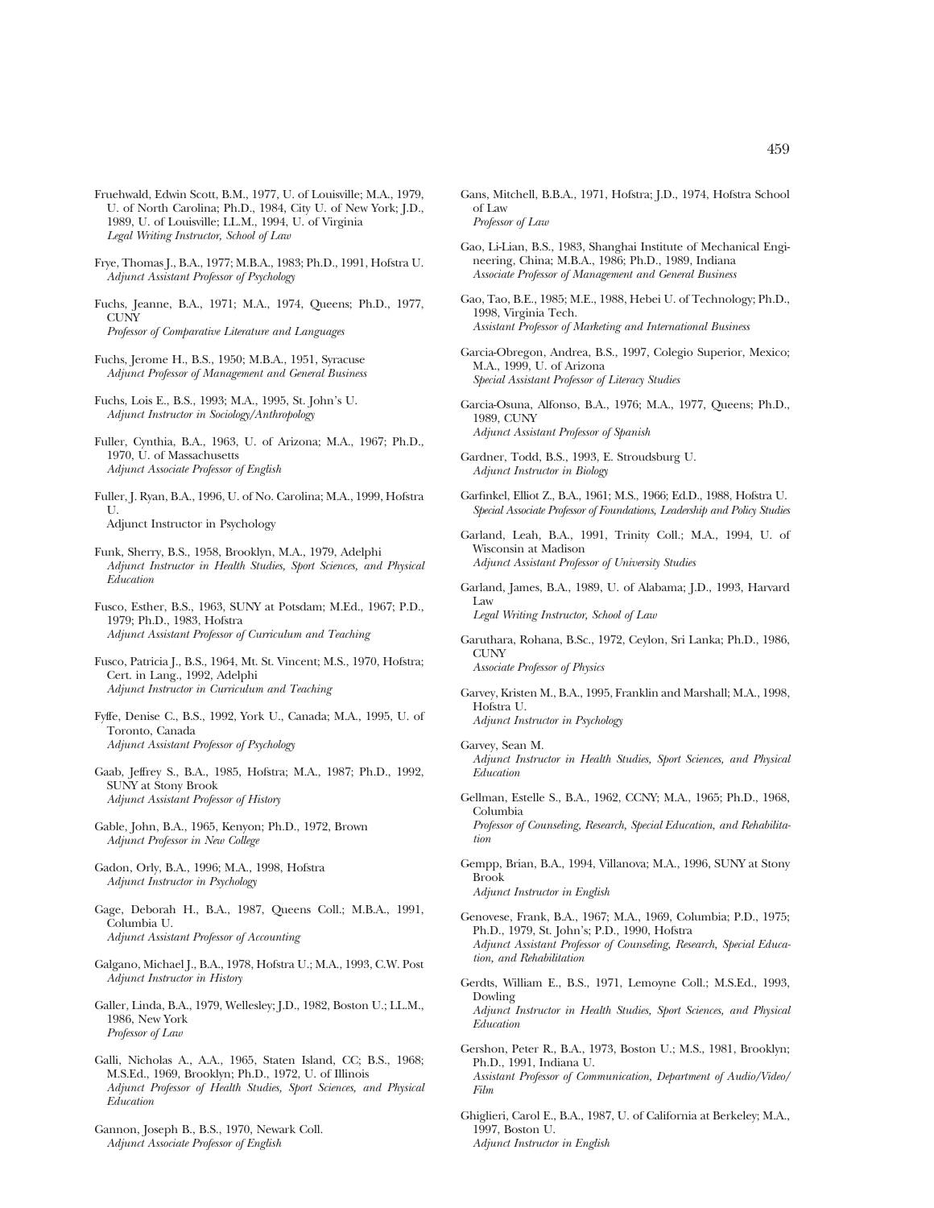Fruehwald, Edwin Scott, B.M., 1977, U. of Louisville; M.A., 1979, U. of North Carolina; Ph.D., 1984, City U. of New York; J.D., 1989, U. of Louisville; LL.M., 1994, U. of Virginia
*Legal Writing Instructor, School of Law*

Frye, Thomas J., B.A., 1977; M.B.A., 1983; Ph.D., 1991, Hofstra U.
*Adjunct Assistant Professor of Psychology*

Fuchs, Jeanne, B.A., 1971; M.A., 1974, Queens; Ph.D., 1977, CUNY
*Professor of Comparative Literature and Languages*

Fuchs, Jerome H., B.S., 1950; M.B.A., 1951, Syracuse
*Adjunct Professor of Management and General Business*

Fuchs, Lois E., B.S., 1993; M.A., 1995, St. John's U.
*Adjunct Instructor in Sociology/Anthropology*

Fuller, Cynthia, B.A., 1963, U. of Arizona; M.A., 1967; Ph.D., 1970, U. of Massachusetts
*Adjunct Associate Professor of English*

Fuller, J. Ryan, B.A., 1996, U. of No. Carolina; M.A., 1999, Hofstra U.
Adjunct Instructor in Psychology

Funk, Sherry, B.S., 1958, Brooklyn, M.A., 1979, Adelphi
*Adjunct Instructor in Health Studies, Sport Sciences, and Physical Education*

Fusco, Esther, B.S., 1963, SUNY at Potsdam; M.Ed., 1967; P.D., 1979; Ph.D., 1983, Hofstra
*Adjunct Assistant Professor of Curriculum and Teaching*

Fusco, Patricia J., B.S., 1964, Mt. St. Vincent; M.S., 1970, Hofstra; Cert. in Lang., 1992, Adelphi
*Adjunct Instructor in Curriculum and Teaching*

Fyffe, Denise C., B.S., 1992, York U., Canada; M.A., 1995, U. of Toronto, Canada
*Adjunct Assistant Professor of Psychology*

Gaab, Jeffrey S., B.A., 1985, Hofstra; M.A., 1987; Ph.D., 1992, SUNY at Stony Brook
*Adjunct Assistant Professor of History*

Gable, John, B.A., 1965, Kenyon; Ph.D., 1972, Brown
*Adjunct Professor in New College*

Gadon, Orly, B.A., 1996; M.A., 1998, Hofstra
*Adjunct Instructor in Psychology*

Gage, Deborah H., B.A., 1987, Queens Coll.; M.B.A., 1991, Columbia U.
*Adjunct Assistant Professor of Accounting*

Galgano, Michael J., B.A., 1978, Hofstra U.; M.A., 1993, C.W. Post
*Adjunct Instructor in History*

Galler, Linda, B.A., 1979, Wellesley; J.D., 1982, Boston U.; LL.M., 1986, New York
*Professor of Law*

Galli, Nicholas A., A.A., 1965, Staten Island, CC; B.S., 1968; M.S.Ed., 1969, Brooklyn; Ph.D., 1972, U. of Illinois
*Adjunct Professor of Health Studies, Sport Sciences, and Physical Education*

Gannon, Joseph B., B.S., 1970, Newark Coll.
*Adjunct Associate Professor of English*

Gans, Mitchell, B.B.A., 1971, Hofstra; J.D., 1974, Hofstra School of Law
*Professor of Law*

Gao, Li-Lian, B.S., 1983, Shanghai Institute of Mechanical Engineering, China; M.B.A., 1986; Ph.D., 1989, Indiana
*Associate Professor of Management and General Business*

Gao, Tao, B.E., 1985; M.E., 1988, Hebei U. of Technology; Ph.D., 1998, Virginia Tech.
*Assistant Professor of Marketing and International Business*

Garcia-Obregon, Andrea, B.S., 1997, Colegio Superior, Mexico; M.A., 1999, U. of Arizona
*Special Assistant Professor of Literacy Studies*

Garcia-Osuna, Alfonso, B.A., 1976; M.A., 1977, Queens; Ph.D., 1989, CUNY
*Adjunct Assistant Professor of Spanish*

Gardner, Todd, B.S., 1993, E. Stroudsburg U.
*Adjunct Instructor in Biology*

Garfinkel, Elliot Z., B.A., 1961; M.S., 1966; Ed.D., 1988, Hofstra U.
*Special Associate Professor of Foundations, Leadership and Policy Studies*

Garland, Leah, B.A., 1991, Trinity Coll.; M.A., 1994, U. of Wisconsin at Madison
*Adjunct Assistant Professor of University Studies*

Garland, James, B.A., 1989, U. of Alabama; J.D., 1993, Harvard Law
*Legal Writing Instructor, School of Law*

Garuthara, Rohana, B.Sc., 1972, Ceylon, Sri Lanka; Ph.D., 1986, CUNY
*Associate Professor of Physics*

Garvey, Kristen M., B.A., 1995, Franklin and Marshall; M.A., 1998, Hofstra U.
*Adjunct Instructor in Psychology*

Garvey, Sean M.
*Adjunct Instructor in Health Studies, Sport Sciences, and Physical Education*

Gellman, Estelle S., B.A., 1962, CCNY; M.A., 1965; Ph.D., 1968, Columbia
*Professor of Counseling, Research, Special Education, and Rehabilitation*

Gempp, Brian, B.A., 1994, Villanova; M.A., 1996, SUNY at Stony Brook
*Adjunct Instructor in English*

Genovese, Frank, B.A., 1967; M.A., 1969, Columbia; P.D., 1975; Ph.D., 1979, St. John's; P.D., 1990, Hofstra
*Adjunct Assistant Professor of Counseling, Research, Special Education, and Rehabilitation*

Gerdts, William E., B.S., 1971, Lemoyne Coll.; M.S.Ed., 1993, Dowling
*Adjunct Instructor in Health Studies, Sport Sciences, and Physical Education*

Gershon, Peter R., B.A., 1973, Boston U.; M.S., 1981, Brooklyn; Ph.D., 1991, Indiana U.
*Assistant Professor of Communication, Department of Audio/Video/Film*

Ghiglieri, Carol E., B.A., 1987, U. of California at Berkeley; M.A., 1997, Boston U.
*Adjunct Instructor in English*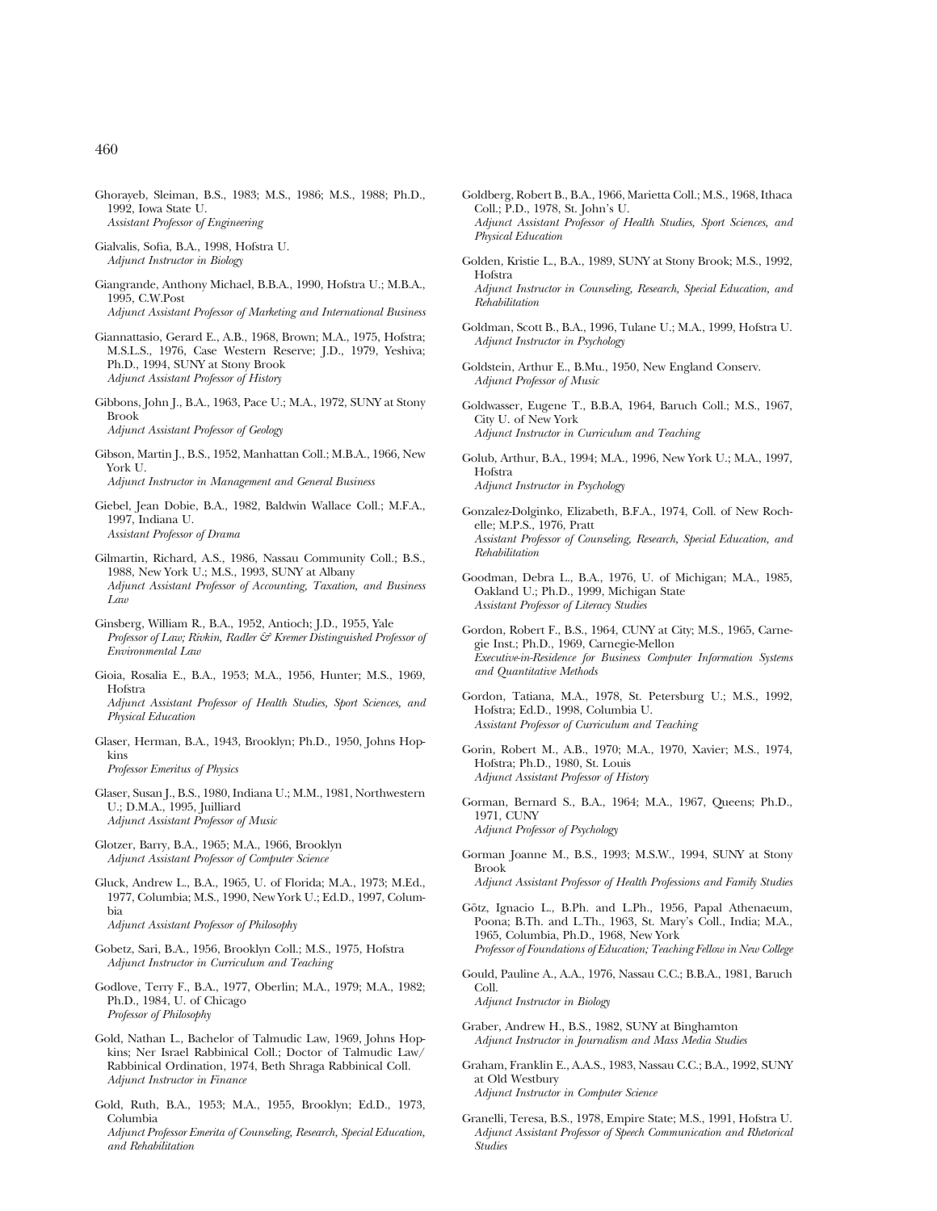Ghorayeb, Sleiman, B.S., 1983; M.S., 1986; M.S., 1988; Ph.D., 1992, Iowa State U.
*Assistant Professor of Engineering*

Gialvalis, Sofia, B.A., 1998, Hofstra U.
*Adjunct Instructor in Biology*

Giangrande, Anthony Michael, B.B.A., 1990, Hofstra U.; M.B.A., 1995, C.W.Post
*Adjunct Assistant Professor of Marketing and International Business*

Giannattasio, Gerard E., A.B., 1968, Brown; M.A., 1975, Hofstra; M.S.L.S., 1976, Case Western Reserve; J.D., 1979, Yeshiva; Ph.D., 1994, SUNY at Stony Brook
*Adjunct Assistant Professor of History*

Gibbons, John J., B.A., 1963, Pace U.; M.A., 1972, SUNY at Stony Brook
*Adjunct Assistant Professor of Geology*

Gibson, Martin J., B.S., 1952, Manhattan Coll.; M.B.A., 1966, New York U.
*Adjunct Instructor in Management and General Business*

Giebel, Jean Dobie, B.A., 1982, Baldwin Wallace Coll.; M.F.A., 1997, Indiana U.
*Assistant Professor of Drama*

Gilmartin, Richard, A.S., 1986, Nassau Community Coll.; B.S., 1988, New York U.; M.S., 1993, SUNY at Albany
*Adjunct Assistant Professor of Accounting, Taxation, and Business Law*

Ginsberg, William R., B.A., 1952, Antioch; J.D., 1955, Yale
*Professor of Law; Rivkin, Radler & Kremer Distinguished Professor of Environmental Law*

Gioia, Rosalia E., B.A., 1953; M.A., 1956, Hunter; M.S., 1969, Hofstra
*Adjunct Assistant Professor of Health Studies, Sport Sciences, and Physical Education*

Glaser, Herman, B.A., 1943, Brooklyn; Ph.D., 1950, Johns Hopkins
*Professor Emeritus of Physics*

Glaser, Susan J., B.S., 1980, Indiana U.; M.M., 1981, Northwestern U.; D.M.A., 1995, Juilliard
*Adjunct Assistant Professor of Music*

Glotzer, Barry, B.A., 1965; M.A., 1966, Brooklyn
*Adjunct Assistant Professor of Computer Science*

Gluck, Andrew L., B.A., 1965, U. of Florida; M.A., 1973; M.Ed., 1977, Columbia; M.S., 1990, New York U.; Ed.D., 1997, Columbia
*Adjunct Assistant Professor of Philosophy*

Gobetz, Sari, B.A., 1956, Brooklyn Coll.; M.S., 1975, Hofstra
*Adjunct Instructor in Curriculum and Teaching*

Godlove, Terry F., B.A., 1977, Oberlin; M.A., 1979; M.A., 1982; Ph.D., 1984, U. of Chicago
*Professor of Philosophy*

Gold, Nathan L., Bachelor of Talmudic Law, 1969, Johns Hopkins; Ner Israel Rabbinical Coll.; Doctor of Talmudic Law/Rabbinical Ordination, 1974, Beth Shraga Rabbinical Coll.
*Adjunct Instructor in Finance*

Gold, Ruth, B.A., 1953; M.A., 1955, Brooklyn; Ed.D., 1973, Columbia
*Adjunct Professor Emerita of Counseling, Research, Special Education, and Rehabilitation*

Goldberg, Robert B., B.A., 1966, Marietta Coll.; M.S., 1968, Ithaca Coll.; P.D., 1978, St. John's U.
*Adjunct Assistant Professor of Health Studies, Sport Sciences, and Physical Education*

Golden, Kristie L., B.A., 1989, SUNY at Stony Brook; M.S., 1992, Hofstra
*Adjunct Instructor in Counseling, Research, Special Education, and Rehabilitation*

Goldman, Scott B., B.A., 1996, Tulane U.; M.A., 1999, Hofstra U.
*Adjunct Instructor in Psychology*

Goldstein, Arthur E., B.Mu., 1950, New England Conserv.
*Adjunct Professor of Music*

Goldwasser, Eugene T., B.B.A, 1964, Baruch Coll.; M.S., 1967, City U. of New York
*Adjunct Instructor in Curriculum and Teaching*

Golub, Arthur, B.A., 1994; M.A., 1996, New York U.; M.A., 1997, Hofstra
*Adjunct Instructor in Psychology*

Gonzalez-Dolginko, Elizabeth, B.F.A., 1974, Coll. of New Rochelle; M.P.S., 1976, Pratt
*Assistant Professor of Counseling, Research, Special Education, and Rehabilitation*

Goodman, Debra L., B.A., 1976, U. of Michigan; M.A., 1985, Oakland U.; Ph.D., 1999, Michigan State
*Assistant Professor of Literacy Studies*

Gordon, Robert F., B.S., 1964, CUNY at City; M.S., 1965, Carnegie Inst.; Ph.D., 1969, Carnegie-Mellon
*Executive-in-Residence for Business Computer Information Systems and Quantitative Methods*

Gordon, Tatiana, M.A., 1978, St. Petersburg U.; M.S., 1992, Hofstra; Ed.D., 1998, Columbia U.
*Assistant Professor of Curriculum and Teaching*

Gorin, Robert M., A.B., 1970; M.A., 1970, Xavier; M.S., 1974, Hofstra; Ph.D., 1980, St. Louis
*Adjunct Assistant Professor of History*

Gorman, Bernard S., B.A., 1964; M.A., 1967, Queens; Ph.D., 1971, CUNY
*Adjunct Professor of Psychology*

Gorman Joanne M., B.S., 1993; M.S.W., 1994, SUNY at Stony Brook
*Adjunct Assistant Professor of Health Professions and Family Studies*

Götz, Ignacio L., B.Ph. and L.Ph., 1956, Papal Athenaeum, Poona; B.Th. and L.Th., 1963, St. Mary's Coll., India; M.A., 1965, Columbia, Ph.D., 1968, New York
*Professor of Foundations of Education; Teaching Fellow in New College*

Gould, Pauline A., A.A., 1976, Nassau C.C.; B.B.A., 1981, Baruch Coll.
*Adjunct Instructor in Biology*

Graber, Andrew H., B.S., 1982, SUNY at Binghamton
*Adjunct Instructor in Journalism and Mass Media Studies*

Graham, Franklin E., A.A.S., 1983, Nassau C.C.; B.A., 1992, SUNY at Old Westbury
*Adjunct Instructor in Computer Science*

Granelli, Teresa, B.S., 1978, Empire State; M.S., 1991, Hofstra U.
*Adjunct Assistant Professor of Speech Communication and Rhetorical Studies*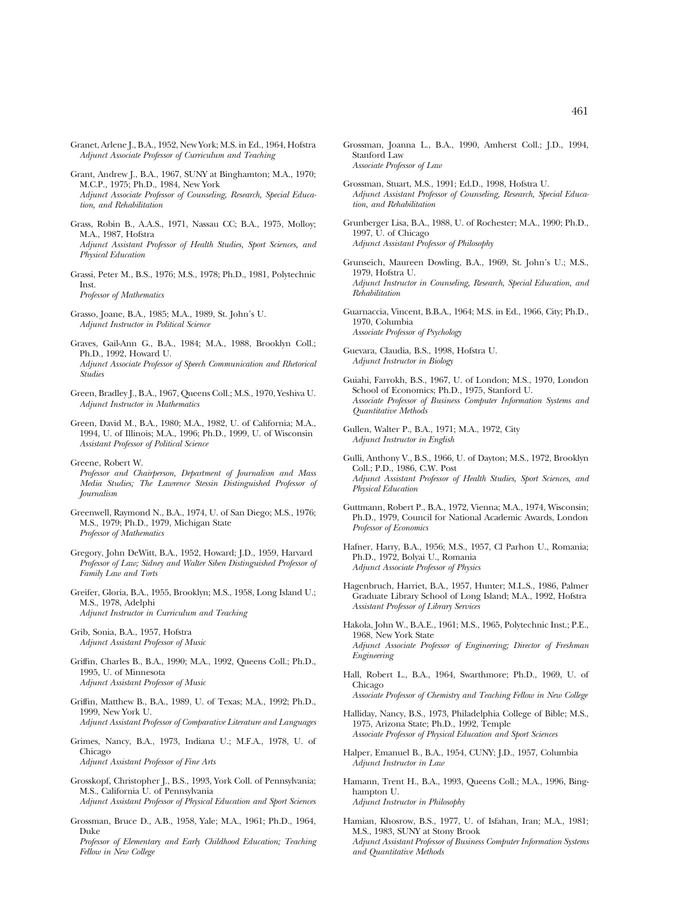Granet, Arlene J., B.A., 1952, New York; M.S. in Ed., 1964, Hofstra
*Adjunct Associate Professor of Curriculum and Teaching*

Grant, Andrew J., B.A., 1967, SUNY at Binghamton; M.A., 1970; M.C.P., 1975; Ph.D., 1984, New York
*Adjunct Associate Professor of Counseling, Research, Special Education, and Rehabilitation*

Grass, Robin B., A.A.S., 1971, Nassau CC; B.A., 1975, Molloy; M.A., 1987, Hofstra
*Adjunct Assistant Professor of Health Studies, Sport Sciences, and Physical Education*

Grassi, Peter M., B.S., 1976; M.S., 1978; Ph.D., 1981, Polytechnic Inst.
*Professor of Mathematics*

Grasso, Joane, B.A., 1985; M.A., 1989, St. John's U.
*Adjunct Instructor in Political Science*

Graves, Gail-Ann G., B.A., 1984; M.A., 1988, Brooklyn Coll.; Ph.D., 1992, Howard U.
*Adjunct Associate Professor of Speech Communication and Rhetorical Studies*

Green, Bradley J., B.A., 1967, Queens Coll.; M.S., 1970, Yeshiva U.
*Adjunct Instructor in Mathematics*

Green, David M., B.A., 1980; M.A., 1982, U. of California; M.A., 1994, U. of Illinois; M.A., 1996; Ph.D., 1999, U. of Wisconsin
*Assistant Professor of Political Science*

Greene, Robert W.
*Professor and Chairperson, Department of Journalism and Mass Media Studies; The Lawrence Stessin Distinguished Professor of Journalism*

Greenwell, Raymond N., B.A., 1974, U. of San Diego; M.S., 1976; M.S., 1979; Ph.D., 1979, Michigan State
*Professor of Mathematics*

Gregory, John DeWitt, B.A., 1952, Howard; J.D., 1959, Harvard
*Professor of Law; Sidney and Walter Siben Distinguished Professor of Family Law and Torts*

Greifer, Gloria, B.A., 1955, Brooklyn; M.S., 1958, Long Island U.; M.S., 1978, Adelphi
*Adjunct Instructor in Curriculum and Teaching*

Grib, Sonia, B.A., 1957, Hofstra
*Adjunct Assistant Professor of Music*

Griffin, Charles B., B.A., 1990; M.A., 1992, Queens Coll.; Ph.D., 1995, U. of Minnesota
*Adjunct Assistant Professor of Music*

Griffin, Matthew B., B.A., 1989, U. of Texas; M.A., 1992; Ph.D., 1999, New York U.
*Adjunct Assistant Professor of Comparative Literature and Languages*

Grimes, Nancy, B.A., 1973, Indiana U.; M.F.A., 1978, U. of Chicago
*Adjunct Assistant Professor of Fine Arts*

Grosskopf, Christopher J., B.S., 1993, York Coll. of Pennsylvania; M.S., California U. of Pennsylvania
*Adjunct Assistant Professor of Physical Education and Sport Sciences*

Grossman, Bruce D., A.B., 1958, Yale; M.A., 1961; Ph.D., 1964, Duke
*Professor of Elementary and Early Childhood Education; Teaching Fellow in New College*

Grossman, Joanna L., B.A., 1990, Amherst Coll.; J.D., 1994, Stanford Law
*Associate Professor of Law*

Grossman, Stuart, M.S., 1991; Ed.D., 1998, Hofstra U.
*Adjunct Assistant Professor of Counseling, Research, Special Education, and Rehabilitation*

Grunberger Lisa, B.A., 1988, U. of Rochester; M.A., 1990; Ph.D., 1997, U. of Chicago
*Adjunct Assistant Professor of Philosophy*

Grunseich, Maureen Dowling, B.A., 1969, St. John's U.; M.S., 1979, Hofstra U.
*Adjunct Instructor in Counseling, Research, Special Education, and Rehabilitation*

Guarnaccia, Vincent, B.B.A., 1964; M.S. in Ed., 1966, City; Ph.D., 1970, Columbia
*Associate Professor of Psychology*

Guevara, Claudia, B.S., 1998, Hofstra U.
*Adjunct Instructor in Biology*

Guiahi, Farrokh, B.S., 1967, U. of London; M.S., 1970, London School of Economics; Ph.D., 1975, Stanford U.
*Associate Professor of Business Computer Information Systems and Quantitative Methods*

Gullen, Walter P., B.A., 1971; M.A., 1972, City
*Adjunct Instructor in English*

Gulli, Anthony V., B.S., 1966, U. of Dayton; M.S., 1972, Brooklyn Coll.; P.D., 1986, C.W. Post
*Adjunct Assistant Professor of Health Studies, Sport Sciences, and Physical Education*

Guttmann, Robert P., B.A., 1972, Vienna; M.A., 1974, Wisconsin; Ph.D., 1979, Council for National Academic Awards, London
*Professor of Economics*

Hafner, Harry, B.A., 1956; M.S., 1957, Cl Parhon U., Romania; Ph.D., 1972, Bolyai U., Romania
*Adjunct Associate Professor of Physics*

Hagenbruch, Harriet, B.A., 1957, Hunter; M.L.S., 1986, Palmer Graduate Library School of Long Island; M.A., 1992, Hofstra
*Assistant Professor of Library Services*

Hakola, John W., B.A.E., 1961; M.S., 1965, Polytechnic Inst.; P.E., 1968, New York State
*Adjunct Associate Professor of Engineering; Director of Freshman Engineering*

Hall, Robert L., B.A., 1964, Swarthmore; Ph.D., 1969, U. of Chicago
*Associate Professor of Chemistry and Teaching Fellow in New College*

Halliday, Nancy, B.S., 1973, Philadelphia College of Bible; M.S., 1975, Arizona State; Ph.D., 1992, Temple
*Associate Professor of Physical Education and Sport Sciences*

Halper, Emanuel B., B.A., 1954, CUNY; J.D., 1957, Columbia
*Adjunct Instructor in Law*

Hamann, Trent H., B.A., 1993, Queens Coll.; M.A., 1996, Binghampton U.
*Adjunct Instructor in Philosophy*

Hamian, Khosrow, B.S., 1977, U. of Isfahan, Iran; M.A., 1981; M.S., 1983, SUNY at Stony Brook
*Adjunct Assistant Professor of Business Computer Information Systems and Quantitative Methods*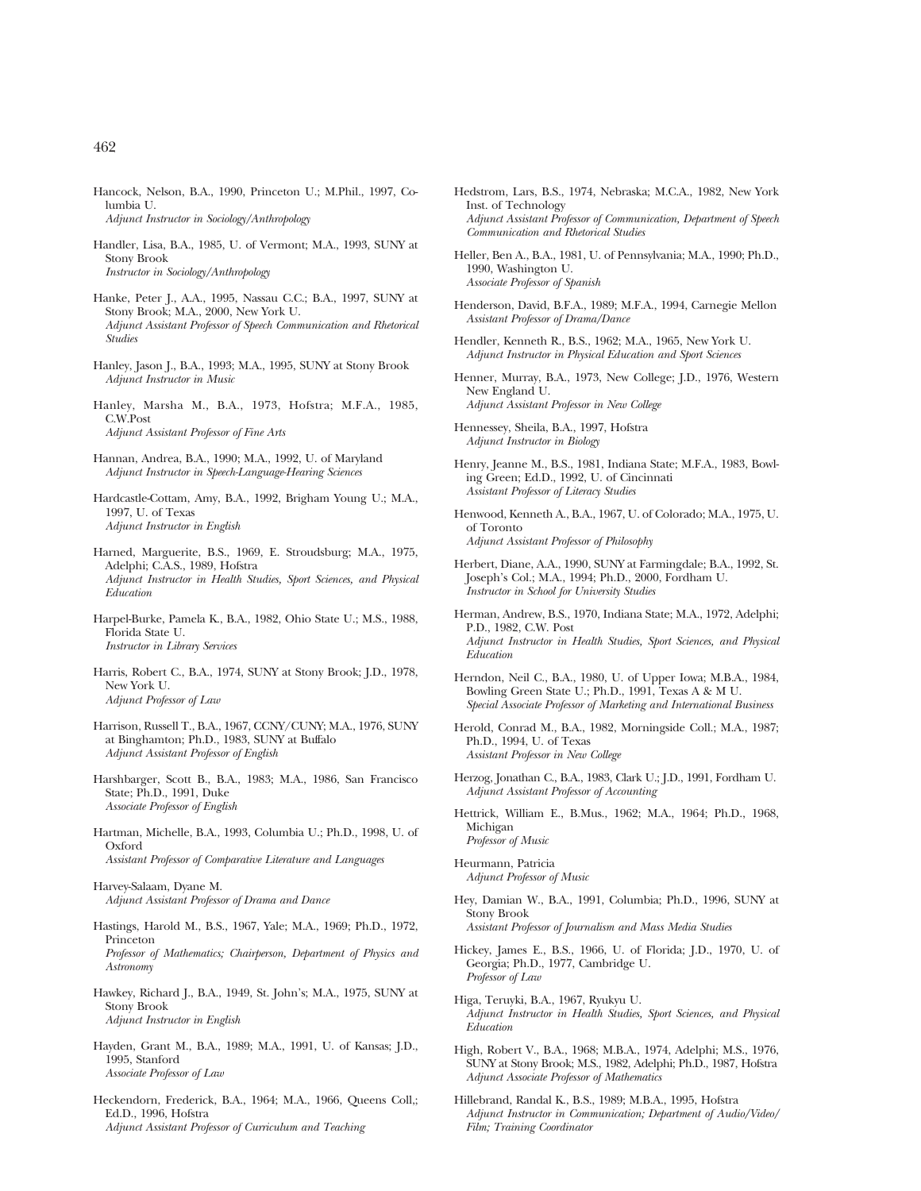Hancock, Nelson, B.A., 1990, Princeton U.; M.Phil., 1997, Columbia U.
*Adjunct Instructor in Sociology/Anthropology*

Handler, Lisa, B.A., 1985, U. of Vermont; M.A., 1993, SUNY at Stony Brook
*Instructor in Sociology/Anthropology*

Hanke, Peter J., A.A., 1995, Nassau C.C.; B.A., 1997, SUNY at Stony Brook; M.A., 2000, New York U.
*Adjunct Assistant Professor of Speech Communication and Rhetorical Studies*

Hanley, Jason J., B.A., 1993; M.A., 1995, SUNY at Stony Brook
*Adjunct Instructor in Music*

Hanley, Marsha M., B.A., 1973, Hofstra; M.F.A., 1985, C.W.Post
*Adjunct Assistant Professor of Fine Arts*

Hannan, Andrea, B.A., 1990; M.A., 1992, U. of Maryland
*Adjunct Instructor in Speech-Language-Hearing Sciences*

Hardcastle-Cottam, Amy, B.A., 1992, Brigham Young U.; M.A., 1997, U. of Texas
*Adjunct Instructor in English*

Harned, Marguerite, B.S., 1969, E. Stroudsburg; M.A., 1975, Adelphi; C.A.S., 1989, Hofstra
*Adjunct Instructor in Health Studies, Sport Sciences, and Physical Education*

Harpel-Burke, Pamela K., B.A., 1982, Ohio State U.; M.S., 1988, Florida State U.
*Instructor in Library Services*

Harris, Robert C., B.A., 1974, SUNY at Stony Brook; J.D., 1978, New York U.
*Adjunct Professor of Law*

Harrison, Russell T., B.A., 1967, CCNY/CUNY; M.A., 1976, SUNY at Binghamton; Ph.D., 1983, SUNY at Buffalo
*Adjunct Assistant Professor of English*

Harshbarger, Scott B., B.A., 1983; M.A., 1986, San Francisco State; Ph.D., 1991, Duke
*Associate Professor of English*

Hartman, Michelle, B.A., 1993, Columbia U.; Ph.D., 1998, U. of Oxford
*Assistant Professor of Comparative Literature and Languages*

Harvey-Salaam, Dyane M.
*Adjunct Assistant Professor of Drama and Dance*

Hastings, Harold M., B.S., 1967, Yale; M.A., 1969; Ph.D., 1972, Princeton
*Professor of Mathematics; Chairperson, Department of Physics and Astronomy*

Hawkey, Richard J., B.A., 1949, St. John's; M.A., 1975, SUNY at Stony Brook
*Adjunct Instructor in English*

Hayden, Grant M., B.A., 1989; M.A., 1991, U. of Kansas; J.D., 1995, Stanford
*Associate Professor of Law*

Heckendorn, Frederick, B.A., 1964; M.A., 1966, Queens Coll,; Ed.D., 1996, Hofstra
*Adjunct Assistant Professor of Curriculum and Teaching*

Hedstrom, Lars, B.S., 1974, Nebraska; M.C.A., 1982, New York Inst. of Technology
*Adjunct Assistant Professor of Communication, Department of Speech Communication and Rhetorical Studies*

Heller, Ben A., B.A., 1981, U. of Pennsylvania; M.A., 1990; Ph.D., 1990, Washington U.
*Associate Professor of Spanish*

Henderson, David, B.F.A., 1989; M.F.A., 1994, Carnegie Mellon
*Assistant Professor of Drama/Dance*

Hendler, Kenneth R., B.S., 1962; M.A., 1965, New York U.
*Adjunct Instructor in Physical Education and Sport Sciences*

Henner, Murray, B.A., 1973, New College; J.D., 1976, Western New England U.
*Adjunct Assistant Professor in New College*

Hennessey, Sheila, B.A., 1997, Hofstra
*Adjunct Instructor in Biology*

Henry, Jeanne M., B.S., 1981, Indiana State; M.F.A., 1983, Bowling Green; Ed.D., 1992, U. of Cincinnati
*Assistant Professor of Literacy Studies*

Henwood, Kenneth A., B.A., 1967, U. of Colorado; M.A., 1975, U. of Toronto
*Adjunct Assistant Professor of Philosophy*

Herbert, Diane, A.A., 1990, SUNY at Farmingdale; B.A., 1992, St. Joseph's Col.; M.A., 1994; Ph.D., 2000, Fordham U.
*Instructor in School for University Studies*

Herman, Andrew, B.S., 1970, Indiana State; M.A., 1972, Adelphi; P.D., 1982, C.W. Post
*Adjunct Instructor in Health Studies, Sport Sciences, and Physical Education*

Herndon, Neil C., B.A., 1980, U. of Upper Iowa; M.B.A., 1984, Bowling Green State U.; Ph.D., 1991, Texas A & M U.
*Special Associate Professor of Marketing and International Business*

Herold, Conrad M., B.A., 1982, Morningside Coll.; M.A., 1987; Ph.D., 1994, U. of Texas
*Assistant Professor in New College*

Herzog, Jonathan C., B.A., 1983, Clark U.; J.D., 1991, Fordham U.
*Adjunct Assistant Professor of Accounting*

Hettrick, William E., B.Mus., 1962; M.A., 1964; Ph.D., 1968, Michigan
*Professor of Music*

Heurmann, Patricia
*Adjunct Professor of Music*

Hey, Damian W., B.A., 1991, Columbia; Ph.D., 1996, SUNY at Stony Brook
*Assistant Professor of Journalism and Mass Media Studies*

Hickey, James E., B.S., 1966, U. of Florida; J.D., 1970, U. of Georgia; Ph.D., 1977, Cambridge U.
*Professor of Law*

Higa, Teruyki, B.A., 1967, Ryukyu U.
*Adjunct Instructor in Health Studies, Sport Sciences, and Physical Education*

High, Robert V., B.A., 1968; M.B.A., 1974, Adelphi; M.S., 1976, SUNY at Stony Brook; M.S., 1982, Adelphi; Ph.D., 1987, Hofstra
*Adjunct Associate Professor of Mathematics*

Hillebrand, Randal K., B.S., 1989; M.B.A., 1995, Hofstra
*Adjunct Instructor in Communication; Department of Audio/Video/Film; Training Coordinator*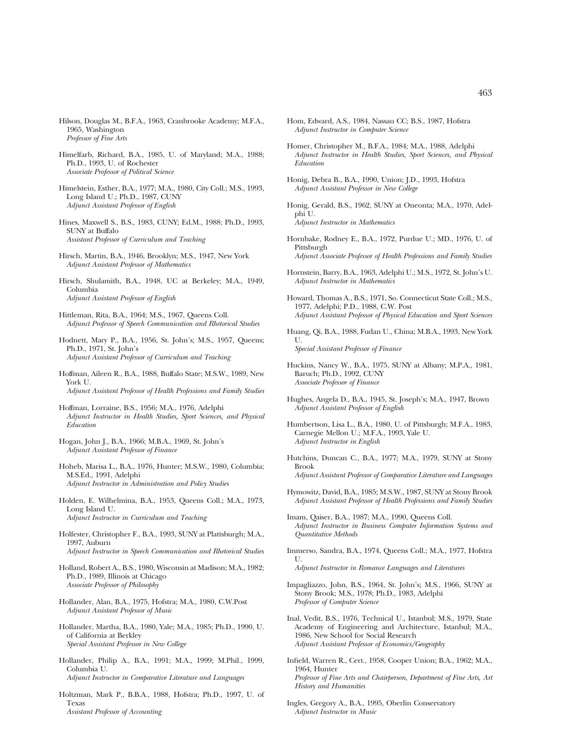Hilson, Douglas M., B.F.A., 1963, Cranbrooke Academy; M.F.A., 1965, Washington
*Professor of Fine Arts*

Himelfarb, Richard, B.A., 1985, U. of Maryland; M.A., 1988; Ph.D., 1993, U. of Rochester
*Associate Professor of Political Science*

Himelstein, Esther, B.A., 1977; M.A., 1980, City Coll.; M.S., 1993, Long Island U.; Ph.D., 1987, CUNY
*Adjunct Assistant Professor of English*

Hines, Maxwell S., B.S., 1983, CUNY; Ed.M., 1988; Ph.D., 1993, SUNY at Buffalo
*Assistant Professor of Curriculum and Teaching*

Hirsch, Martin, B.A., 1946, Brooklyn; M.S., 1947, New York
*Adjunct Assistant Professor of Mathematics*

Hirsch, Shulamith, B.A., 1948, UC at Berkeley; M.A., 1949, Columbia
*Adjunct Assistant Professor of English*

Hittleman, Rita, B.A., 1964; M.S., 1967, Queens Coll.
*Adjunct Professor of Speech Communication and Rhetorical Studies*

Hodnett, Mary P., B.A., 1956, St. John's; M.S., 1957, Queens; Ph.D., 1971, St. John's
*Adjunct Assistant Professor of Curriculum and Teaching*

Hoffman, Aileen R., B.A., 1988, Buffalo State; M.S.W., 1989, New York U.
*Adjunct Assistant Professor of Health Professions and Family Studies*

Hoffman, Lorraine, B.S., 1956; M.A., 1976, Adelphi
*Adjunct Instructor in Health Studies, Sport Sciences, and Physical Education*

Hogan, John J., B.A., 1966; M.B.A., 1969, St. John's
*Adjunct Assistant Professor of Finance*

Hoheb, Marisa L., B.A., 1976, Hunter; M.S.W., 1980, Columbia; M.S.Ed., 1991, Adelphi
*Adjunct Instructor in Administration and Policy Studies*

Holden, E. Wilhelmina, B.A., 1953, Queens Coll.; M.A., 1973, Long Island U.
*Adjunct Instructor in Curriculum and Teaching*

Holfester, Christopher F., B.A., 1993, SUNY at Plattsburgh; M.A., 1997, Auburn
*Adjunct Instructor in Speech Communication and Rhetorical Studies*

Holland, Robert A., B.S., 1980, Wisconsin at Madison; M.A., 1982; Ph.D., 1989, Illinois at Chicago
*Associate Professor of Philosophy*

Hollander, Alan, B.A., 1975, Hofstra; M.A., 1980, C.W.Post
*Adjunct Assistant Professor of Music*

Hollander, Martha, B.A., 1980, Yale; M.A., 1985; Ph.D., 1990, U. of California at Berkley
*Special Assistant Professor in New College*

Hollander, Philip A., B.A., 1991; M.A., 1999; M.Phil., 1999, Columbia U.
*Adjunct Instructor in Comparative Literature and Languages*

Holtzman, Mark P., B.B.A., 1988, Hofstra; Ph.D., 1997, U. of Texas
*Assistant Professor of Accounting*

Hom, Edward, A.S., 1984, Nassau CC; B.S., 1987, Hofstra
*Adjunct Instructor in Computer Science*

Homer, Christopher M., B.F.A., 1984; M.A., 1988, Adelphi
*Adjunct Instructor in Health Studies, Sport Sciences, and Physical Education*

Honig, Debra B., B.A., 1990, Union; J.D., 1993, Hofstra
*Adjunct Assistant Professor in New College*

Honig, Gerald, B.S., 1962, SUNY at Oneonta; M.A., 1970, Adelphi U.
*Adjunct Instructor in Mathematics*

Hornbake, Rodney E., B.A., 1972, Purdue U.; MD., 1976, U. of Pittsburgh
*Adjunct Associate Professor of Health Professions and Family Studies*

Hornstein, Barry, B.A., 1963, Adelphi U.; M.S., 1972, St. John's U.
*Adjunct Instructor in Mathematics*

Howard, Thomas A., B.S., 1971, So. Connecticut State Coll.; M.S., 1977, Adelphi; P.D., 1988, C.W. Post
*Adjunct Assistant Professor of Physical Education and Sport Sciences*

Huang, Qi, B.A., 1988, Fudan U., China; M.B.A., 1993, New York U.
*Special Assistant Professor of Finance*

Huckins, Nancy W., B.A., 1975, SUNY at Albany; M.P.A., 1981, Baruch; Ph.D., 1992, CUNY
*Associate Professor of Finance*

Hughes, Angela D., B.A., 1945, St. Joseph's; M.A., 1947, Brown
*Adjunct Assistant Professor of English*

Humbertson, Lisa L., B.A., 1980, U. of Pittsburgh; M.F.A., 1983, Carnegie Mellon U.; M.F.A., 1993, Yale U.
*Adjunct Instructor in English*

Hutchins, Duncan C., B.A., 1977; M.A., 1979, SUNY at Stony Brook
*Adjunct Assistant Professor of Comparative Literature and Languages*

Hymowitz, David, B.A., 1985; M.S.W., 1987, SUNY at Stony Brook
*Adjunct Assistant Professor of Health Professions and Family Studies*

Imam, Qaiser, B.A., 1987; M.A., 1990, Queens Coll.
*Adjunct Instructor in Business Computer Information Systems and Quantitative Methods*

Immerso, Sandra, B.A., 1974, Queens Coll.; M.A., 1977, Hofstra U.
*Adjunct Instructor in Romance Languages and Literatures*

Impagliazzo, John, B.S., 1964, St. John's; M.S., 1966, SUNY at Stony Brook; M.S., 1978; Ph.D., 1983, Adelphi
*Professor of Computer Science*

Inal, Vedit, B.S., 1976, Technical U., Istanbul; M.S., 1979, State Academy of Engineering and Architecture, Istanbul; M.A., 1986, New School for Social Research
*Adjunct Assistant Professor of Economics/Geography*

Infield, Warren R., Cert., 1958, Cooper Union; B.A., 1962; M.A., 1964, Hunter
*Professor of Fine Arts and Chairperson, Department of Fine Arts, Art History and Humanities*

Ingles, Gregory A., B.A., 1995, Oberlin Conservatory
*Adjunct Instructor in Music*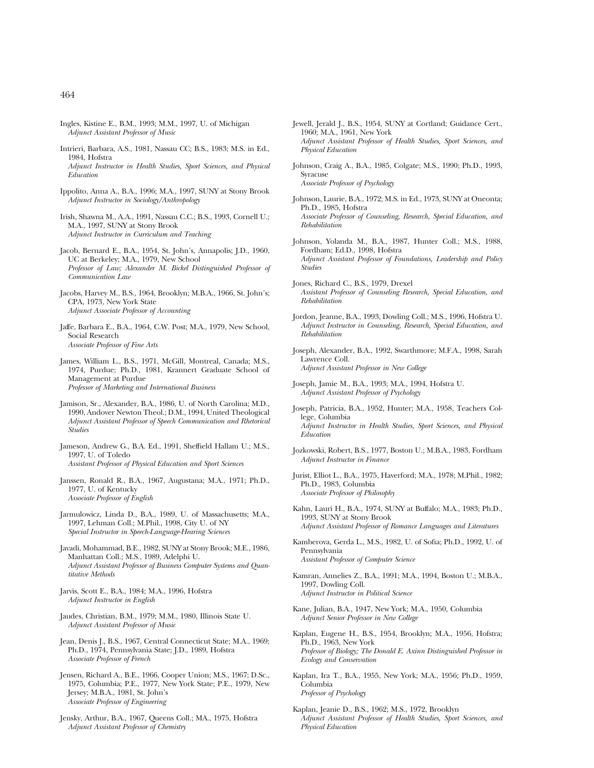Ingles, Kistine E., B.M., 1993; M.M., 1997, U. of Michigan
*Adjunct Assistant Professor of Music*

Intrieri, Barbara, A.S., 1981, Nassau CC; B.S., 1983; M.S. in Ed., 1984, Hofstra
*Adjunct Instructor in Health Studies, Sport Sciences, and Physical Education*

Ippolito, Anna A., B.A., 1996; M.A., 1997, SUNY at Stony Brook
*Adjunct Instructor in Sociology/Anthropology*

Irish, Shawna M., A.A., 1991, Nassau C.C.; B.S., 1993, Cornell U.; M.A., 1997, SUNY at Stony Brook
*Adjunct Instructor in Curriculum and Teaching*

Jacob, Bernard E., B.A., 1954, St. John's, Annapolis; J.D., 1960, UC at Berkeley; M.A., 1979, New School
*Professor of Law; Alexander M. Bickel Distinguished Professor of Communication Law*

Jacobs, Harvey M., B.S., 1964, Brooklyn; M.B.A., 1966, St. John's; CPA, 1973, New York State
*Adjunct Associate Professor of Accounting*

Jaffe, Barbara E., B.A., 1964, C.W. Post; M.A., 1979, New School, Social Research
*Associate Professor of Fine Arts*

James, William L., B.S., 1971, McGill, Montreal, Canada; M.S., 1974, Purdue; Ph.D., 1981, Krannert Graduate School of Management at Purdue
*Professor of Marketing and International Business*

Jamison, Sr., Alexander, B.A., 1986, U. of North Carolina; M.D., 1990, Andover Newton Theol.; D.M., 1994, United Theological
*Adjunct Assistant Professor of Speech Communication and Rhetorical Studies*

Jameson, Andrew G., B.A. Ed., 1991, Sheffield Hallam U.; M.S., 1997, U. of Toledo
*Assistant Professor of Physical Education and Sport Sciences*

Janssen, Ronald R., B.A., 1967, Augustana; M.A., 1971; Ph.D., 1977, U. of Kentucky
*Associate Professor of English*

Jarmulowicz, Linda D., B.A., 1989, U. of Massachusetts; M.A., 1997, Lehman Coll.; M.Phil., 1998, City U. of NY
*Special Instructor in Speech-Language-Hearing Sciences*

Javadi, Mohammad, B.E., 1982, SUNY at Stony Brook; M.E., 1986, Manhattan Coll.; M.S., 1989, Adelphi U.
*Adjunct Assistant Professor of Business Computer Systems and Quantitative Methods*

Jarvis, Scott E., B.A., 1984; M.A., 1996, Hofstra
*Adjunct Instructor in English*

Jaudes, Christian, B.M., 1979; M.M., 1980, Illinois State U.
*Adjunct Assistant Professor of Music*

Jean, Denis J., B.S., 1967, Central Connecticut State; M.A., 1969; Ph.D., 1974, Pennsylvania State; J.D., 1989, Hofstra
*Associate Professor of French*

Jensen, Richard A., B.E., 1966, Cooper Union; M.S., 1967; D.Sc., 1975, Columbia; P.E., 1977, New York State; P.E., 1979, New Jersey; M.B.A., 1981, St. John's
*Associate Professor of Engineering*

Jensky, Arthur, B.A., 1967, Queens Coll.; MA., 1975, Hofstra
*Adjunct Assistant Professor of Chemistry*

Jewell, Jerald J., B.S., 1954, SUNY at Cortland; Guidance Cert., 1960; M.A., 1961, New York
*Adjunct Assistant Professor of Health Studies, Sport Sciences, and Physical Education*

Johnson, Craig A., B.A., 1985, Colgate; M.S., 1990; Ph.D., 1993, Syracuse
*Associate Professor of Psychology*

Johnson, Laurie, B.A., 1972; M.S. in Ed., 1973, SUNY at Oneonta; Ph.D., 1985, Hofstra
*Associate Professor of Counseling, Research, Special Education, and Rehabilitation*

Johnson, Yolanda M., B.A., 1987, Hunter Coll.; M.S., 1988, Fordham; Ed.D., 1998, Hofstra
*Adjunct Assistant Professor of Foundations, Leadership and Policy Studies*

Jones, Richard C., B.S., 1979, Drexel
*Assistant Professor of Counseling Research, Special Education, and Rehabilitation*

Jordon, Jeanne, B.A., 1993, Dowling Coll.; M.S., 1996, Hofstra U.
*Adjunct Instructor in Counseling, Research, Special Education, and Rehabilitation*

Joseph, Alexander, B.A., 1992, Swarthmore; M.F.A., 1998, Sarah Lawrence Coll.
*Adjunct Assistant Professor in New College*

Joseph, Jamie M., B.A., 1993; M.A., 1994, Hofstra U.
*Adjunct Assistant Professor of Psychology*

Joseph, Patricia, B.A., 1952, Hunter; M.A., 1958, Teachers College, Columbia
*Adjunct Instructor in Health Studies, Sport Sciences, and Physical Education*

Jozkowski, Robert, B.S., 1977, Boston U.; M.B.A., 1983, Fordham
*Adjunct Instructor in Finance*

Jurist, Elliot L., B.A., 1975, Haverford; M.A., 1978; M.Phil., 1982; Ph.D., 1983, Columbia
*Associate Professor of Philosophy*

Kahn, Lauri H., B.A., 1974, SUNY at Buffalo; M.A., 1983; Ph.D., 1993, SUNY at Stony Brook
*Adjunct Assistant Professor of Romance Languages and Literatures*

Kamberova, Gerda L., M.S., 1982, U. of Sofia; Ph.D., 1992, U. of Pennsylvania
*Assistant Professor of Computer Science*

Kamran, Annelies Z., B.A., 1991; M.A., 1994, Boston U.; M.B.A., 1997, Dowling Coll.
*Adjunct Instructor in Political Science*

Kane, Julian, B.A., 1947, New York; M.A., 1950, Columbia
*Adjunct Senior Professor in New College*

Kaplan, Eugene H., B.S., 1954, Brooklyn; M.A., 1956, Hofstra; Ph.D., 1963, New York
*Professor of Biology; The Donald E. Axinn Distinguished Professor in Ecology and Conservation*

Kaplan, Ira T., B.A., 1955, New York; M.A., 1956; Ph.D., 1959, Columbia
*Professor of Psychology*

Kaplan, Jeanie D., B.S., 1962; M.S., 1972, Brooklyn
*Adjunct Assistant Professor of Health Studies, Sport Sciences, and Physical Education*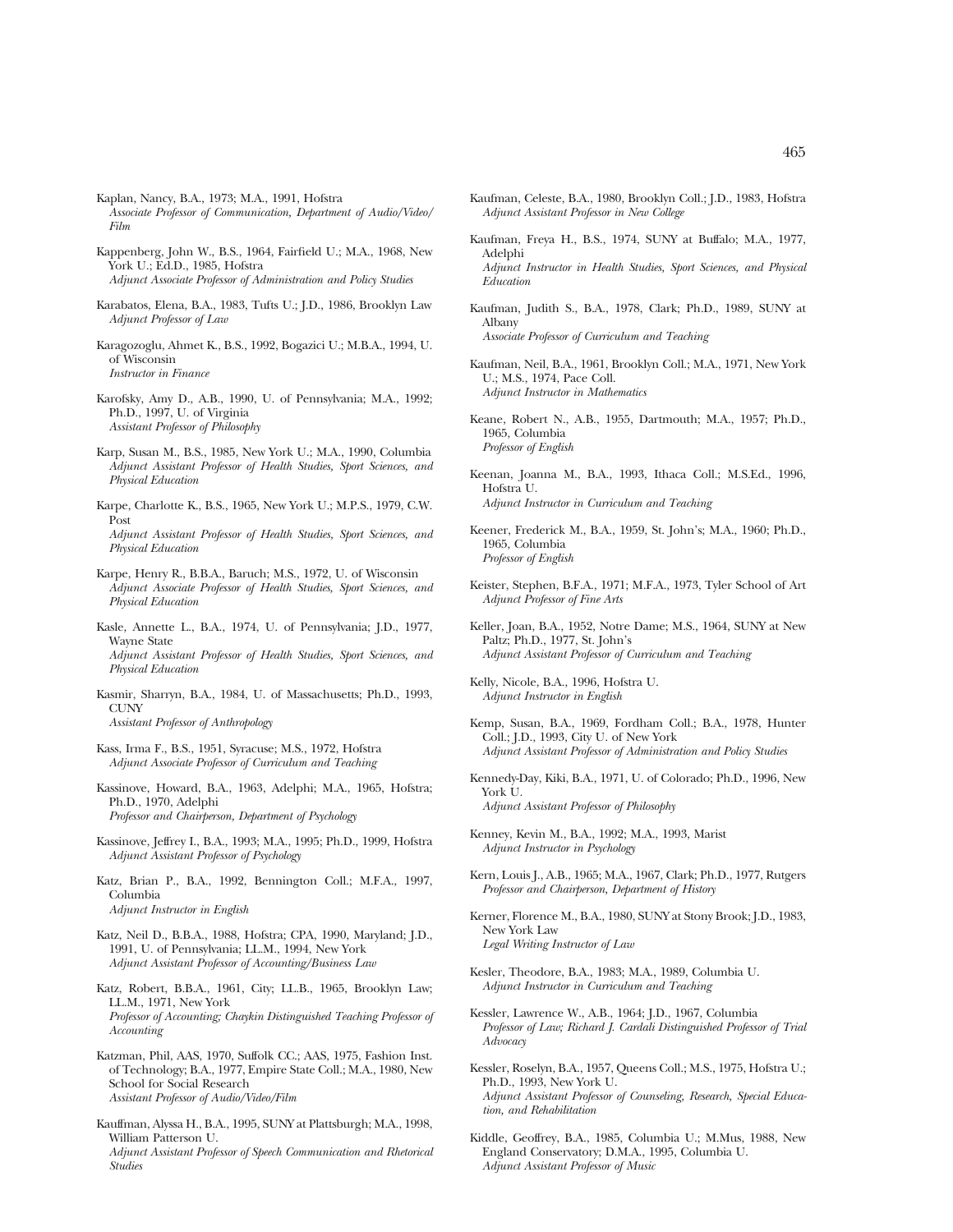Kaplan, Nancy, B.A., 1973; M.A., 1991, Hofstra
*Associate Professor of Communication, Department of Audio/Video/Film*

Kappenberg, John W., B.S., 1964, Fairfield U.; M.A., 1968, New York U.; Ed.D., 1985, Hofstra
*Adjunct Associate Professor of Administration and Policy Studies*

Karabatos, Elena, B.A., 1983, Tufts U.; J.D., 1986, Brooklyn Law
*Adjunct Professor of Law*

Karagozoglu, Ahmet K., B.S., 1992, Bogazici U.; M.B.A., 1994, U. of Wisconsin
*Instructor in Finance*

Karofsky, Amy D., A.B., 1990, U. of Pennsylvania; M.A., 1992; Ph.D., 1997, U. of Virginia
*Assistant Professor of Philosophy*

Karp, Susan M., B.S., 1985, New York U.; M.A., 1990, Columbia
*Adjunct Assistant Professor of Health Studies, Sport Sciences, and Physical Education*

Karpe, Charlotte K., B.S., 1965, New York U.; M.P.S., 1979, C.W. Post
*Adjunct Assistant Professor of Health Studies, Sport Sciences, and Physical Education*

Karpe, Henry R., B.B.A., Baruch; M.S., 1972, U. of Wisconsin
*Adjunct Associate Professor of Health Studies, Sport Sciences, and Physical Education*

Kasle, Annette L., B.A., 1974, U. of Pennsylvania; J.D., 1977, Wayne State
*Adjunct Assistant Professor of Health Studies, Sport Sciences, and Physical Education*

Kasmir, Sharryn, B.A., 1984, U. of Massachusetts; Ph.D., 1993, CUNY
*Assistant Professor of Anthropology*

Kass, Irma F., B.S., 1951, Syracuse; M.S., 1972, Hofstra
*Adjunct Associate Professor of Curriculum and Teaching*

Kassinove, Howard, B.A., 1963, Adelphi; M.A., 1965, Hofstra; Ph.D., 1970, Adelphi
*Professor and Chairperson, Department of Psychology*

Kassinove, Jeffrey I., B.A., 1993; M.A., 1995; Ph.D., 1999, Hofstra
*Adjunct Assistant Professor of Psychology*

Katz, Brian P., B.A., 1992, Bennington Coll.; M.F.A., 1997, Columbia
*Adjunct Instructor in English*

Katz, Neil D., B.B.A., 1988, Hofstra; CPA, 1990, Maryland; J.D., 1991, U. of Pennsylvania; LL.M., 1994, New York
*Adjunct Assistant Professor of Accounting/Business Law*

Katz, Robert, B.B.A., 1961, City; LL.B., 1965, Brooklyn Law; LL.M., 1971, New York
*Professor of Accounting; Chaykin Distinguished Teaching Professor of Accounting*

Katzman, Phil, AAS, 1970, Suffolk CC.; AAS, 1975, Fashion Inst. of Technology; B.A., 1977, Empire State Coll.; M.A., 1980, New School for Social Research
*Assistant Professor of Audio/Video/Film*

Kauffman, Alyssa H., B.A., 1995, SUNY at Plattsburgh; M.A., 1998, William Patterson U.
*Adjunct Assistant Professor of Speech Communication and Rhetorical Studies*

Kaufman, Celeste, B.A., 1980, Brooklyn Coll.; J.D., 1983, Hofstra
*Adjunct Assistant Professor in New College*

Kaufman, Freya H., B.S., 1974, SUNY at Buffalo; M.A., 1977, Adelphi
*Adjunct Instructor in Health Studies, Sport Sciences, and Physical Education*

Kaufman, Judith S., B.A., 1978, Clark; Ph.D., 1989, SUNY at Albany
*Associate Professor of Curriculum and Teaching*

Kaufman, Neil, B.A., 1961, Brooklyn Coll.; M.A., 1971, New York U.; M.S., 1974, Pace Coll.
*Adjunct Instructor in Mathematics*

Keane, Robert N., A.B., 1955, Dartmouth; M.A., 1957; Ph.D., 1965, Columbia
*Professor of English*

Keenan, Joanna M., B.A., 1993, Ithaca Coll.; M.S.Ed., 1996, Hofstra U.
*Adjunct Instructor in Curriculum and Teaching*

Keener, Frederick M., B.A., 1959, St. John's; M.A., 1960; Ph.D., 1965, Columbia
*Professor of English*

Keister, Stephen, B.F.A., 1971; M.F.A., 1973, Tyler School of Art
*Adjunct Professor of Fine Arts*

Keller, Joan, B.A., 1952, Notre Dame; M.S., 1964, SUNY at New Paltz; Ph.D., 1977, St. John's
*Adjunct Assistant Professor of Curriculum and Teaching*

Kelly, Nicole, B.A., 1996, Hofstra U.
*Adjunct Instructor in English*

Kemp, Susan, B.A., 1969, Fordham Coll.; B.A., 1978, Hunter Coll.; J.D., 1993, City U. of New York
*Adjunct Assistant Professor of Administration and Policy Studies*

Kennedy-Day, Kiki, B.A., 1971, U. of Colorado; Ph.D., 1996, New York U.
*Adjunct Assistant Professor of Philosophy*

Kenney, Kevin M., B.A., 1992; M.A., 1993, Marist
*Adjunct Instructor in Psychology*

Kern, Louis J., A.B., 1965; M.A., 1967, Clark; Ph.D., 1977, Rutgers
*Professor and Chairperson, Department of History*

Kerner, Florence M., B.A., 1980, SUNY at Stony Brook; J.D., 1983, New York Law
*Legal Writing Instructor of Law*

Kesler, Theodore, B.A., 1983; M.A., 1989, Columbia U.
*Adjunct Instructor in Curriculum and Teaching*

Kessler, Lawrence W., A.B., 1964; J.D., 1967, Columbia
*Professor of Law; Richard J. Cardali Distinguished Professor of Trial Advocacy*

Kessler, Roselyn, B.A., 1957, Queens Coll.; M.S., 1975, Hofstra U.; Ph.D., 1993, New York U.
*Adjunct Assistant Professor of Counseling, Research, Special Education, and Rehabilitation*

Kiddle, Geoffrey, B.A., 1985, Columbia U.; M.Mus, 1988, New England Conservatory; D.M.A., 1995, Columbia U.
*Adjunct Assistant Professor of Music*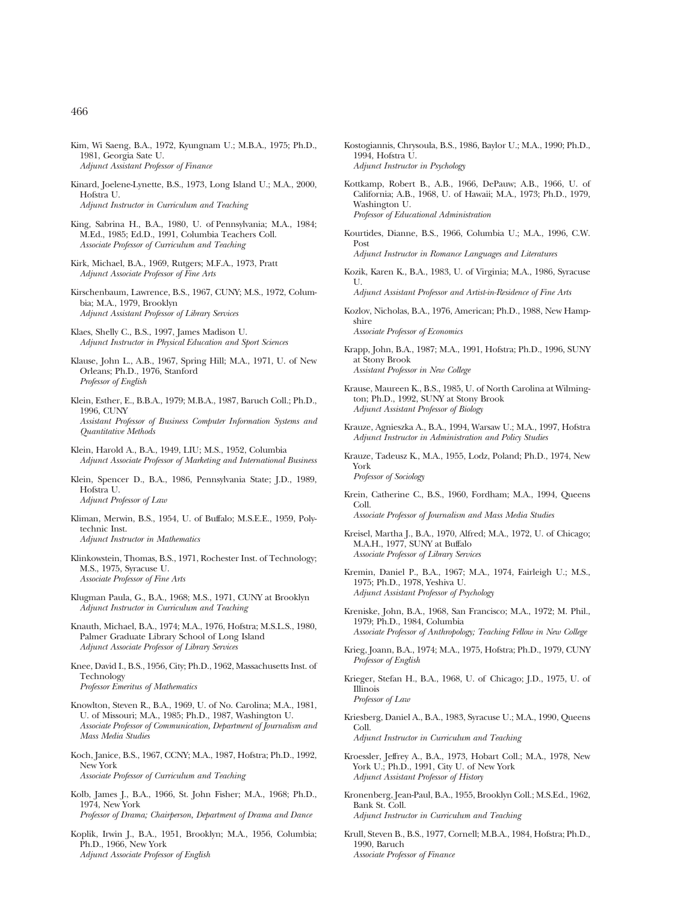Kim, Wi Saeng, B.A., 1972, Kyungnam U.; M.B.A., 1975; Ph.D., 1981, Georgia Sate U.
*Adjunct Assistant Professor of Finance*

Kinard, Joelene-Lynette, B.S., 1973, Long Island U.; M.A., 2000, Hofstra U.
*Adjunct Instructor in Curriculum and Teaching*

King, Sabrina H., B.A., 1980, U. of Pennsylvania; M.A., 1984; M.Ed., 1985; Ed.D., 1991, Columbia Teachers Coll.
*Associate Professor of Curriculum and Teaching*

Kirk, Michael, B.A., 1969, Rutgers; M.F.A., 1973, Pratt
*Adjunct Associate Professor of Fine Arts*

Kirschenbaum, Lawrence, B.S., 1967, CUNY; M.S., 1972, Columbia; M.A., 1979, Brooklyn
*Adjunct Assistant Professor of Library Services*

Klaes, Shelly C., B.S., 1997, James Madison U.
*Adjunct Instructor in Physical Education and Sport Sciences*

Klause, John L., A.B., 1967, Spring Hill; M.A., 1971, U. of New Orleans; Ph.D., 1976, Stanford
*Professor of English*

Klein, Esther, E., B.B.A., 1979; M.B.A., 1987, Baruch Coll.; Ph.D., 1996, CUNY
*Assistant Professor of Business Computer Information Systems and Quantitative Methods*

Klein, Harold A., B.A., 1949, LIU; M.S., 1952, Columbia
*Adjunct Associate Professor of Marketing and International Business*

Klein, Spencer D., B.A., 1986, Pennsylvania State; J.D., 1989, Hofstra U.
*Adjunct Professor of Law*

Kliman, Merwin, B.S., 1954, U. of Buffalo; M.S.E.E., 1959, Polytechnic Inst.
*Adjunct Instructor in Mathematics*

Klinkowstein, Thomas, B.S., 1971, Rochester Inst. of Technology; M.S., 1975, Syracuse U.
*Associate Professor of Fine Arts*

Klugman Paula, G., B.A., 1968; M.S., 1971, CUNY at Brooklyn
*Adjunct Instructor in Curriculum and Teaching*

Knauth, Michael, B.A., 1974; M.A., 1976, Hofstra; M.S.L.S., 1980, Palmer Graduate Library School of Long Island
*Adjunct Associate Professor of Library Services*

Knee, David I., B.S., 1956, City; Ph.D., 1962, Massachusetts Inst. of Technology
*Professor Emeritus of Mathematics*

Knowlton, Steven R., B.A., 1969, U. of No. Carolina; M.A., 1981, U. of Missouri; M.A., 1985; Ph.D., 1987, Washington U.
*Associate Professor of Communication, Department of Journalism and Mass Media Studies*

Koch, Janice, B.S., 1967, CCNY; M.A., 1987, Hofstra; Ph.D., 1992, New York
*Associate Professor of Curriculum and Teaching*

Kolb, James J., B.A., 1966, St. John Fisher; M.A., 1968; Ph.D., 1974, New York
*Professor of Drama; Chairperson, Department of Drama and Dance*

Koplik, Irwin J., B.A., 1951, Brooklyn; M.A., 1956, Columbia; Ph.D., 1966, New York
*Adjunct Associate Professor of English*

Kostogiannis, Chrysoula, B.S., 1986, Baylor U.; M.A., 1990; Ph.D., 1994, Hofstra U.
*Adjunct Instructor in Psychology*

Kottkamp, Robert B., A.B., 1966, DePauw; A.B., 1966, U. of California; A.B., 1968, U. of Hawaii; M.A., 1973; Ph.D., 1979, Washington U.
*Professor of Educational Administration*

Kourtides, Dianne, B.S., 1966, Columbia U.; M.A., 1996, C.W. Post
*Adjunct Instructor in Romance Languages and Literatures*

Kozik, Karen K., B.A., 1983, U. of Virginia; M.A., 1986, Syracuse U.
*Adjunct Assistant Professor and Artist-in-Residence of Fine Arts*

Kozlov, Nicholas, B.A., 1976, American; Ph.D., 1988, New Hampshire
*Associate Professor of Economics*

Krapp, John, B.A., 1987; M.A., 1991, Hofstra; Ph.D., 1996, SUNY at Stony Brook
*Assistant Professor in New College*

Krause, Maureen K., B.S., 1985, U. of North Carolina at Wilmington; Ph.D., 1992, SUNY at Stony Brook
*Adjunct Assistant Professor of Biology*

Krauze, Agnieszka A., B.A., 1994, Warsaw U.; M.A., 1997, Hofstra
*Adjunct Instructor in Administration and Policy Studies*

Krauze, Tadeusz K., M.A., 1955, Lodz, Poland; Ph.D., 1974, New York
*Professor of Sociology*

Krein, Catherine C., B.S., 1960, Fordham; M.A., 1994, Queens Coll.
*Associate Professor of Journalism and Mass Media Studies*

Kreisel, Martha J., B.A., 1970, Alfred; M.A., 1972, U. of Chicago; M.A.H., 1977, SUNY at Buffalo
*Associate Professor of Library Services*

Kremin, Daniel P., B.A., 1967; M.A., 1974, Fairleigh U.; M.S., 1975; Ph.D., 1978, Yeshiva U.
*Adjunct Assistant Professor of Psychology*

Kreniske, John, B.A., 1968, San Francisco; M.A., 1972; M. Phil., 1979; Ph.D., 1984, Columbia
*Associate Professor of Anthropology; Teaching Fellow in New College*

Krieg, Joann, B.A., 1974; M.A., 1975, Hofstra; Ph.D., 1979, CUNY
*Professor of English*

Krieger, Stefan H., B.A., 1968, U. of Chicago; J.D., 1975, U. of Illinois
*Professor of Law*

Kriesberg, Daniel A., B.A., 1983, Syracuse U.; M.A., 1990, Queens Coll.
*Adjunct Instructor in Curriculum and Teaching*

Kroessler, Jeffrey A., B.A., 1973, Hobart Coll.; M.A., 1978, New York U.; Ph.D., 1991, City U. of New York
*Adjunct Assistant Professor of History*

Kronenberg, Jean-Paul, B.A., 1955, Brooklyn Coll.; M.S.Ed., 1962, Bank St. Coll.
*Adjunct Instructor in Curriculum and Teaching*

Krull, Steven B., B.S., 1977, Cornell; M.B.A., 1984, Hofstra; Ph.D., 1990, Baruch
*Associate Professor of Finance*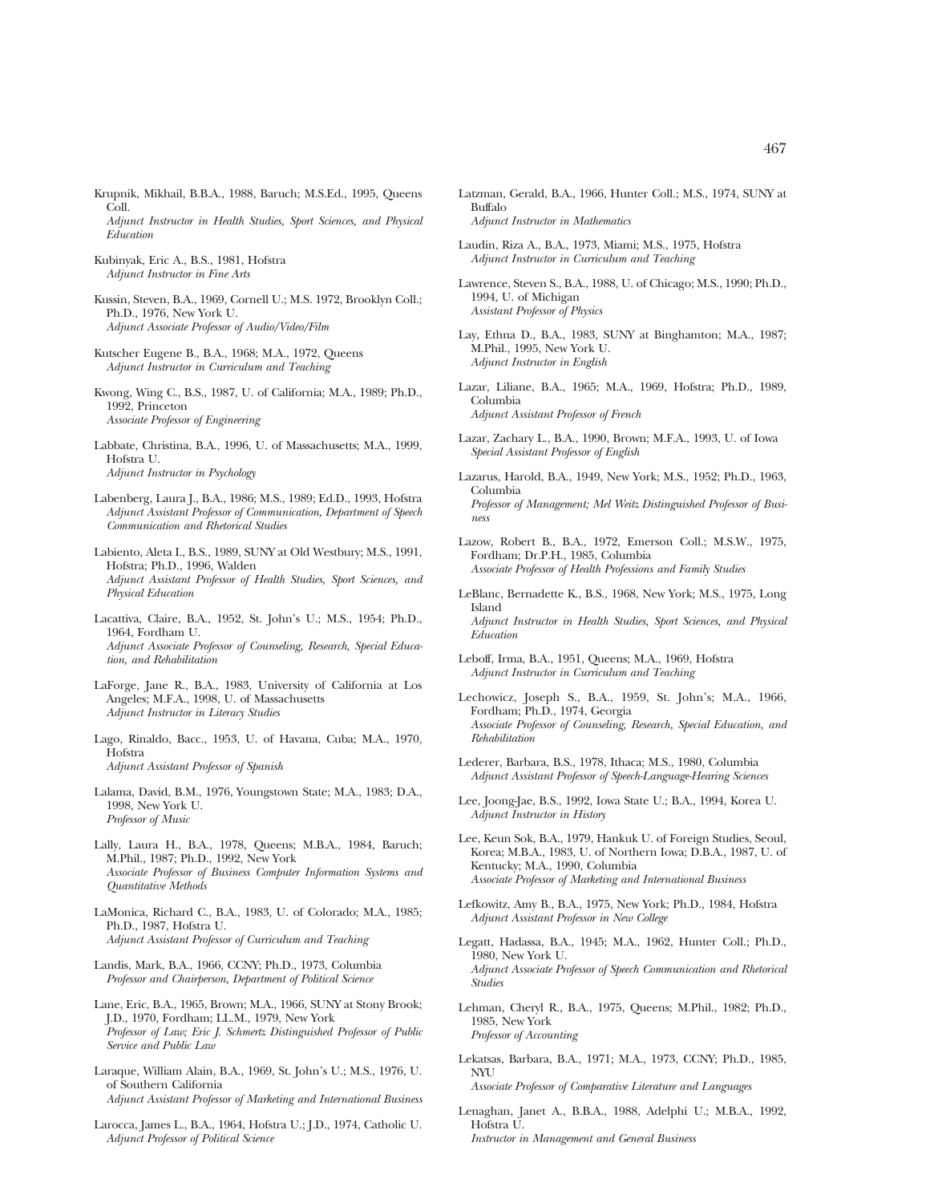Krupnik, Mikhail, B.B.A., 1988, Baruch; M.S.Ed., 1995, Queens Coll.
*Adjunct Instructor in Health Studies, Sport Sciences, and Physical Education*

Kubinyak, Eric A., B.S., 1981, Hofstra
*Adjunct Instructor in Fine Arts*

Kussin, Steven, B.A., 1969, Cornell U.; M.S. 1972, Brooklyn Coll.; Ph.D., 1976, New York U.
*Adjunct Associate Professor of Audio/Video/Film*

Kutscher Eugene B., B.A., 1968; M.A., 1972, Queens
*Adjunct Instructor in Curriculum and Teaching*

Kwong, Wing C., B.S., 1987, U. of California; M.A., 1989; Ph.D., 1992, Princeton
*Associate Professor of Engineering*

Labbate, Christina, B.A., 1996, U. of Massachusetts; M.A., 1999, Hofstra U.
*Adjunct Instructor in Psychology*

Labenberg, Laura J., B.A., 1986; M.S., 1989; Ed.D., 1993, Hofstra
*Adjunct Assistant Professor of Communication, Department of Speech Communication and Rhetorical Studies*

Labiento, Aleta I., B.S., 1989, SUNY at Old Westbury; M.S., 1991, Hofstra; Ph.D., 1996, Walden
*Adjunct Assistant Professor of Health Studies, Sport Sciences, and Physical Education*

Lacattiva, Claire, B.A., 1952, St. John's U.; M.S., 1954; Ph.D., 1964, Fordham U.
*Adjunct Associate Professor of Counseling, Research, Special Education, and Rehabilitation*

LaForge, Jane R., B.A., 1983, University of California at Los Angeles; M.F.A., 1998, U. of Massachusetts
*Adjunct Instructor in Literacy Studies*

Lago, Rinaldo, Bacc., 1953, U. of Havana, Cuba; M.A., 1970, Hofstra
*Adjunct Assistant Professor of Spanish*

Lalama, David, B.M., 1976, Youngstown State; M.A., 1983; D.A., 1998, New York U.
*Professor of Music*

Lally, Laura H., B.A., 1978, Queens; M.B.A., 1984, Baruch; M.Phil., 1987; Ph.D., 1992, New York
*Associate Professor of Business Computer Information Systems and Quantitative Methods*

LaMonica, Richard C., B.A., 1983, U. of Colorado; M.A., 1985; Ph.D., 1987, Hofstra U.
*Adjunct Assistant Professor of Curriculum and Teaching*

Landis, Mark, B.A., 1966, CCNY; Ph.D., 1973, Columbia
*Professor and Chairperson, Department of Political Science*

Lane, Eric, B.A., 1965, Brown; M.A., 1966, SUNY at Stony Brook; J.D., 1970, Fordham; LL.M., 1979, New York
*Professor of Law; Eric J. Schmertz Distinguished Professor of Public Service and Public Law*

Laraque, William Alain, B.A., 1969, St. John's U.; M.S., 1976, U. of Southern California
*Adjunct Assistant Professor of Marketing and International Business*

Larocca, James L., B.A., 1964, Hofstra U.; J.D., 1974, Catholic U.
*Adjunct Professor of Political Science*

Latzman, Gerald, B.A., 1966, Hunter Coll.; M.S., 1974, SUNY at Buffalo
*Adjunct Instructor in Mathematics*

Laudin, Riza A., B.A., 1973, Miami; M.S., 1975, Hofstra
*Adjunct Instructor in Curriculum and Teaching*

Lawrence, Steven S., B.A., 1988, U. of Chicago; M.S., 1990; Ph.D., 1994, U. of Michigan
*Assistant Professor of Physics*

Lay, Ethna D., B.A., 1983, SUNY at Binghamton; M.A., 1987; M.Phil., 1995, New York U.
*Adjunct Instructor in English*

Lazar, Liliane, B.A., 1965; M.A., 1969, Hofstra; Ph.D., 1989, Columbia
*Adjunct Assistant Professor of French*

Lazar, Zachary L., B.A., 1990, Brown; M.F.A., 1993, U. of Iowa
*Special Assistant Professor of English*

Lazarus, Harold, B.A., 1949, New York; M.S., 1952; Ph.D., 1963, Columbia
*Professor of Management; Mel Weitz Distinguished Professor of Business*

Lazow, Robert B., B.A., 1972, Emerson Coll.; M.S.W., 1975, Fordham; Dr.P.H., 1985, Columbia
*Associate Professor of Health Professions and Family Studies*

LeBlanc, Bernadette K., B.S., 1968, New York; M.S., 1975, Long Island
*Adjunct Instructor in Health Studies, Sport Sciences, and Physical Education*

Leboff, Irma, B.A., 1951, Queens; M.A., 1969, Hofstra
*Adjunct Instructor in Curriculum and Teaching*

Lechowicz, Joseph S., B.A., 1959, St. John's; M.A., 1966, Fordham; Ph.D., 1974, Georgia
*Associate Professor of Counseling, Research, Special Education, and Rehabilitation*

Lederer, Barbara, B.S., 1978, Ithaca; M.S., 1980, Columbia
*Adjunct Assistant Professor of Speech-Language-Hearing Sciences*

Lee, Joong-Jae, B.S., 1992, Iowa State U.; B.A., 1994, Korea U.
*Adjunct Instructor in History*

Lee, Keun Sok, B.A., 1979, Hankuk U. of Foreign Studies, Seoul, Korea; M.B.A., 1983, U. of Northern Iowa; D.B.A., 1987, U. of Kentucky; M.A., 1990, Columbia
*Associate Professor of Marketing and International Business*

Lefkowitz, Amy B., B.A., 1975, New York; Ph.D., 1984, Hofstra
*Adjunct Assistant Professor in New College*

Legatt, Hadassa, B.A., 1945; M.A., 1962, Hunter Coll.; Ph.D., 1980, New York U.
*Adjunct Associate Professor of Speech Communication and Rhetorical Studies*

Lehman, Cheryl R., B.A., 1975, Queens; M.Phil., 1982; Ph.D., 1985, New York
*Professor of Accounting*

Lekatsas, Barbara, B.A., 1971; M.A., 1973, CCNY; Ph.D., 1985, NYU
*Associate Professor of Comparative Literature and Languages*

Lenaghan, Janet A., B.B.A., 1988, Adelphi U.; M.B.A., 1992, Hofstra U.
*Instructor in Management and General Business*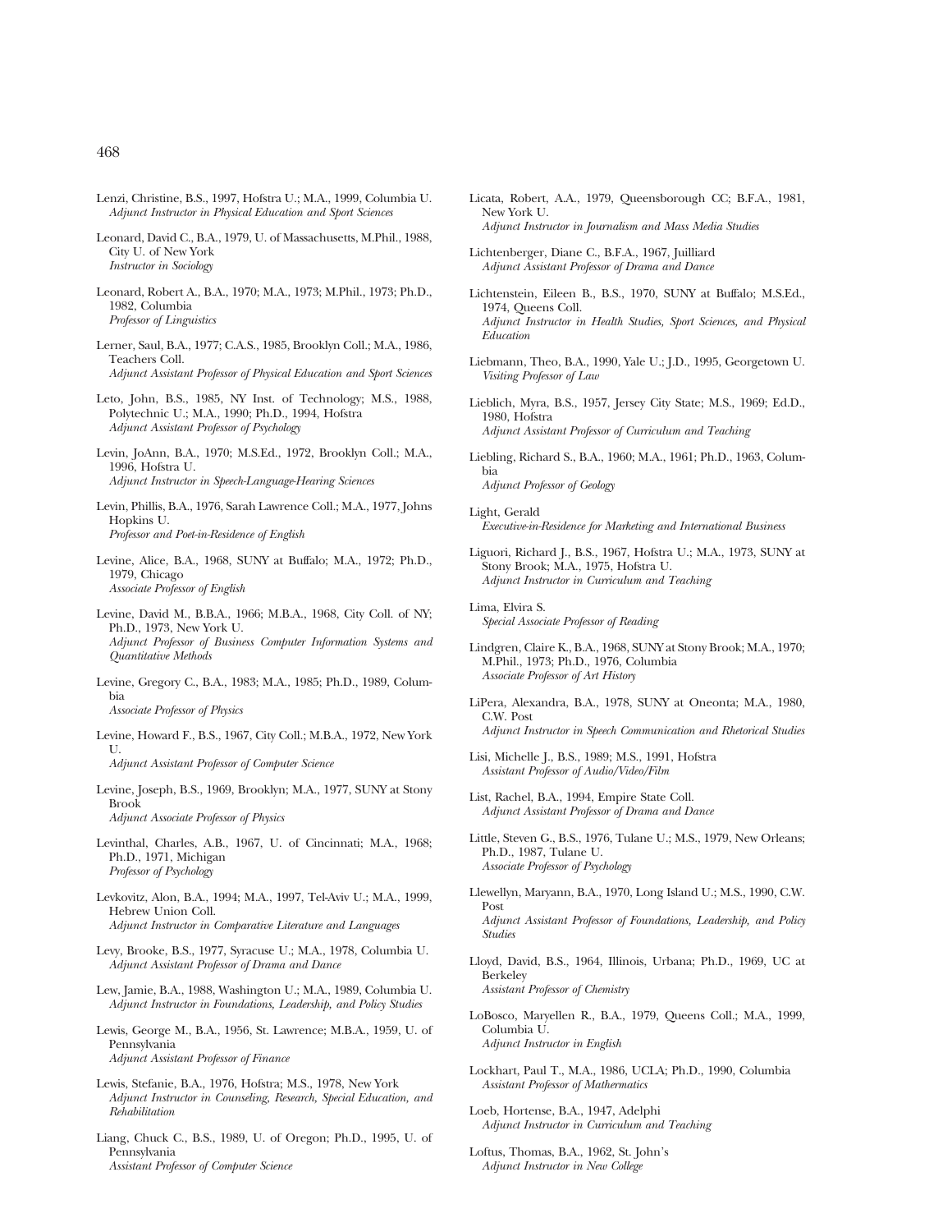Lenzi, Christine, B.S., 1997, Hofstra U.; M.A., 1999, Columbia U.
*Adjunct Instructor in Physical Education and Sport Sciences*

Leonard, David C., B.A., 1979, U. of Massachusetts, M.Phil., 1988, City U. of New York
*Instructor in Sociology*

Leonard, Robert A., B.A., 1970; M.A., 1973; M.Phil., 1973; Ph.D., 1982, Columbia
*Professor of Linguistics*

Lerner, Saul, B.A., 1977; C.A.S., 1985, Brooklyn Coll.; M.A., 1986, Teachers Coll.
*Adjunct Assistant Professor of Physical Education and Sport Sciences*

Leto, John, B.S., 1985, NY Inst. of Technology; M.S., 1988, Polytechnic U.; M.A., 1990; Ph.D., 1994, Hofstra
*Adjunct Assistant Professor of Psychology*

Levin, JoAnn, B.A., 1970; M.S.Ed., 1972, Brooklyn Coll.; M.A., 1996, Hofstra U.
*Adjunct Instructor in Speech-Language-Hearing Sciences*

Levin, Phillis, B.A., 1976, Sarah Lawrence Coll.; M.A., 1977, Johns Hopkins U.
*Professor and Poet-in-Residence of English*

Levine, Alice, B.A., 1968, SUNY at Buffalo; M.A., 1972; Ph.D., 1979, Chicago
*Associate Professor of English*

Levine, David M., B.B.A., 1966; M.B.A., 1968, City Coll. of NY; Ph.D., 1973, New York U.
*Adjunct Professor of Business Computer Information Systems and Quantitative Methods*

Levine, Gregory C., B.A., 1983; M.A., 1985; Ph.D., 1989, Columbia
*Associate Professor of Physics*

Levine, Howard F., B.S., 1967, City Coll.; M.B.A., 1972, New York U.
*Adjunct Assistant Professor of Computer Science*

Levine, Joseph, B.S., 1969, Brooklyn; M.A., 1977, SUNY at Stony Brook
*Adjunct Associate Professor of Physics*

Levinthal, Charles, A.B., 1967, U. of Cincinnati; M.A., 1968; Ph.D., 1971, Michigan
*Professor of Psychology*

Levkovitz, Alon, B.A., 1994; M.A., 1997, Tel-Aviv U.; M.A., 1999, Hebrew Union Coll.
*Adjunct Instructor in Comparative Literature and Languages*

Levy, Brooke, B.S., 1977, Syracuse U.; M.A., 1978, Columbia U.
*Adjunct Assistant Professor of Drama and Dance*

Lew, Jamie, B.A., 1988, Washington U.; M.A., 1989, Columbia U.
*Adjunct Instructor in Foundations, Leadership, and Policy Studies*

Lewis, George M., B.A., 1956, St. Lawrence; M.B.A., 1959, U. of Pennsylvania
*Adjunct Assistant Professor of Finance*

Lewis, Stefanie, B.A., 1976, Hofstra; M.S., 1978, New York
*Adjunct Instructor in Counseling, Research, Special Education, and Rehabilitation*

Liang, Chuck C., B.S., 1989, U. of Oregon; Ph.D., 1995, U. of Pennsylvania
*Assistant Professor of Computer Science*

Licata, Robert, A.A., 1979, Queensborough CC; B.F.A., 1981, New York U.
*Adjunct Instructor in Journalism and Mass Media Studies*

Lichtenberger, Diane C., B.F.A., 1967, Juilliard
*Adjunct Assistant Professor of Drama and Dance*

Lichtenstein, Eileen B., B.S., 1970, SUNY at Buffalo; M.S.Ed., 1974, Queens Coll.
*Adjunct Instructor in Health Studies, Sport Sciences, and Physical Education*

Liebmann, Theo, B.A., 1990, Yale U.; J.D., 1995, Georgetown U.
*Visiting Professor of Law*

Lieblich, Myra, B.S., 1957, Jersey City State; M.S., 1969; Ed.D., 1980, Hofstra
*Adjunct Assistant Professor of Curriculum and Teaching*

Liebling, Richard S., B.A., 1960; M.A., 1961; Ph.D., 1963, Columbia
*Adjunct Professor of Geology*

Light, Gerald
*Executive-in-Residence for Marketing and International Business*

Liguori, Richard J., B.S., 1967, Hofstra U.; M.A., 1973, SUNY at Stony Brook; M.A., 1975, Hofstra U.
*Adjunct Instructor in Curriculum and Teaching*

Lima, Elvira S.
*Special Associate Professor of Reading*

Lindgren, Claire K., B.A., 1968, SUNY at Stony Brook; M.A., 1970; M.Phil., 1973; Ph.D., 1976, Columbia
*Associate Professor of Art History*

LiPera, Alexandra, B.A., 1978, SUNY at Oneonta; M.A., 1980, C.W. Post
*Adjunct Instructor in Speech Communication and Rhetorical Studies*

Lisi, Michelle J., B.S., 1989; M.S., 1991, Hofstra
*Assistant Professor of Audio/Video/Film*

List, Rachel, B.A., 1994, Empire State Coll.
*Adjunct Assistant Professor of Drama and Dance*

Little, Steven G., B.S., 1976, Tulane U.; M.S., 1979, New Orleans; Ph.D., 1987, Tulane U.
*Associate Professor of Psychology*

Llewellyn, Maryann, B.A., 1970, Long Island U.; M.S., 1990, C.W. Post
*Adjunct Assistant Professor of Foundations, Leadership, and Policy Studies*

Lloyd, David, B.S., 1964, Illinois, Urbana; Ph.D., 1969, UC at Berkeley
*Assistant Professor of Chemistry*

LoBosco, Maryellen R., B.A., 1979, Queens Coll.; M.A., 1999, Columbia U.
*Adjunct Instructor in English*

Lockhart, Paul T., M.A., 1986, UCLA; Ph.D., 1990, Columbia
*Assistant Professor of Mathermatics*

Loeb, Hortense, B.A., 1947, Adelphi
*Adjunct Instructor in Curriculum and Teaching*

Loftus, Thomas, B.A., 1962, St. John's
*Adjunct Instructor in New College*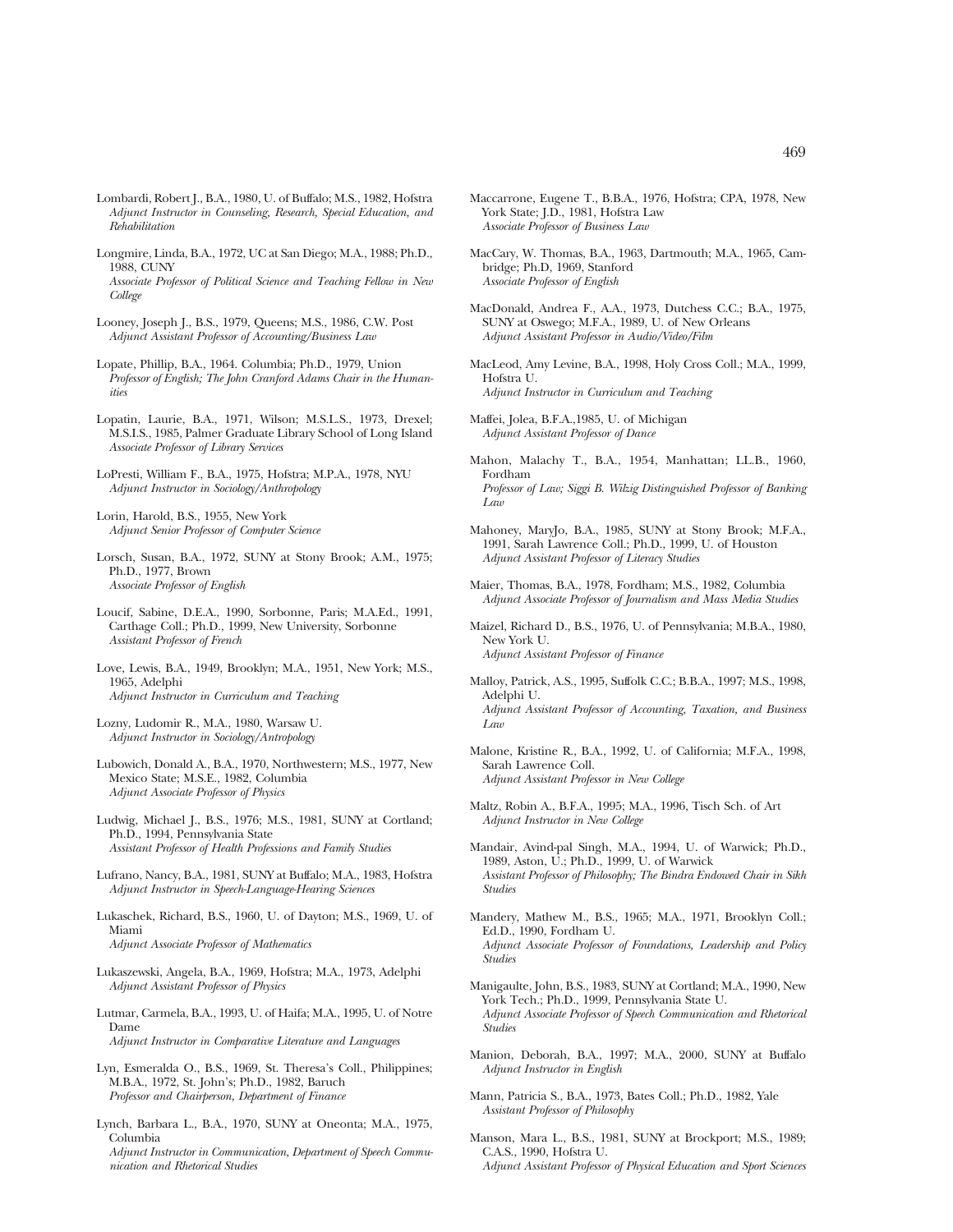Lombardi, Robert J., B.A., 1980, U. of Buffalo; M.S., 1982, Hofstra
*Adjunct Instructor in Counseling, Research, Special Education, and Rehabilitation*

Longmire, Linda, B.A., 1972, UC at San Diego; M.A., 1988; Ph.D., 1988, CUNY
*Associate Professor of Political Science and Teaching Fellow in New College*

Looney, Joseph J., B.S., 1979, Queens; M.S., 1986, C.W. Post
*Adjunct Assistant Professor of Accounting/Business Law*

Lopate, Phillip, B.A., 1964. Columbia; Ph.D., 1979, Union
*Professor of English; The John Cranford Adams Chair in the Humanities*

Lopatin, Laurie, B.A., 1971, Wilson; M.S.L.S., 1973, Drexel; M.S.I.S., 1985, Palmer Graduate Library School of Long Island
*Associate Professor of Library Services*

LoPresti, William F., B.A., 1975, Hofstra; M.P.A., 1978, NYU
*Adjunct Instructor in Sociology/Anthropology*

Lorin, Harold, B.S., 1955, New York
*Adjunct Senior Professor of Computer Science*

Lorsch, Susan, B.A., 1972, SUNY at Stony Brook; A.M., 1975; Ph.D., 1977, Brown
*Associate Professor of English*

Loucif, Sabine, D.E.A., 1990, Sorbonne, Paris; M.A.Ed., 1991, Carthage Coll.; Ph.D., 1999, New University, Sorbonne
*Assistant Professor of French*

Love, Lewis, B.A., 1949, Brooklyn; M.A., 1951, New York; M.S., 1965, Adelphi
*Adjunct Instructor in Curriculum and Teaching*

Lozny, Ludomir R., M.A., 1980, Warsaw U.
*Adjunct Instructor in Sociology/Antropology*

Lubowich, Donald A., B.A., 1970, Northwestern; M.S., 1977, New Mexico State; M.S.E., 1982, Columbia
*Adjunct Associate Professor of Physics*

Ludwig, Michael J., B.S., 1976; M.S., 1981, SUNY at Cortland; Ph.D., 1994, Pennsylvania State
*Assistant Professor of Health Professions and Family Studies*

Lufrano, Nancy, B.A., 1981, SUNY at Buffalo; M.A., 1983, Hofstra
*Adjunct Instructor in Speech-Language-Hearing Sciences*

Lukaschek, Richard, B.S., 1960, U. of Dayton; M.S., 1969, U. of Miami
*Adjunct Associate Professor of Mathematics*

Lukaszewski, Angela, B.A., 1969, Hofstra; M.A., 1973, Adelphi
*Adjunct Assistant Professor of Physics*

Lutmar, Carmela, B.A., 1993, U. of Haifa; M.A., 1995, U. of Notre Dame
*Adjunct Instructor in Comparative Literature and Languages*

Lyn, Esmeralda O., B.S., 1969, St. Theresa's Coll., Philippines; M.B.A., 1972, St. John's; Ph.D., 1982, Baruch
*Professor and Chairperson, Department of Finance*

Lynch, Barbara L., B.A., 1970, SUNY at Oneonta; M.A., 1975, Columbia
*Adjunct Instructor in Communication, Department of Speech Communication and Rhetorical Studies*

Maccarrone, Eugene T., B.B.A., 1976, Hofstra; CPA, 1978, New York State; J.D., 1981, Hofstra Law
*Associate Professor of Business Law*

MacCary, W. Thomas, B.A., 1963, Dartmouth; M.A., 1965, Cambridge; Ph.D, 1969, Stanford
*Associate Professor of English*

MacDonald, Andrea F., A.A., 1973, Dutchess C.C.; B.A., 1975, SUNY at Oswego; M.F.A., 1989, U. of New Orleans
*Adjunct Assistant Professor in Audio/Video/Film*

MacLeod, Amy Levine, B.A., 1998, Holy Cross Coll.; M.A., 1999, Hofstra U.
*Adjunct Instructor in Curriculum and Teaching*

Maffei, Jolea, B.F.A.,1985, U. of Michigan
*Adjunct Assistant Professor of Dance*

Mahon, Malachy T., B.A., 1954, Manhattan; LL.B., 1960, Fordham
*Professor of Law; Siggi B. Wilzig Distinguished Professor of Banking Law*

Mahoney, MaryJo, B.A., 1985, SUNY at Stony Brook; M.F.A., 1991, Sarah Lawrence Coll.; Ph.D., 1999, U. of Houston
*Adjunct Assistant Professor of Literacy Studies*

Maier, Thomas, B.A., 1978, Fordham; M.S., 1982, Columbia
*Adjunct Associate Professor of Journalism and Mass Media Studies*

Maizel, Richard D., B.S., 1976, U. of Pennsylvania; M.B.A., 1980, New York U.
*Adjunct Assistant Professor of Finance*

Malloy, Patrick, A.S., 1995, Suffolk C.C.; B.B.A., 1997; M.S., 1998, Adelphi U.
*Adjunct Assistant Professor of Accounting, Taxation, and Business Law*

Malone, Kristine R., B.A., 1992, U. of California; M.F.A., 1998, Sarah Lawrence Coll.
*Adjunct Assistant Professor in New College*

Maltz, Robin A., B.F.A., 1995; M.A., 1996, Tisch Sch. of Art
*Adjunct Instructor in New College*

Mandair, Avind-pal Singh, M.A., 1994, U. of Warwick; Ph.D., 1989, Aston, U.; Ph.D., 1999, U. of Warwick
*Assistant Professor of Philosophy; The Bindra Endowed Chair in Sikh Studies*

Mandery, Mathew M., B.S., 1965; M.A., 1971, Brooklyn Coll.; Ed.D., 1990, Fordham U.
*Adjunct Associate Professor of Foundations, Leadership and Policy Studies*

Manigaulte, John, B.S., 1983, SUNY at Cortland; M.A., 1990, New York Tech.; Ph.D., 1999, Pennsylvania State U.
*Adjunct Associate Professor of Speech Communication and Rhetorical Studies*

Manion, Deborah, B.A., 1997; M.A., 2000, SUNY at Buffalo
*Adjunct Instructor in English*

Mann, Patricia S., B.A., 1973, Bates Coll.; Ph.D., 1982, Yale
*Assistant Professor of Philosophy*

Manson, Mara L., B.S., 1981, SUNY at Brockport; M.S., 1989; C.A.S., 1990, Hofstra U.
*Adjunct Assistant Professor of Physical Education and Sport Sciences*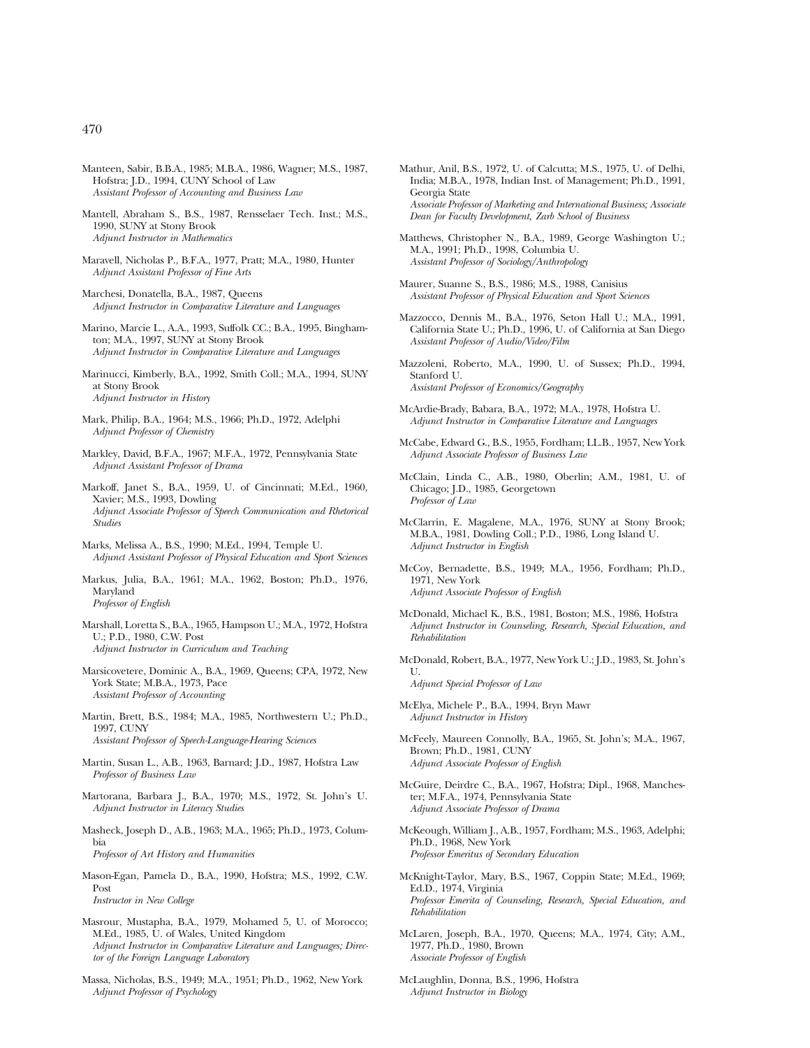Manteen, Sabir, B.B.A., 1985; M.B.A., 1986, Wagner; M.S., 1987, Hofstra; J.D., 1994, CUNY School of Law
*Assistant Professor of Accounting and Business Law*

Mantell, Abraham S., B.S., 1987, Rensselaer Tech. Inst.; M.S., 1990, SUNY at Stony Brook
*Adjunct Instructor in Mathematics*

Maravell, Nicholas P., B.F.A., 1977, Pratt; M.A., 1980, Hunter
*Adjunct Assistant Professor of Fine Arts*

Marchesi, Donatella, B.A., 1987, Queens
*Adjunct Instructor in Comparative Literature and Languages*

Marino, Marcie L., A.A., 1993, Suffolk CC.; B.A., 1995, Binghamton; M.A., 1997, SUNY at Stony Brook
*Adjunct Instructor in Comparative Literature and Languages*

Marinucci, Kimberly, B.A., 1992, Smith Coll.; M.A., 1994, SUNY at Stony Brook
*Adjunct Instructor in History*

Mark, Philip, B.A., 1964; M.S., 1966; Ph.D., 1972, Adelphi
*Adjunct Professor of Chemistry*

Markley, David, B.F.A., 1967; M.F.A., 1972, Pennsylvania State
*Adjunct Assistant Professor of Drama*

Markoff, Janet S., B.A., 1959, U. of Cincinnati; M.Ed., 1960, Xavier; M.S., 1993, Dowling
*Adjunct Associate Professor of Speech Communication and Rhetorical Studies*

Marks, Melissa A., B.S., 1990; M.Ed., 1994, Temple U.
*Adjunct Assistant Professor of Physical Education and Sport Sciences*

Markus, Julia, B.A., 1961; M.A., 1962, Boston; Ph.D., 1976, Maryland
*Professor of English*

Marshall, Loretta S., B.A., 1965, Hampson U.; M.A., 1972, Hofstra U.; P.D., 1980, C.W. Post
*Adjunct Instructor in Curriculum and Teaching*

Marsicovetere, Dominic A., B.A., 1969, Queens; CPA, 1972, New York State; M.B.A., 1973, Pace
*Assistant Professor of Accounting*

Martin, Brett, B.S., 1984; M.A., 1985, Northwestern U.; Ph.D., 1997, CUNY
*Assistant Professor of Speech-Language-Hearing Sciences*

Martin, Susan L., A.B., 1963, Barnard; J.D., 1987, Hofstra Law
*Professor of Business Law*

Martorana, Barbara J., B.A., 1970; M.S., 1972, St. John's U.
*Adjunct Instructor in Literacy Studies*

Masheck, Joseph D., A.B., 1963; M.A., 1965; Ph.D., 1973, Columbia
*Professor of Art History and Humanities*

Mason-Egan, Pamela D., B.A., 1990, Hofstra; M.S., 1992, C.W. Post
*Instructor in New College*

Masrour, Mustapha, B.A., 1979, Mohamed 5, U. of Morocco; M.Ed., 1985, U. of Wales, United Kingdom
*Adjunct Instructor in Comparative Literature and Languages; Director of the Foreign Language Laboratory*

Massa, Nicholas, B.S., 1949; M.A., 1951; Ph.D., 1962, New York
*Adjunct Professor of Psychology*

Mathur, Anil, B.S., 1972, U. of Calcutta; M.S., 1975, U. of Delhi, India; M.B.A., 1978, Indian Inst. of Management; Ph.D., 1991, Georgia State
*Associate Professor of Marketing and International Business; Associate Dean for Faculty Development, Zarb School of Business*

Matthews, Christopher N., B.A., 1989, George Washington U.; M.A., 1991; Ph.D., 1998, Columbia U.
*Assistant Professor of Sociology/Anthropology*

Maurer, Suanne S., B.S., 1986; M.S., 1988, Canisius
*Assistant Professor of Physical Education and Sport Sciences*

Mazzocco, Dennis M., B.A., 1976, Seton Hall U.; M.A., 1991, California State U.; Ph.D., 1996, U. of California at San Diego
*Assistant Professor of Audio/Video/Film*

Mazzoleni, Roberto, M.A., 1990, U. of Sussex; Ph.D., 1994, Stanford U.
*Assistant Professor of Economics/Geography*

McArdie-Brady, Babara, B.A., 1972; M.A., 1978, Hofstra U.
*Adjunct Instructor in Comparative Literature and Languages*

McCabe, Edward G., B.S., 1955, Fordham; LL.B., 1957, New York
*Adjunct Associate Professor of Business Law*

McClain, Linda C., A.B., 1980, Oberlin; A.M., 1981, U. of Chicago; J.D., 1985, Georgetown
*Professor of Law*

McClarrin, E. Magalene, M.A., 1976, SUNY at Stony Brook; M.B.A., 1981, Dowling Coll.; P.D., 1986, Long Island U.
*Adjunct Instructor in English*

McCoy, Bernadette, B.S., 1949; M.A., 1956, Fordham; Ph.D., 1971, New York
*Adjunct Associate Professor of English*

McDonald, Michael K., B.S., 1981, Boston; M.S., 1986, Hofstra
*Adjunct Instructor in Counseling, Research, Special Education, and Rehabilitation*

McDonald, Robert, B.A., 1977, New York U.; J.D., 1983, St. John's U.
*Adjunct Special Professor of Law*

McElya, Michele P., B.A., 1994, Bryn Mawr
*Adjunct Instructor in History*

McFeely, Maureen Connolly, B.A., 1965, St. John's; M.A., 1967, Brown; Ph.D., 1981, CUNY
*Adjunct Associate Professor of English*

McGuire, Deirdre C., B.A., 1967, Hofstra; Dipl., 1968, Manchester; M.F.A., 1974, Pennsylvania State
*Adjunct Associate Professor of Drama*

McKeough, William J., A.B., 1957, Fordham; M.S., 1963, Adelphi; Ph.D., 1968, New York
*Professor Emeritus of Secondary Education*

McKnight-Taylor, Mary, B.S., 1967, Coppin State; M.Ed., 1969; Ed.D., 1974, Virginia
*Professor Emerita of Counseling, Research, Special Education, and Rehabilitation*

McLaren, Joseph, B.A., 1970, Queens; M.A., 1974, City; A.M., 1977, Ph.D., 1980, Brown
*Associate Professor of English*

McLaughlin, Donna, B.S., 1996, Hofstra
*Adjunct Instructor in Biology*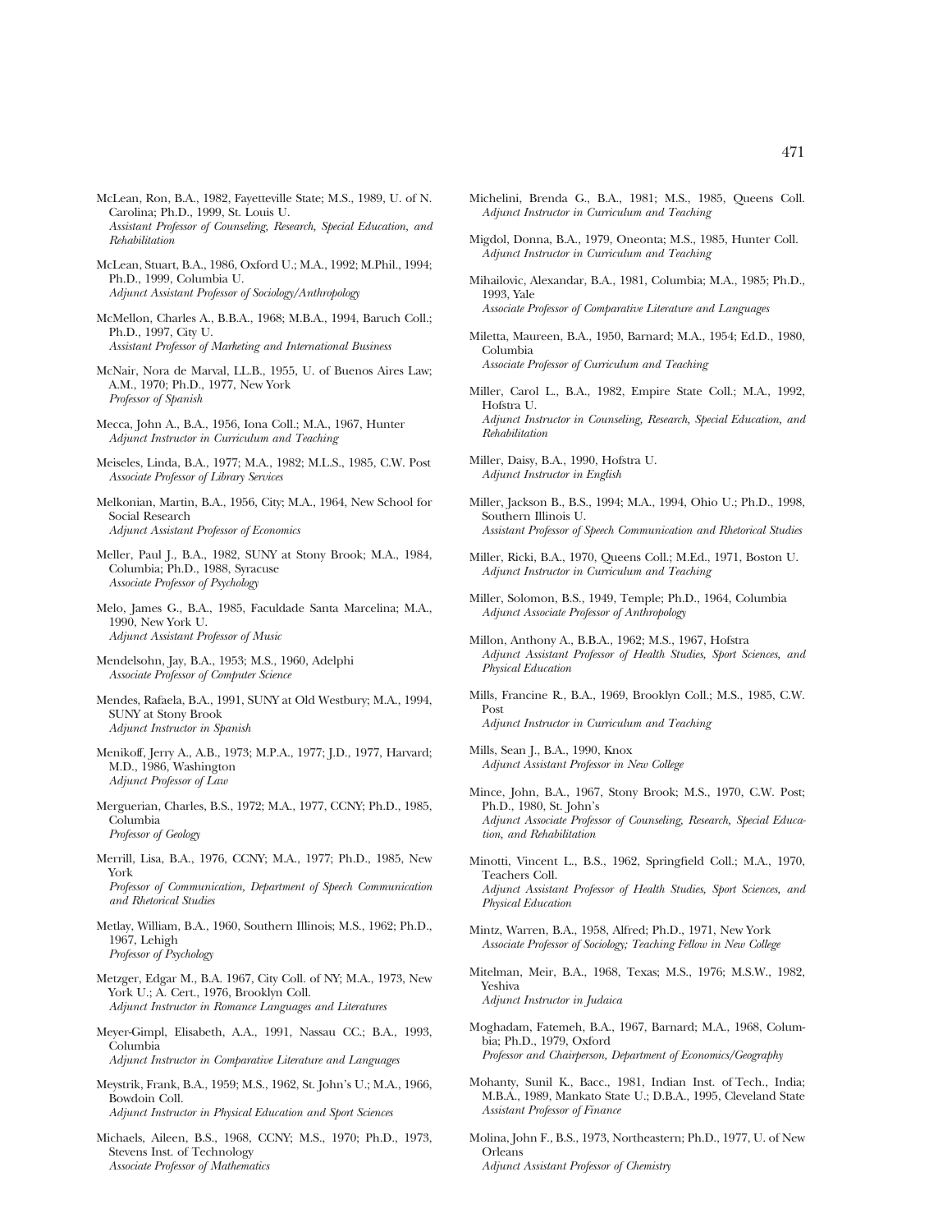McLean, Ron, B.A., 1982, Fayetteville State; M.S., 1989, U. of N. Carolina; Ph.D., 1999, St. Louis U.
*Assistant Professor of Counseling, Research, Special Education, and Rehabilitation*

McLean, Stuart, B.A., 1986, Oxford U.; M.A., 1992; M.Phil., 1994; Ph.D., 1999, Columbia U.
*Adjunct Assistant Professor of Sociology/Anthropology*

McMellon, Charles A., B.B.A., 1968; M.B.A., 1994, Baruch Coll.; Ph.D., 1997, City U.
*Assistant Professor of Marketing and International Business*

McNair, Nora de Marval, LL.B., 1955, U. of Buenos Aires Law; A.M., 1970; Ph.D., 1977, New York
*Professor of Spanish*

Mecca, John A., B.A., 1956, Iona Coll.; M.A., 1967, Hunter
*Adjunct Instructor in Curriculum and Teaching*

Meiseles, Linda, B.A., 1977; M.A., 1982; M.L.S., 1985, C.W. Post
*Associate Professor of Library Services*

Melkonian, Martin, B.A., 1956, City; M.A., 1964, New School for Social Research
*Adjunct Assistant Professor of Economics*

Meller, Paul J., B.A., 1982, SUNY at Stony Brook; M.A., 1984, Columbia; Ph.D., 1988, Syracuse
*Associate Professor of Psychology*

Melo, James G., B.A., 1985, Faculdade Santa Marcelina; M.A., 1990, New York U.
*Adjunct Assistant Professor of Music*

Mendelsohn, Jay, B.A., 1953; M.S., 1960, Adelphi
*Associate Professor of Computer Science*

Mendes, Rafaela, B.A., 1991, SUNY at Old Westbury; M.A., 1994, SUNY at Stony Brook
*Adjunct Instructor in Spanish*

Menikoff, Jerry A., A.B., 1973; M.P.A., 1977; J.D., 1977, Harvard; M.D., 1986, Washington
*Adjunct Professor of Law*

Merguerian, Charles, B.S., 1972; M.A., 1977, CCNY; Ph.D., 1985, Columbia
*Professor of Geology*

Merrill, Lisa, B.A., 1976, CCNY; M.A., 1977; Ph.D., 1985, New York
*Professor of Communication, Department of Speech Communication and Rhetorical Studies*

Metlay, William, B.A., 1960, Southern Illinois; M.S., 1962; Ph.D., 1967, Lehigh
*Professor of Psychology*

Metzger, Edgar M., B.A. 1967, City Coll. of NY; M.A., 1973, New York U.; A. Cert., 1976, Brooklyn Coll.
*Adjunct Instructor in Romance Languages and Literatures*

Meyer-Gimpl, Elisabeth, A.A., 1991, Nassau CC.; B.A., 1993, Columbia
*Adjunct Instructor in Comparative Literature and Languages*

Meystrik, Frank, B.A., 1959; M.S., 1962, St. John's U.; M.A., 1966, Bowdoin Coll.
*Adjunct Instructor in Physical Education and Sport Sciences*

Michaels, Aileen, B.S., 1968, CCNY; M.S., 1970; Ph.D., 1973, Stevens Inst. of Technology
*Associate Professor of Mathematics*

Michelini, Brenda G., B.A., 1981; M.S., 1985, Queens Coll.
*Adjunct Instructor in Curriculum and Teaching*

Migdol, Donna, B.A., 1979, Oneonta; M.S., 1985, Hunter Coll.
*Adjunct Instructor in Curriculum and Teaching*

Mihailovic, Alexandar, B.A., 1981, Columbia; M.A., 1985; Ph.D., 1993, Yale
*Associate Professor of Comparative Literature and Languages*

Miletta, Maureen, B.A., 1950, Barnard; M.A., 1954; Ed.D., 1980, Columbia
*Associate Professor of Curriculum and Teaching*

Miller, Carol L., B.A., 1982, Empire State Coll.; M.A., 1992, Hofstra U.
*Adjunct Instructor in Counseling, Research, Special Education, and Rehabilitation*

Miller, Daisy, B.A., 1990, Hofstra U.
*Adjunct Instructor in English*

Miller, Jackson B., B.S., 1994; M.A., 1994, Ohio U.; Ph.D., 1998, Southern Illinois U.
*Assistant Professor of Speech Communication and Rhetorical Studies*

Miller, Ricki, B.A., 1970, Queens Coll.; M.Ed., 1971, Boston U.
*Adjunct Instructor in Curriculum and Teaching*

Miller, Solomon, B.S., 1949, Temple; Ph.D., 1964, Columbia
*Adjunct Associate Professor of Anthropology*

Millon, Anthony A., B.B.A., 1962; M.S., 1967, Hofstra
*Adjunct Assistant Professor of Health Studies, Sport Sciences, and Physical Education*

Mills, Francine R., B.A., 1969, Brooklyn Coll.; M.S., 1985, C.W. Post
*Adjunct Instructor in Curriculum and Teaching*

Mills, Sean J., B.A., 1990, Knox
*Adjunct Assistant Professor in New College*

Mince, John, B.A., 1967, Stony Brook; M.S., 1970, C.W. Post; Ph.D., 1980, St. John's
*Adjunct Associate Professor of Counseling, Research, Special Education, and Rehabilitation*

Minotti, Vincent L., B.S., 1962, Springfield Coll.; M.A., 1970, Teachers Coll.
*Adjunct Assistant Professor of Health Studies, Sport Sciences, and Physical Education*

Mintz, Warren, B.A., 1958, Alfred; Ph.D., 1971, New York
*Associate Professor of Sociology; Teaching Fellow in New College*

Mitelman, Meir, B.A., 1968, Texas; M.S., 1976; M.S.W., 1982, Yeshiva
*Adjunct Instructor in Judaica*

Moghadam, Fatemeh, B.A., 1967, Barnard; M.A., 1968, Columbia; Ph.D., 1979, Oxford
*Professor and Chairperson, Department of Economics/Geography*

Mohanty, Sunil K., Bacc., 1981, Indian Inst. of Tech., India; M.B.A., 1989, Mankato State U.; D.B.A., 1995, Cleveland State
*Assistant Professor of Finance*

Molina, John F., B.S., 1973, Northeastern; Ph.D., 1977, U. of New Orleans
*Adjunct Assistant Professor of Chemistry*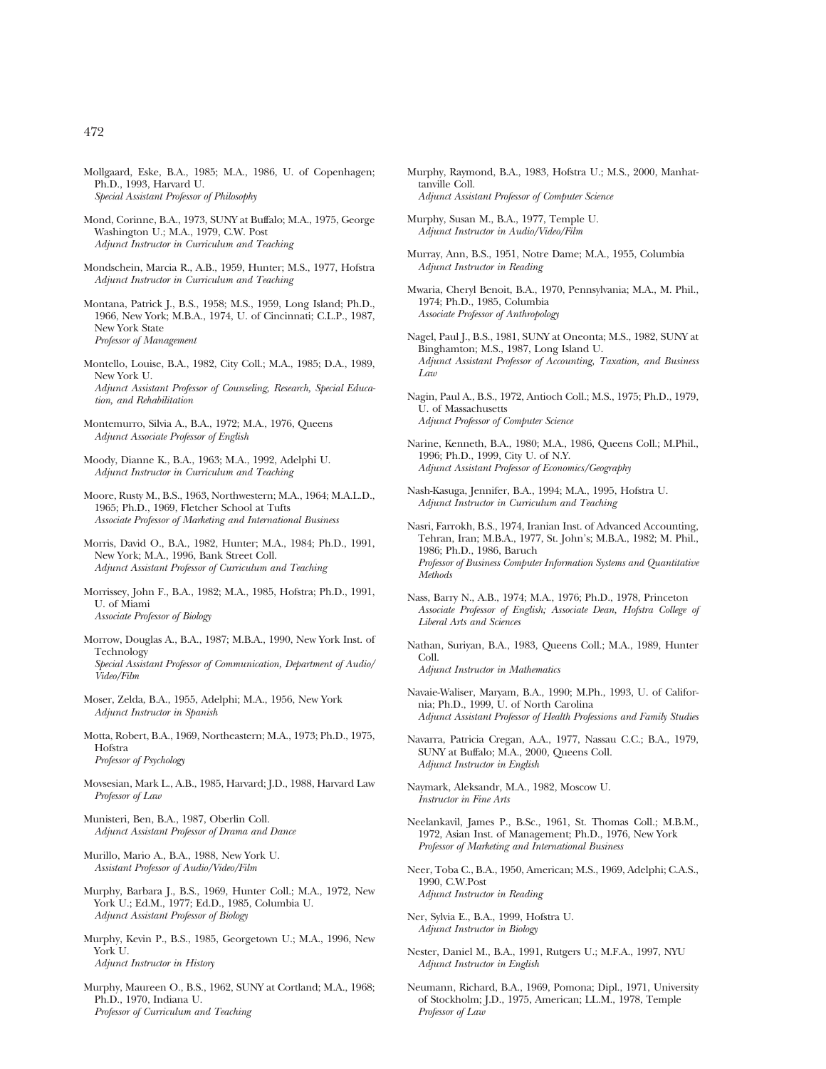Mollgaard, Eske, B.A., 1985; M.A., 1986, U. of Copenhagen; Ph.D., 1993, Harvard U.
*Special Assistant Professor of Philosophy*

Mond, Corinne, B.A., 1973, SUNY at Buffalo; M.A., 1975, George Washington U.; M.A., 1979, C.W. Post
*Adjunct Instructor in Curriculum and Teaching*

Mondschein, Marcia R., A.B., 1959, Hunter; M.S., 1977, Hofstra
*Adjunct Instructor in Curriculum and Teaching*

Montana, Patrick J., B.S., 1958; M.S., 1959, Long Island; Ph.D., 1966, New York; M.B.A., 1974, U. of Cincinnati; C.L.P., 1987, New York State
*Professor of Management*

Montello, Louise, B.A., 1982, City Coll.; M.A., 1985; D.A., 1989, New York U.
*Adjunct Assistant Professor of Counseling, Research, Special Education, and Rehabilitation*

Montemurro, Silvia A., B.A., 1972; M.A., 1976, Queens
*Adjunct Associate Professor of English*

Moody, Dianne K., B.A., 1963; M.A., 1992, Adelphi U.
*Adjunct Instructor in Curriculum and Teaching*

Moore, Rusty M., B.S., 1963, Northwestern; M.A., 1964; M.A.L.D., 1965; Ph.D., 1969, Fletcher School at Tufts
*Associate Professor of Marketing and International Business*

Morris, David O., B.A., 1982, Hunter; M.A., 1984; Ph.D., 1991, New York; M.A., 1996, Bank Street Coll.
*Adjunct Assistant Professor of Curriculum and Teaching*

Morrissey, John F., B.A., 1982; M.A., 1985, Hofstra; Ph.D., 1991, U. of Miami
*Associate Professor of Biology*

Morrow, Douglas A., B.A., 1987; M.B.A., 1990, New York Inst. of Technology
*Special Assistant Professor of Communication, Department of Audio/Video/Film*

Moser, Zelda, B.A., 1955, Adelphi; M.A., 1956, New York
*Adjunct Instructor in Spanish*

Motta, Robert, B.A., 1969, Northeastern; M.A., 1973; Ph.D., 1975, Hofstra
*Professor of Psychology*

Movsesian, Mark L., A.B., 1985, Harvard; J.D., 1988, Harvard Law
*Professor of Law*

Munisteri, Ben, B.A., 1987, Oberlin Coll.
*Adjunct Assistant Professor of Drama and Dance*

Murillo, Mario A., B.A., 1988, New York U.
*Assistant Professor of Audio/Video/Film*

Murphy, Barbara J., B.S., 1969, Hunter Coll.; M.A., 1972, New York U.; Ed.M., 1977; Ed.D., 1985, Columbia U.
*Adjunct Assistant Professor of Biology*

Murphy, Kevin P., B.S., 1985, Georgetown U.; M.A., 1996, New York U.
*Adjunct Instructor in History*

Murphy, Maureen O., B.S., 1962, SUNY at Cortland; M.A., 1968; Ph.D., 1970, Indiana U.
*Professor of Curriculum and Teaching*

Murphy, Raymond, B.A., 1983, Hofstra U.; M.S., 2000, Manhattanville Coll.
*Adjunct Assistant Professor of Computer Science*

Murphy, Susan M., B.A., 1977, Temple U.
*Adjunct Instructor in Audio/Video/Film*

Murray, Ann, B.S., 1951, Notre Dame; M.A., 1955, Columbia
*Adjunct Instructor in Reading*

Mwaria, Cheryl Benoit, B.A., 1970, Pennsylvania; M.A., M. Phil., 1974; Ph.D., 1985, Columbia
*Associate Professor of Anthropology*

Nagel, Paul J., B.S., 1981, SUNY at Oneonta; M.S., 1982, SUNY at Binghamton; M.S., 1987, Long Island U.
*Adjunct Assistant Professor of Accounting, Taxation, and Business Law*

Nagin, Paul A., B.S., 1972, Antioch Coll.; M.S., 1975; Ph.D., 1979, U. of Massachusetts
*Adjunct Professor of Computer Science*

Narine, Kenneth, B.A., 1980; M.A., 1986, Queens Coll.; M.Phil., 1996; Ph.D., 1999, City U. of N.Y.
*Adjunct Assistant Professor of Economics/Geography*

Nash-Kasuga, Jennifer, B.A., 1994; M.A., 1995, Hofstra U.
*Adjunct Instructor in Curriculum and Teaching*

Nasri, Farrokh, B.S., 1974, Iranian Inst. of Advanced Accounting, Tehran, Iran; M.B.A., 1977, St. John's; M.B.A., 1982; M. Phil., 1986; Ph.D., 1986, Baruch
*Professor of Business Computer Information Systems and Quantitative Methods*

Nass, Barry N., A.B., 1974; M.A., 1976; Ph.D., 1978, Princeton
*Associate Professor of English; Associate Dean, Hofstra College of Liberal Arts and Sciences*

Nathan, Suriyan, B.A., 1983, Queens Coll.; M.A., 1989, Hunter Coll.
*Adjunct Instructor in Mathematics*

Navaie-Waliser, Maryam, B.A., 1990; M.Ph., 1993, U. of California; Ph.D., 1999, U. of North Carolina
*Adjunct Assistant Professor of Health Professions and Family Studies*

Navarra, Patricia Cregan, A.A., 1977, Nassau C.C.; B.A., 1979, SUNY at Buffalo; M.A., 2000, Queens Coll.
*Adjunct Instructor in English*

Naymark, Aleksandr, M.A., 1982, Moscow U.
*Instructor in Fine Arts*

Neelankavil, James P., B.Sc., 1961, St. Thomas Coll.; M.B.M., 1972, Asian Inst. of Management; Ph.D., 1976, New York
*Professor of Marketing and International Business*

Neer, Toba C., B.A., 1950, American; M.S., 1969, Adelphi; C.A.S., 1990, C.W.Post
*Adjunct Instructor in Reading*

Ner, Sylvia E., B.A., 1999, Hofstra U.
*Adjunct Instructor in Biology*

Nester, Daniel M., B.A., 1991, Rutgers U.; M.F.A., 1997, NYU
*Adjunct Instructor in English*

Neumann, Richard, B.A., 1969, Pomona; Dipl., 1971, University of Stockholm; J.D., 1975, American; LL.M., 1978, Temple
*Professor of Law*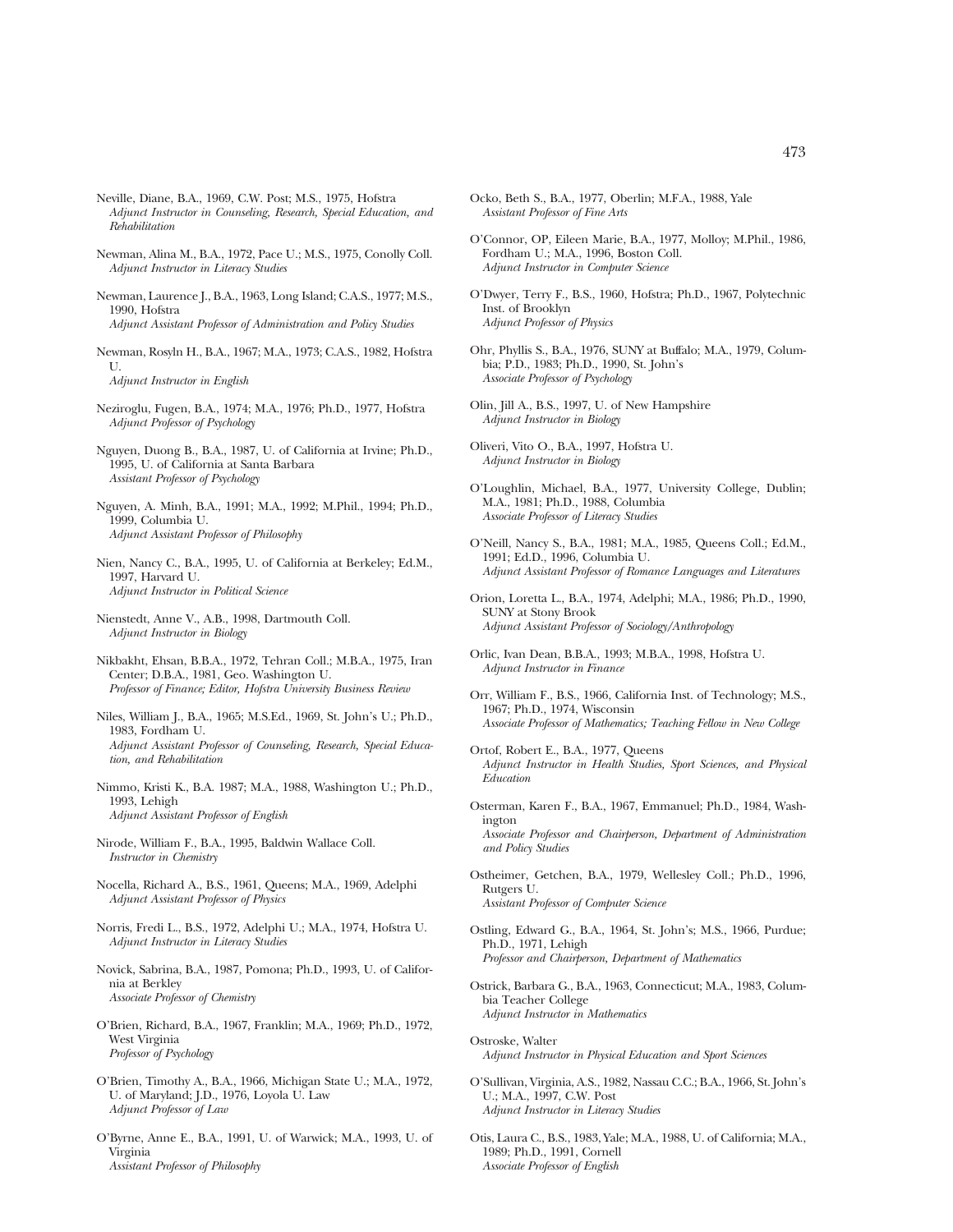Neville, Diane, B.A., 1969, C.W. Post; M.S., 1975, Hofstra
*Adjunct Instructor in Counseling, Research, Special Education, and Rehabilitation*

Newman, Alina M., B.A., 1972, Pace U.; M.S., 1975, Conolly Coll.
*Adjunct Instructor in Literacy Studies*

Newman, Laurence J., B.A., 1963, Long Island; C.A.S., 1977; M.S., 1990, Hofstra
*Adjunct Assistant Professor of Administration and Policy Studies*

Newman, Rosyln H., B.A., 1967; M.A., 1973; C.A.S., 1982, Hofstra U.
*Adjunct Instructor in English*

Neziroglu, Fugen, B.A., 1974; M.A., 1976; Ph.D., 1977, Hofstra
*Adjunct Professor of Psychology*

Nguyen, Duong B., B.A., 1987, U. of California at Irvine; Ph.D., 1995, U. of California at Santa Barbara
*Assistant Professor of Psychology*

Nguyen, A. Minh, B.A., 1991; M.A., 1992; M.Phil., 1994; Ph.D., 1999, Columbia U.
*Adjunct Assistant Professor of Philosophy*

Nien, Nancy C., B.A., 1995, U. of California at Berkeley; Ed.M., 1997, Harvard U.
*Adjunct Instructor in Political Science*

Nienstedt, Anne V., A.B., 1998, Dartmouth Coll.
*Adjunct Instructor in Biology*

Nikbakht, Ehsan, B.B.A., 1972, Tehran Coll.; M.B.A., 1975, Iran Center; D.B.A., 1981, Geo. Washington U.
*Professor of Finance; Editor, Hofstra University Business Review*

Niles, William J., B.A., 1965; M.S.Ed., 1969, St. John's U.; Ph.D., 1983, Fordham U.
*Adjunct Assistant Professor of Counseling, Research, Special Education, and Rehabilitation*

Nimmo, Kristi K., B.A. 1987; M.A., 1988, Washington U.; Ph.D., 1993, Lehigh
*Adjunct Assistant Professor of English*

Nirode, William F., B.A., 1995, Baldwin Wallace Coll.
*Instructor in Chemistry*

Nocella, Richard A., B.S., 1961, Queens; M.A., 1969, Adelphi
*Adjunct Assistant Professor of Physics*

Norris, Fredi L., B.S., 1972, Adelphi U.; M.A., 1974, Hofstra U.
*Adjunct Instructor in Literacy Studies*

Novick, Sabrina, B.A., 1987, Pomona; Ph.D., 1993, U. of California at Berkley
*Associate Professor of Chemistry*

O'Brien, Richard, B.A., 1967, Franklin; M.A., 1969; Ph.D., 1972, West Virginia
*Professor of Psychology*

O'Brien, Timothy A., B.A., 1966, Michigan State U.; M.A., 1972, U. of Maryland; J.D., 1976, Loyola U. Law
*Adjunct Professor of Law*

O'Byrne, Anne E., B.A., 1991, U. of Warwick; M.A., 1993, U. of Virginia
*Assistant Professor of Philosophy*

Ocko, Beth S., B.A., 1977, Oberlin; M.F.A., 1988, Yale
*Assistant Professor of Fine Arts*

O'Connor, OP, Eileen Marie, B.A., 1977, Molloy; M.Phil., 1986, Fordham U.; M.A., 1996, Boston Coll.
*Adjunct Instructor in Computer Science*

O'Dwyer, Terry F., B.S., 1960, Hofstra; Ph.D., 1967, Polytechnic Inst. of Brooklyn
*Adjunct Professor of Physics*

Ohr, Phyllis S., B.A., 1976, SUNY at Buffalo; M.A., 1979, Columbia; P.D., 1983; Ph.D., 1990, St. John's
*Associate Professor of Psychology*

Olin, Jill A., B.S., 1997, U. of New Hampshire
*Adjunct Instructor in Biology*

Oliveri, Vito O., B.A., 1997, Hofstra U.
*Adjunct Instructor in Biology*

O'Loughlin, Michael, B.A., 1977, University College, Dublin; M.A., 1981; Ph.D., 1988, Columbia
*Associate Professor of Literacy Studies*

O'Neill, Nancy S., B.A., 1981; M.A., 1985, Queens Coll.; Ed.M., 1991; Ed.D., 1996, Columbia U.
*Adjunct Assistant Professor of Romance Languages and Literatures*

Orion, Loretta L., B.A., 1974, Adelphi; M.A., 1986; Ph.D., 1990, SUNY at Stony Brook
*Adjunct Assistant Professor of Sociology/Anthropology*

Orlic, Ivan Dean, B.B.A., 1993; M.B.A., 1998, Hofstra U.
*Adjunct Instructor in Finance*

Orr, William F., B.S., 1966, California Inst. of Technology; M.S., 1967; Ph.D., 1974, Wisconsin
*Associate Professor of Mathematics; Teaching Fellow in New College*

Ortof, Robert E., B.A., 1977, Queens
*Adjunct Instructor in Health Studies, Sport Sciences, and Physical Education*

Osterman, Karen F., B.A., 1967, Emmanuel; Ph.D., 1984, Washington
*Associate Professor and Chairperson, Department of Administration and Policy Studies*

Ostheimer, Getchen, B.A., 1979, Wellesley Coll.; Ph.D., 1996, Rutgers U.
*Assistant Professor of Computer Science*

Ostling, Edward G., B.A., 1964, St. John's; M.S., 1966, Purdue; Ph.D., 1971, Lehigh
*Professor and Chairperson, Department of Mathematics*

Ostrick, Barbara G., B.A., 1963, Connecticut; M.A., 1983, Columbia Teacher College
*Adjunct Instructor in Mathematics*

Ostroske, Walter
*Adjunct Instructor in Physical Education and Sport Sciences*

O'Sullivan, Virginia, A.S., 1982, Nassau C.C.; B.A., 1966, St. John's U.; M.A., 1997, C.W. Post
*Adjunct Instructor in Literacy Studies*

Otis, Laura C., B.S., 1983, Yale; M.A., 1988, U. of California; M.A., 1989; Ph.D., 1991, Cornell
*Associate Professor of English*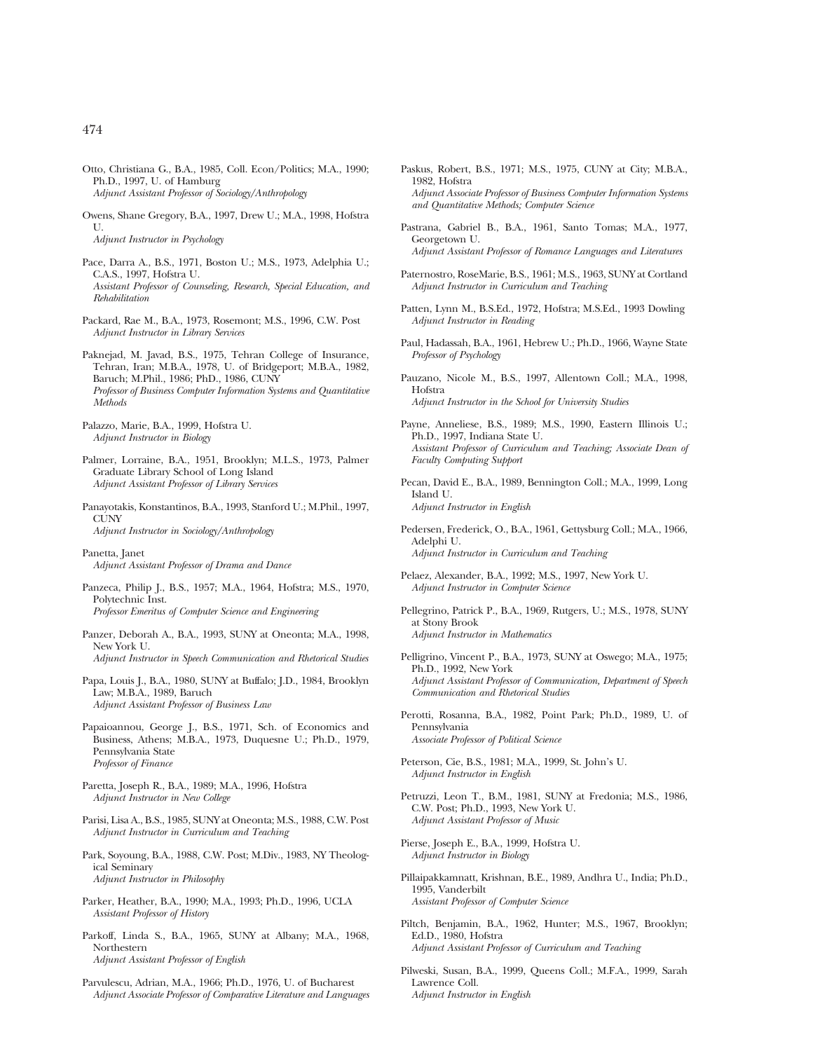Otto, Christiana G., B.A., 1985, Coll. Econ/Politics; M.A., 1990; Ph.D., 1997, U. of Hamburg
*Adjunct Assistant Professor of Sociology/Anthropology*

Owens, Shane Gregory, B.A., 1997, Drew U.; M.A., 1998, Hofstra U.
*Adjunct Instructor in Psychology*

Pace, Darra A., B.S., 1971, Boston U.; M.S., 1973, Adelphia U.; C.A.S., 1997, Hofstra U.
*Assistant Professor of Counseling, Research, Special Education, and Rehabilitation*

Packard, Rae M., B.A., 1973, Rosemont; M.S., 1996, C.W. Post
*Adjunct Instructor in Library Services*

Paknejad, M. Javad, B.S., 1975, Tehran College of Insurance, Tehran, Iran; M.B.A., 1978, U. of Bridgeport; M.B.A., 1982, Baruch; M.Phil., 1986; PhD., 1986, CUNY
*Professor of Business Computer Information Systems and Quantitative Methods*

Palazzo, Marie, B.A., 1999, Hofstra U.
*Adjunct Instructor in Biology*

Palmer, Lorraine, B.A., 1951, Brooklyn; M.L.S., 1973, Palmer Graduate Library School of Long Island
*Adjunct Assistant Professor of Library Services*

Panayotakis, Konstantinos, B.A., 1993, Stanford U.; M.Phil., 1997, CUNY
*Adjunct Instructor in Sociology/Anthropology*

Panetta, Janet
*Adjunct Assistant Professor of Drama and Dance*

Panzeca, Philip J., B.S., 1957; M.A., 1964, Hofstra; M.S., 1970, Polytechnic Inst.
*Professor Emeritus of Computer Science and Engineering*

Panzer, Deborah A., B.A., 1993, SUNY at Oneonta; M.A., 1998, New York U.
*Adjunct Instructor in Speech Communication and Rhetorical Studies*

Papa, Louis J., B.A., 1980, SUNY at Buffalo; J.D., 1984, Brooklyn Law; M.B.A., 1989, Baruch
*Adjunct Assistant Professor of Business Law*

Papaioannou, George J., B.S., 1971, Sch. of Economics and Business, Athens; M.B.A., 1973, Duquesne U.; Ph.D., 1979, Pennsylvania State
*Professor of Finance*

Paretta, Joseph R., B.A., 1989; M.A., 1996, Hofstra
*Adjunct Instructor in New College*

Parisi, Lisa A., B.S., 1985, SUNY at Oneonta; M.S., 1988, C.W. Post
*Adjunct Instructor in Curriculum and Teaching*

Park, Soyoung, B.A., 1988, C.W. Post; M.Div., 1983, NY Theological Seminary
*Adjunct Instructor in Philosophy*

Parker, Heather, B.A., 1990; M.A., 1993; Ph.D., 1996, UCLA
*Assistant Professor of History*

Parkoff, Linda S., B.A., 1965, SUNY at Albany; M.A., 1968, Northestern
*Adjunct Assistant Professor of English*

Parvulescu, Adrian, M.A., 1966; Ph.D., 1976, U. of Bucharest
*Adjunct Associate Professor of Comparative Literature and Languages*

Paskus, Robert, B.S., 1971; M.S., 1975, CUNY at City; M.B.A., 1982, Hofstra
*Adjunct Associate Professor of Business Computer Information Systems and Quantitative Methods; Computer Science*

Pastrana, Gabriel B., B.A., 1961, Santo Tomas; M.A., 1977, Georgetown U.
*Adjunct Assistant Professor of Romance Languages and Literatures*

Paternostro, RoseMarie, B.S., 1961; M.S., 1963, SUNY at Cortland
*Adjunct Instructor in Curriculum and Teaching*

Patten, Lynn M., B.S.Ed., 1972, Hofstra; M.S.Ed., 1993 Dowling
*Adjunct Instructor in Reading*

Paul, Hadassah, B.A., 1961, Hebrew U.; Ph.D., 1966, Wayne State
*Professor of Psychology*

Pauzano, Nicole M., B.S., 1997, Allentown Coll.; M.A., 1998, Hofstra
*Adjunct Instructor in the School for University Studies*

Payne, Anneliese, B.S., 1989; M.S., 1990, Eastern Illinois U.; Ph.D., 1997, Indiana State U.
*Assistant Professor of Curriculum and Teaching; Associate Dean of Faculty Computing Support*

Pecan, David E., B.A., 1989, Bennington Coll.; M.A., 1999, Long Island U.
*Adjunct Instructor in English*

Pedersen, Frederick, O., B.A., 1961, Gettysburg Coll.; M.A., 1966, Adelphi U.
*Adjunct Instructor in Curriculum and Teaching*

Pelaez, Alexander, B.A., 1992; M.S., 1997, New York U.
*Adjunct Instructor in Computer Science*

Pellegrino, Patrick P., B.A., 1969, Rutgers, U.; M.S., 1978, SUNY at Stony Brook
*Adjunct Instructor in Mathematics*

Pelligrino, Vincent P., B.A., 1973, SUNY at Oswego; M.A., 1975; Ph.D., 1992, New York
*Adjunct Assistant Professor of Communication, Department of Speech Communication and Rhetorical Studies*

Perotti, Rosanna, B.A., 1982, Point Park; Ph.D., 1989, U. of Pennsylvania
*Associate Professor of Political Science*

Peterson, Cie, B.S., 1981; M.A., 1999, St. John's U.
*Adjunct Instructor in English*

Petruzzi, Leon T., B.M., 1981, SUNY at Fredonia; M.S., 1986, C.W. Post; Ph.D., 1993, New York U.
*Adjunct Assistant Professor of Music*

Pierse, Joseph E., B.A., 1999, Hofstra U.
*Adjunct Instructor in Biology*

Pillaipakkamnatt, Krishnan, B.E., 1989, Andhra U., India; Ph.D., 1995, Vanderbilt
*Assistant Professor of Computer Science*

Piltch, Benjamin, B.A., 1962, Hunter; M.S., 1967, Brooklyn; Ed.D., 1980, Hofstra
*Adjunct Assistant Professor of Curriculum and Teaching*

Pilweski, Susan, B.A., 1999, Queens Coll.; M.F.A., 1999, Sarah Lawrence Coll.
*Adjunct Instructor in English*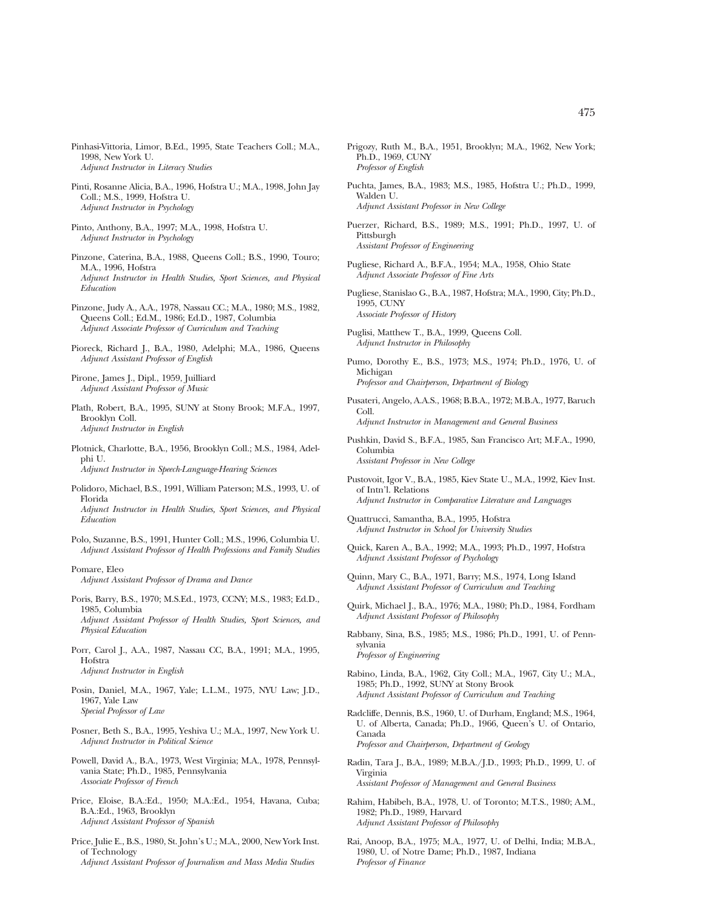Pinhasi-Vittoria, Limor, B.Ed., 1995, State Teachers Coll.; M.A., 1998, New York U.
*Adjunct Instructor in Literacy Studies*

Pinti, Rosanne Alicia, B.A., 1996, Hofstra U.; M.A., 1998, John Jay Coll.; M.S., 1999, Hofstra U.
*Adjunct Instructor in Psychology*

Pinto, Anthony, B.A., 1997; M.A., 1998, Hofstra U.
*Adjunct Instructor in Psychology*

Pinzone, Caterina, B.A., 1988, Queens Coll.; B.S., 1990, Touro; M.A., 1996, Hofstra
*Adjunct Instructor in Health Studies, Sport Sciences, and Physical Education*

Pinzone, Judy A., A.A., 1978, Nassau CC.; M.A., 1980; M.S., 1982, Queens Coll.; Ed.M., 1986; Ed.D., 1987, Columbia
*Adjunct Associate Professor of Curriculum and Teaching*

Pioreck, Richard J., B.A., 1980, Adelphi; M.A., 1986, Queens
*Adjunct Assistant Professor of English*

Pirone, James J., Dipl., 1959, Juilliard
*Adjunct Assistant Professor of Music*

Plath, Robert, B.A., 1995, SUNY at Stony Brook; M.F.A., 1997, Brooklyn Coll.
*Adjunct Instructor in English*

Plotnick, Charlotte, B.A., 1956, Brooklyn Coll.; M.S., 1984, Adelphi U.
*Adjunct Instructor in Speech-Language-Hearing Sciences*

Polidoro, Michael, B.S., 1991, William Paterson; M.S., 1993, U. of Florida
*Adjunct Instructor in Health Studies, Sport Sciences, and Physical Education*

Polo, Suzanne, B.S., 1991, Hunter Coll.; M.S., 1996, Columbia U.
*Adjunct Assistant Professor of Health Professions and Family Studies*

Pomare, Eleo
*Adjunct Assistant Professor of Drama and Dance*

Poris, Barry, B.S., 1970; M.S.Ed., 1973, CCNY; M.S., 1983; Ed.D., 1985, Columbia
*Adjunct Assistant Professor of Health Studies, Sport Sciences, and Physical Education*

Porr, Carol J., A.A., 1987, Nassau CC, B.A., 1991; M.A., 1995, Hofstra
*Adjunct Instructor in English*

Posin, Daniel, M.A., 1967, Yale; L.L.M., 1975, NYU Law; J.D., 1967, Yale Law
*Special Professor of Law*

Posner, Beth S., B.A., 1995, Yeshiva U.; M.A., 1997, New York U.
*Adjunct Instructor in Political Science*

Powell, David A., B.A., 1973, West Virginia; M.A., 1978, Pennsylvania State; Ph.D., 1985, Pennsylvania
*Associate Professor of French*

Price, Eloise, B.A.:Ed., 1950; M.A.:Ed., 1954, Havana, Cuba; B.A.:Ed., 1963, Brooklyn
*Adjunct Assistant Professor of Spanish*

Price, Julie E., B.S., 1980, St. John's U.; M.A., 2000, New York Inst. of Technology
*Adjunct Assistant Professor of Journalism and Mass Media Studies*

Prigozy, Ruth M., B.A., 1951, Brooklyn; M.A., 1962, New York; Ph.D., 1969, CUNY
*Professor of English*

Puchta, James, B.A., 1983; M.S., 1985, Hofstra U.; Ph.D., 1999, Walden U.
*Adjunct Assistant Professor in New College*

Puerzer, Richard, B.S., 1989; M.S., 1991; Ph.D., 1997, U. of Pittsburgh
*Assistant Professor of Engineering*

Pugliese, Richard A., B.F.A., 1954; M.A., 1958, Ohio State
*Adjunct Associate Professor of Fine Arts*

Pugliese, Stanislao G., B.A., 1987, Hofstra; M.A., 1990, City; Ph.D., 1995, CUNY
*Associate Professor of History*

Puglisi, Matthew T., B.A., 1999, Queens Coll.
*Adjunct Instructor in Philosophy*

Pumo, Dorothy E., B.S., 1973; M.S., 1974; Ph.D., 1976, U. of Michigan
*Professor and Chairperson, Department of Biology*

Pusateri, Angelo, A.A.S., 1968; B.B.A., 1972; M.B.A., 1977, Baruch Coll.
*Adjunct Instructor in Management and General Business*

Pushkin, David S., B.F.A., 1985, San Francisco Art; M.F.A., 1990, Columbia
*Assistant Professor in New College*

Pustovoit, Igor V., B.A., 1985, Kiev State U., M.A., 1992, Kiev Inst. of Intn'l. Relations
*Adjunct Instructor in Comparative Literature and Languages*

Quattrucci, Samantha, B.A., 1995, Hofstra
*Adjunct Instructor in School for University Studies*

Quick, Karen A., B.A., 1992; M.A., 1993; Ph.D., 1997, Hofstra
*Adjunct Assistant Professor of Psychology*

Quinn, Mary C., B.A., 1971, Barry; M.S., 1974, Long Island
*Adjunct Assistant Professor of Curriculum and Teaching*

Quirk, Michael J., B.A., 1976; M.A., 1980; Ph.D., 1984, Fordham
*Adjunct Assistant Professor of Philosophy*

Rabbany, Sina, B.S., 1985; M.S., 1986; Ph.D., 1991, U. of Pennsylvania
*Professor of Engineering*

Rabino, Linda, B.A., 1962, City Coll.; M.A., 1967, City U.; M.A., 1985; Ph.D., 1992, SUNY at Stony Brook
*Adjunct Assistant Professor of Curriculum and Teaching*

Radcliffe, Dennis, B.S., 1960, U. of Durham, England; M.S., 1964, U. of Alberta, Canada; Ph.D., 1966, Queen's U. of Ontario, Canada
*Professor and Chairperson, Department of Geology*

Radin, Tara J., B.A., 1989; M.B.A./J.D., 1993; Ph.D., 1999, U. of Virginia
*Assistant Professor of Management and General Business*

Rahim, Habibeh, B.A., 1978, U. of Toronto; M.T.S., 1980; A.M., 1982; Ph.D., 1989, Harvard
*Adjunct Assistant Professor of Philosophy*

Rai, Anoop, B.A., 1975; M.A., 1977, U. of Delhi, India; M.B.A., 1980, U. of Notre Dame; Ph.D., 1987, Indiana
*Professor of Finance*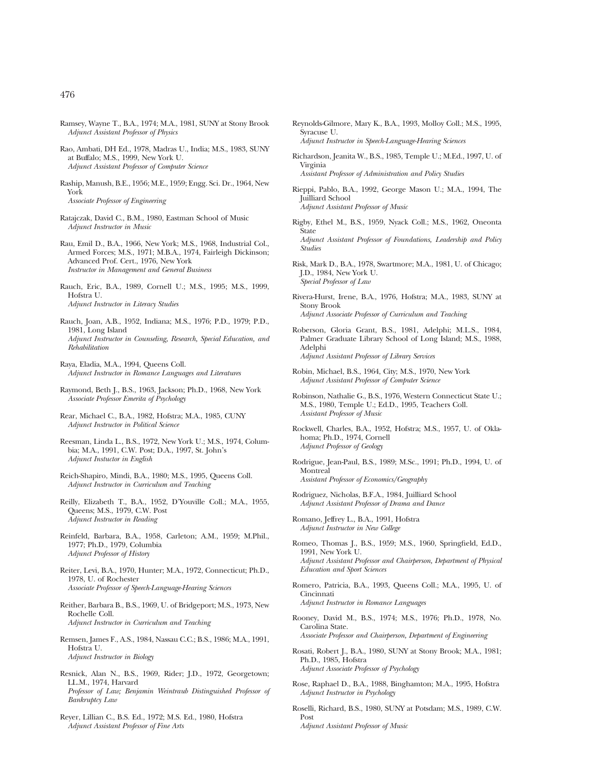Ramsey, Wayne T., B.A., 1974; M.A., 1981, SUNY at Stony Brook
*Adjunct Assistant Professor of Physics*

Rao, Ambati, DH Ed., 1978, Madras U., India; M.S., 1983, SUNY at Buffalo; M.S., 1999, New York U.
*Adjunct Assistant Professor of Computer Science*

Raship, Manush, B.E., 1956; M.E., 1959; Engg. Sci. Dr., 1964, New York
*Associate Professor of Engineering*

Ratajczak, David C., B.M., 1980, Eastman School of Music
*Adjunct Instructor in Music*

Rau, Emil D., B.A., 1966, New York; M.S., 1968, Industrial Col., Armed Forces; M.S., 1971; M.B.A., 1974, Fairleigh Dickinson; Advanced Prof. Cert., 1976, New York
*Instructor in Management and General Business*

Rauch, Eric, B.A., 1989, Cornell U.; M.S., 1995; M.S., 1999, Hofstra U.
*Adjunct Instructor in Literacy Studies*

Rauch, Joan, A.B., 1952, Indiana; M.S., 1976; P.D., 1979; P.D., 1981, Long Island
*Adjunct Instructor in Counseling, Research, Special Education, and Rehabilitation*

Raya, Eladia, M.A., 1994, Queens Coll.
*Adjunct Instructor in Romance Languages and Literatures*

Raymond, Beth J., B.S., 1963, Jackson; Ph.D., 1968, New York
*Associate Professor Emerita of Psychology*

Rear, Michael C., B.A., 1982, Hofstra; M.A., 1985, CUNY
*Adjunct Instructor in Political Science*

Reesman, Linda L., B.S., 1972, New York U.; M.S., 1974, Columbia; M.A., 1991, C.W. Post; D.A., 1997, St. John's
*Adjunct Instuctor in English*

Reich-Shapiro, Mindi, B.A., 1980; M.S., 1995, Queens Coll.
*Adjunct Instructor in Curriculum and Teaching*

Reilly, Elizabeth T., B.A., 1952, D'Youville Coll.; M.A., 1955, Queens; M.S., 1979, C.W. Post
*Adjunct Instructor in Reading*

Reinfeld, Barbara, B.A., 1958, Carleton; A.M., 1959; M.Phil., 1977; Ph.D., 1979, Columbia
*Adjunct Professor of History*

Reiter, Levi, B.A., 1970, Hunter; M.A., 1972, Connecticut; Ph.D., 1978, U. of Rochester
*Associate Professor of Speech-Language-Hearing Sciences*

Reither, Barbara B., B.S., 1969, U. of Bridgeport; M.S., 1973, New Rochelle Coll.
*Adjunct Instructor in Curriculum and Teaching*

Remsen, James F., A.S., 1984, Nassau C.C.; B.S., 1986; M.A., 1991, Hofstra U.
*Adjunct Instructor in Biology*

Resnick, Alan N., B.S., 1969, Rider; J.D., 1972, Georgetown; LL.M., 1974, Harvard
*Professor of Law; Benjamin Weintraub Distinguished Professor of Bankruptcy Law*

Reyer, Lillian C., B.S. Ed., 1972; M.S. Ed., 1980, Hofstra
*Adjunct Assistant Professor of Fine Arts*

Reynolds-Gilmore, Mary K., B.A., 1993, Molloy Coll.; M.S., 1995, Syracuse U.
*Adjunct Instructor in Speech-Language-Hearing Sciences*

Richardson, Jeanita W., B.S., 1985, Temple U.; M.Ed., 1997, U. of Virginia
*Assistant Professor of Administration and Policy Studies*

Rieppi, Pablo, B.A., 1992, George Mason U.; M.A., 1994, The Juilliard School
*Adjunct Assistant Professor of Music*

Rigby, Ethel M., B.S., 1959, Nyack Coll.; M.S., 1962, Oneonta State
*Adjunct Assistant Professor of Foundations, Leadership and Policy Studies*

Risk, Mark D., B.A., 1978, Swartmore; M.A., 1981, U. of Chicago; J.D., 1984, New York U.
*Special Professor of Law*

Rivera-Hurst, Irene, B.A., 1976, Hofstra; M.A., 1983, SUNY at Stony Brook
*Adjunct Associate Professor of Curriculum and Teaching*

Roberson, Gloria Grant, B.S., 1981, Adelphi; M.L.S., 1984, Palmer Graduate Library School of Long Island; M.S., 1988, Adelphi
*Adjunct Assistant Professor of Library Services*

Robin, Michael, B.S., 1964, City; M.S., 1970, New York
*Adjunct Assistant Professor of Computer Science*

Robinson, Nathalie G., B.S., 1976, Western Connecticut State U.; M.S., 1980, Temple U.; Ed.D., 1995, Teachers Coll.
*Assistant Professor of Music*

Rockwell, Charles, B.A., 1952, Hofstra; M.S., 1957, U. of Oklahoma; Ph.D., 1974, Cornell
*Adjunct Professor of Geology*

Rodrigue, Jean-Paul, B.S., 1989; M.Sc., 1991; Ph.D., 1994, U. of Montreal
*Assistant Professor of Economics/Geography*

Rodriguez, Nicholas, B.F.A., 1984, Juilliard School
*Adjunct Assistant Professor of Drama and Dance*

Romano, Jeffrey L., B.A., 1991, Hofstra
*Adjunct Instructor in New College*

Romeo, Thomas J., B.S., 1959; M.S., 1960, Springfield, Ed.D., 1991, New York U.
*Adjunct Assistant Professor and Chairperson, Department of Physical Education and Sport Sciences*

Romero, Patricia, B.A., 1993, Queens Coll.; M.A., 1995, U. of Cincinnati
*Adjunct Instructor in Romance Languages*

Rooney, David M., B.S., 1974; M.S., 1976; Ph.D., 1978, No. Carolina State.
*Associate Professor and Chairperson, Department of Engineering*

Rosati, Robert J., B.A., 1980, SUNY at Stony Brook; M.A., 1981; Ph.D., 1985, Hofstra
*Adjunct Associate Professor of Psychology*

Rose, Raphael D., B.A., 1988, Binghamton; M.A., 1995, Hofstra
*Adjunct Instructor in Psychology*

Roselli, Richard, B.S., 1980, SUNY at Potsdam; M.S., 1989, C.W. Post
*Adjunct Assistant Professor of Music*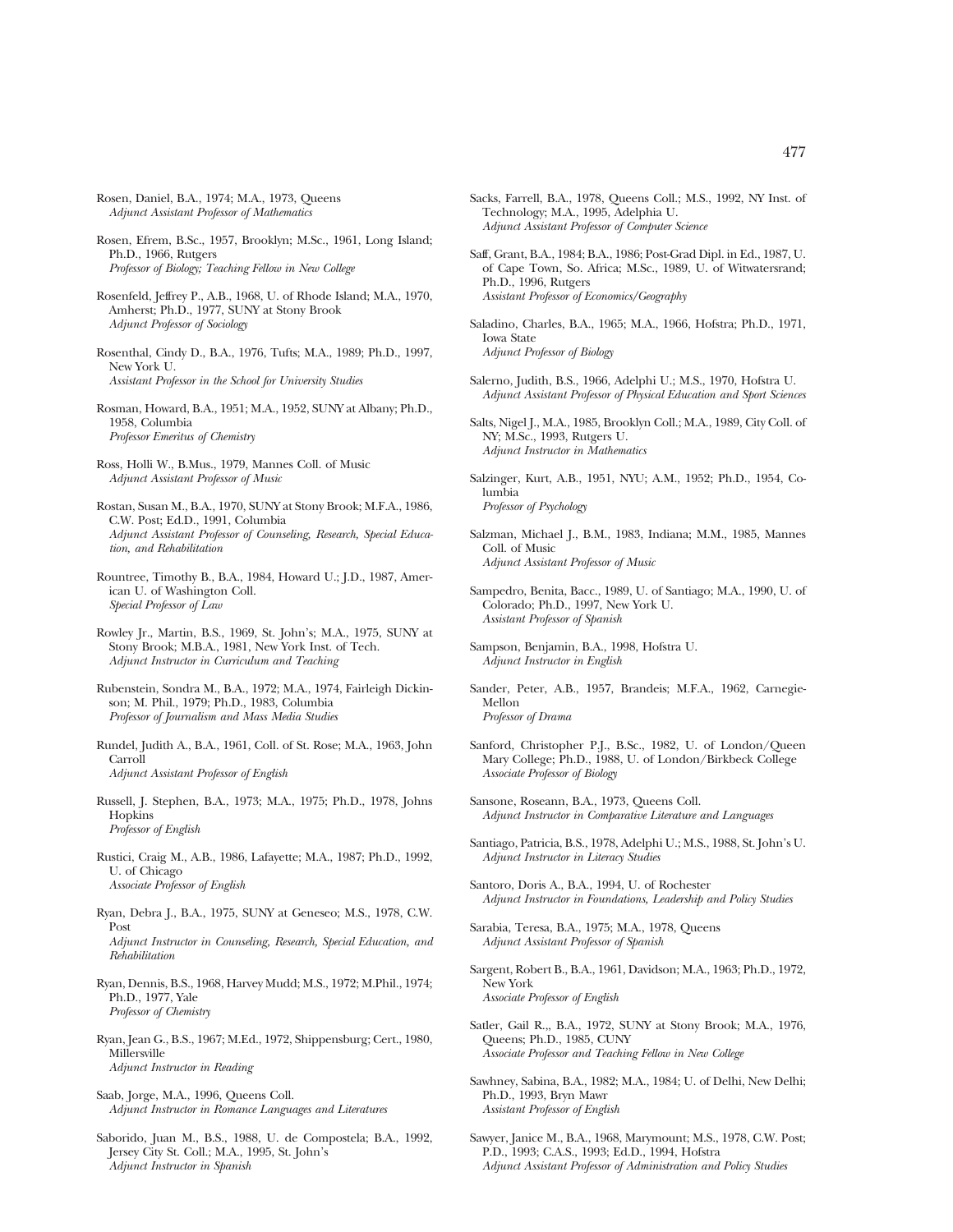Rosen, Daniel, B.A., 1974; M.A., 1973, Queens
*Adjunct Assistant Professor of Mathematics*

Rosen, Efrem, B.Sc., 1957, Brooklyn; M.Sc., 1961, Long Island; Ph.D., 1966, Rutgers
*Professor of Biology; Teaching Fellow in New College*

Rosenfeld, Jeffrey P., A.B., 1968, U. of Rhode Island; M.A., 1970, Amherst; Ph.D., 1977, SUNY at Stony Brook
*Adjunct Professor of Sociology*

Rosenthal, Cindy D., B.A., 1976, Tufts; M.A., 1989; Ph.D., 1997, New York U.
*Assistant Professor in the School for University Studies*

Rosman, Howard, B.A., 1951; M.A., 1952, SUNY at Albany; Ph.D., 1958, Columbia
*Professor Emeritus of Chemistry*

Ross, Holli W., B.Mus., 1979, Mannes Coll. of Music
*Adjunct Assistant Professor of Music*

Rostan, Susan M., B.A., 1970, SUNY at Stony Brook; M.F.A., 1986, C.W. Post; Ed.D., 1991, Columbia
*Adjunct Assistant Professor of Counseling, Research, Special Education, and Rehabilitation*

Rountree, Timothy B., B.A., 1984, Howard U.; J.D., 1987, American U. of Washington Coll.
*Special Professor of Law*

Rowley Jr., Martin, B.S., 1969, St. John's; M.A., 1975, SUNY at Stony Brook; M.B.A., 1981, New York Inst. of Tech.
*Adjunct Instructor in Curriculum and Teaching*

Rubenstein, Sondra M., B.A., 1972; M.A., 1974, Fairleigh Dickinson; M. Phil., 1979; Ph.D., 1983, Columbia
*Professor of Journalism and Mass Media Studies*

Rundel, Judith A., B.A., 1961, Coll. of St. Rose; M.A., 1963, John Carroll
*Adjunct Assistant Professor of English*

Russell, J. Stephen, B.A., 1973; M.A., 1975; Ph.D., 1978, Johns Hopkins
*Professor of English*

Rustici, Craig M., A.B., 1986, Lafayette; M.A., 1987; Ph.D., 1992, U. of Chicago
*Associate Professor of English*

Ryan, Debra J., B.A., 1975, SUNY at Geneseo; M.S., 1978, C.W. Post
*Adjunct Instructor in Counseling, Research, Special Education, and Rehabilitation*

Ryan, Dennis, B.S., 1968, Harvey Mudd; M.S., 1972; M.Phil., 1974; Ph.D., 1977, Yale
*Professor of Chemistry*

Ryan, Jean G., B.S., 1967; M.Ed., 1972, Shippensburg; Cert., 1980, Millersville
*Adjunct Instructor in Reading*

Saab, Jorge, M.A., 1996, Queens Coll.
*Adjunct Instructor in Romance Languages and Literatures*

Saborido, Juan M., B.S., 1988, U. de Compostela; B.A., 1992, Jersey City St. Coll.; M.A., 1995, St. John's
*Adjunct Instructor in Spanish*

Sacks, Farrell, B.A., 1978, Queens Coll.; M.S., 1992, NY Inst. of Technology; M.A., 1995, Adelphia U.
*Adjunct Assistant Professor of Computer Science*

Saff, Grant, B.A., 1984; B.A., 1986; Post-Grad Dipl. in Ed., 1987, U. of Cape Town, So. Africa; M.Sc., 1989, U. of Witwatersrand; Ph.D., 1996, Rutgers
*Assistant Professor of Economics/Geography*

Saladino, Charles, B.A., 1965; M.A., 1966, Hofstra; Ph.D., 1971, Iowa State
*Adjunct Professor of Biology*

Salerno, Judith, B.S., 1966, Adelphi U.; M.S., 1970, Hofstra U.
*Adjunct Assistant Professor of Physical Education and Sport Sciences*

Salts, Nigel J., M.A., 1985, Brooklyn Coll.; M.A., 1989, City Coll. of NY; M.Sc., 1993, Rutgers U.
*Adjunct Instructor in Mathematics*

Salzinger, Kurt, A.B., 1951, NYU; A.M., 1952; Ph.D., 1954, Columbia
*Professor of Psychology*

Salzman, Michael J., B.M., 1983, Indiana; M.M., 1985, Mannes Coll. of Music
*Adjunct Assistant Professor of Music*

Sampedro, Benita, Bacc., 1989, U. of Santiago; M.A., 1990, U. of Colorado; Ph.D., 1997, New York U.
*Assistant Professor of Spanish*

Sampson, Benjamin, B.A., 1998, Hofstra U.
*Adjunct Instructor in English*

Sander, Peter, A.B., 1957, Brandeis; M.F.A., 1962, Carnegie-Mellon
*Professor of Drama*

Sanford, Christopher P.J., B.Sc., 1982, U. of London/Queen Mary College; Ph.D., 1988, U. of London/Birkbeck College
*Associate Professor of Biology*

Sansone, Roseann, B.A., 1973, Queens Coll.
*Adjunct Instructor in Comparative Literature and Languages*

Santiago, Patricia, B.S., 1978, Adelphi U.; M.S., 1988, St. John's U.
*Adjunct Instructor in Literacy Studies*

Santoro, Doris A., B.A., 1994, U. of Rochester
*Adjunct Instructor in Foundations, Leadership and Policy Studies*

Sarabia, Teresa, B.A., 1975; M.A., 1978, Queens
*Adjunct Assistant Professor of Spanish*

Sargent, Robert B., B.A., 1961, Davidson; M.A., 1963; Ph.D., 1972, New York
*Associate Professor of English*

Satler, Gail R.,, B.A., 1972, SUNY at Stony Brook; M.A., 1976, Queens; Ph.D., 1985, CUNY
*Associate Professor and Teaching Fellow in New College*

Sawhney, Sabina, B.A., 1982; M.A., 1984; U. of Delhi, New Delhi; Ph.D., 1993, Bryn Mawr
*Assistant Professor of English*

Sawyer, Janice M., B.A., 1968, Marymount; M.S., 1978, C.W. Post; P.D., 1993; C.A.S., 1993; Ed.D., 1994, Hofstra
*Adjunct Assistant Professor of Administration and Policy Studies*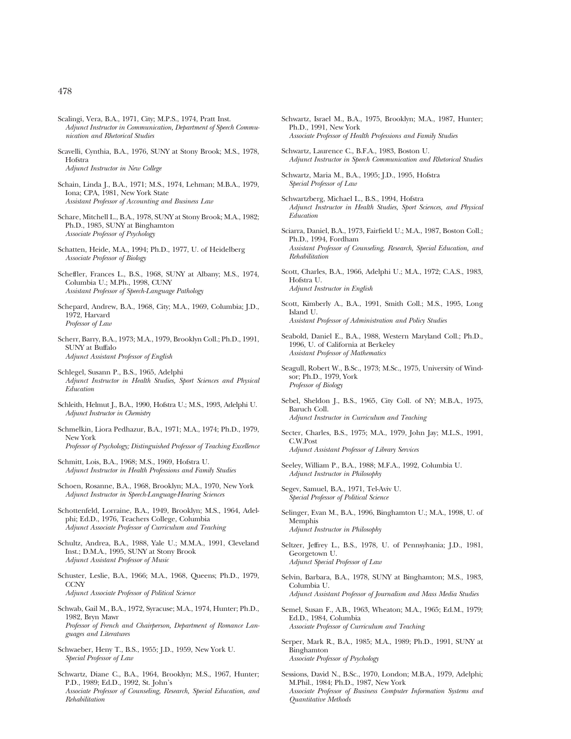Scalingi, Vera, B.A., 1971, City; M.P.S., 1974, Pratt Inst.
*Adjunct Instructor in Communication, Department of Speech Communication and Rhetorical Studies*

Scavelli, Cynthia, B.A., 1976, SUNY at Stony Brook; M.S., 1978, Hofstra
*Adjunct Instructor in New College*

Schain, Linda J., B.A., 1971; M.S., 1974, Lehman; M.B.A., 1979, Iona; CPA, 1981, New York State
*Assistant Professor of Accounting and Business Law*

Schare, Mitchell L., B.A., 1978, SUNY at Stony Brook; M.A., 1982; Ph.D., 1985, SUNY at Binghamton
*Associate Professor of Psychology*

Schatten, Heide, M.A., 1994; Ph.D., 1977, U. of Heidelberg
*Associate Professor of Biology*

Scheffler, Frances L., B.S., 1968, SUNY at Albany; M.S., 1974, Columbia U.; M.Ph., 1998, CUNY
*Assistant Professor of Speech-Language Pathology*

Schepard, Andrew, B.A., 1968, City; M.A., 1969, Columbia; J.D., 1972, Harvard
*Professor of Law*

Scherr, Barry, B.A., 1973; M.A., 1979, Brooklyn Coll.; Ph.D., 1991, SUNY at Buffalo
*Adjunct Assistant Professor of English*

Schlegel, Susann P., B.S., 1965, Adelphi
*Adjunct Instructor in Health Studies, Sport Sciences and Physical Education*

Schleith, Helmut J., B.A., 1990, Hofstra U.; M.S., 1993, Adelphi U.
*Adjunct Instructor in Chemistry*

Schmelkin, Liora Pedhazur, B.A., 1971; M.A., 1974; Ph.D., 1979, New York
*Professor of Psychology; Distinguished Professor of Teaching Excellence*

Schmitt, Lois, B.A., 1968; M.S., 1969, Hofstra U.
*Adjunct Instructor in Health Professions and Family Studies*

Schoen, Rosanne, B.A., 1968, Brooklyn; M.A., 1970, New York
*Adjunct Instructor in Speech-Language-Hearing Sciences*

Schottenfeld, Lorraine, B.A., 1949, Brooklyn; M.S., 1964, Adelphi; Ed.D., 1976, Teachers College, Columbia
*Adjunct Associate Professor of Curriculum and Teaching*

Schultz, Andrea, B.A., 1988, Yale U.; M.M.A., 1991, Cleveland Inst.; D.M.A., 1995, SUNY at Stony Brook
*Adjunct Assistant Professor of Music*

Schuster, Leslie, B.A., 1966; M.A., 1968, Queens; Ph.D., 1979, CCNY
*Adjunct Associate Professor of Political Science*

Schwab, Gail M., B.A., 1972, Syracuse; M.A., 1974, Hunter; Ph.D., 1982, Bryn Mawr
*Professor of French and Chairperson, Department of Romance Languages and Literatures*

Schwaeber, Heny T., B.S., 1955; J.D., 1959, New York U.
*Special Professor of Law*

Schwartz, Diane C., B.A., 1964, Brooklyn; M.S., 1967, Hunter; P.D., 1989; Ed.D., 1992, St. John's
*Associate Professor of Counseling, Research, Special Education, and Rehabilitation*

Schwartz, Israel M., B.A., 1975, Brooklyn; M.A., 1987, Hunter; Ph.D., 1991, New York
*Associate Professor of Health Professions and Family Studies*

Schwartz, Laurence C., B.F.A., 1983, Boston U.
*Adjunct Instructor in Speech Communication and Rhetorical Studies*

Schwartz, Maria M., B.A., 1995; J.D., 1995, Hofstra
*Special Professor of Law*

Schwartzberg, Michael L., B.S., 1994, Hofstra
*Adjunct Instructor in Health Studies, Sport Sciences, and Physical Education*

Sciarra, Daniel, B.A., 1973, Fairfield U.; M.A., 1987, Boston Coll.; Ph.D., 1994, Fordham
*Assistant Professor of Counseling, Research, Special Education, and Rehabilitation*

Scott, Charles, B.A., 1966, Adelphi U.; M.A., 1972; C.A.S., 1983, Hofstra U.
*Adjunct Instructor in English*

Scott, Kimberly A., B.A., 1991, Smith Coll.; M.S., 1995, Long Island U.
*Assistant Professor of Administration and Policy Studies*

Seabold, Daniel E., B.A., 1988, Western Maryland Coll.; Ph.D., 1996, U. of California at Berkeley
*Assistant Professor of Mathematics*

Seagull, Robert W., B.Sc., 1973; M.Sc., 1975, University of Windsor; Ph.D., 1979, York
*Professor of Biology*

Sebel, Sheldon J., B.S., 1965, City Coll. of NY; M.B.A., 1975, Baruch Coll.
*Adjunct Instructor in Curriculum and Teaching*

Secter, Charles, B.S., 1975; M.A., 1979, John Jay; M.L.S., 1991, C.W.Post
*Adjunct Assistant Professor of Library Services*

Seeley, William P., B.A., 1988; M.F.A., 1992, Columbia U.
*Adjunct Instructor in Philosophy*

Segev, Samuel, B.A., 1971, Tel-Aviv U.
*Special Professor of Political Science*

Selinger, Evan M., B.A., 1996, Binghamton U.; M.A., 1998, U. of Memphis
*Adjunct Instructor in Philosophy*

Seltzer, Jeffrey L., B.S., 1978, U. of Pennsylvania; J.D., 1981, Georgetown U.
*Adjunct Special Professor of Law*

Selvin, Barbara, B.A., 1978, SUNY at Binghamton; M.S., 1983, Columbia U.
*Adjunct Assistant Professor of Journalism and Mass Media Studies*

Semel, Susan F., A.B., 1963, Wheaton; M.A., 1965; Ed.M., 1979; Ed.D., 1984, Columbia
*Associate Professor of Curriculum and Teaching*

Serper, Mark R., B.A., 1985; M.A., 1989; Ph.D., 1991, SUNY at Binghamton
*Associate Professor of Psychology*

Sessions, David N., B.Sc., 1970, London; M.B.A., 1979, Adelphi; M.Phil., 1984; Ph.D., 1987, New York
*Associate Professor of Business Computer Information Systems and Quantitative Methods*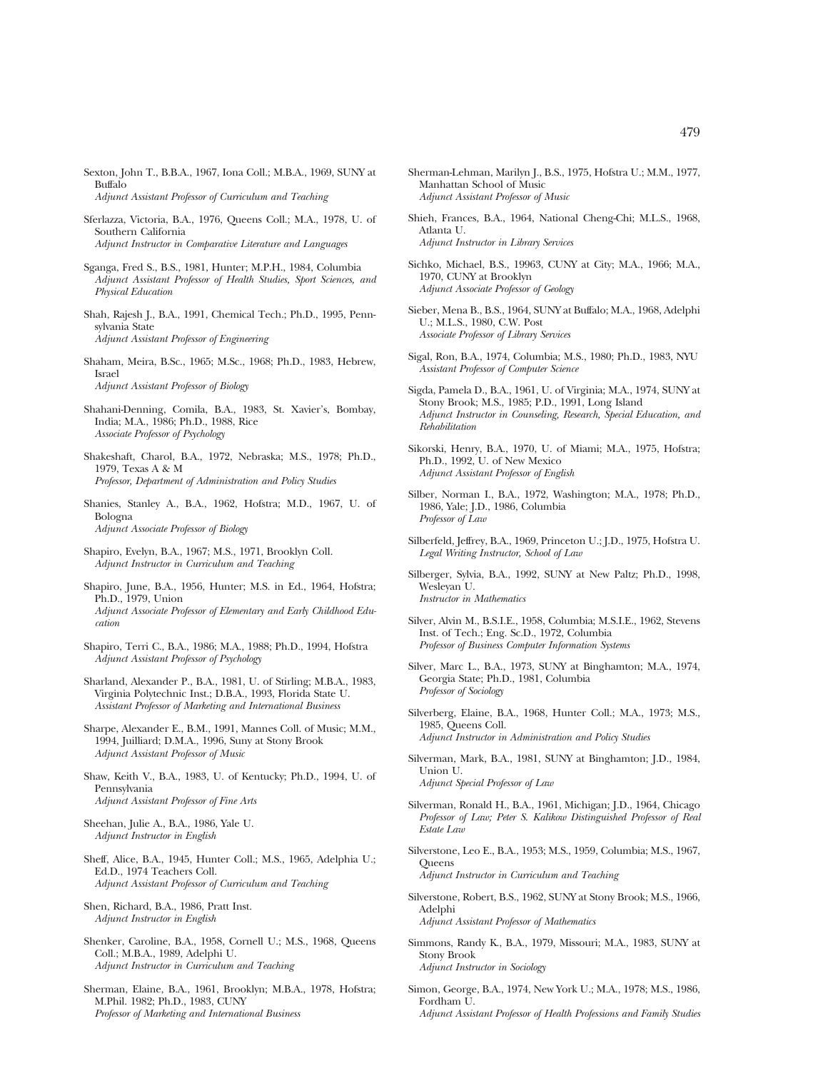Sexton, John T., B.B.A., 1967, Iona Coll.; M.B.A., 1969, SUNY at Buffalo
*Adjunct Assistant Professor of Curriculum and Teaching*

Sferlazza, Victoria, B.A., 1976, Queens Coll.; M.A., 1978, U. of Southern California
*Adjunct Instructor in Comparative Literature and Languages*

Sganga, Fred S., B.S., 1981, Hunter; M.P.H., 1984, Columbia
*Adjunct Assistant Professor of Health Studies, Sport Sciences, and Physical Education*

Shah, Rajesh J., B.A., 1991, Chemical Tech.; Ph.D., 1995, Pennsylvania State
*Adjunct Assistant Professor of Engineering*

Shaham, Meira, B.Sc., 1965; M.Sc., 1968; Ph.D., 1983, Hebrew, Israel
*Adjunct Assistant Professor of Biology*

Shahani-Denning, Comila, B.A., 1983, St. Xavier's, Bombay, India; M.A., 1986; Ph.D., 1988, Rice
*Associate Professor of Psychology*

Shakeshaft, Charol, B.A., 1972, Nebraska; M.S., 1978; Ph.D., 1979, Texas A & M
*Professor, Department of Administration and Policy Studies*

Shanies, Stanley A., B.A., 1962, Hofstra; M.D., 1967, U. of Bologna
*Adjunct Associate Professor of Biology*

Shapiro, Evelyn, B.A., 1967; M.S., 1971, Brooklyn Coll.
*Adjunct Instructor in Curriculum and Teaching*

Shapiro, June, B.A., 1956, Hunter; M.S. in Ed., 1964, Hofstra; Ph.D., 1979, Union
*Adjunct Associate Professor of Elementary and Early Childhood Education*

Shapiro, Terri C., B.A., 1986; M.A., 1988; Ph.D., 1994, Hofstra
*Adjunct Assistant Professor of Psychology*

Sharland, Alexander P., B.A., 1981, U. of Stirling; M.B.A., 1983, Virginia Polytechnic Inst.; D.B.A., 1993, Florida State U.
*Assistant Professor of Marketing and International Business*

Sharpe, Alexander E., B.M., 1991, Mannes Coll. of Music; M.M., 1994, Juilliard; D.M.A., 1996, Suny at Stony Brook
*Adjunct Assistant Professor of Music*

Shaw, Keith V., B.A., 1983, U. of Kentucky; Ph.D., 1994, U. of Pennsylvania
*Adjunct Assistant Professor of Fine Arts*

Sheehan, Julie A., B.A., 1986, Yale U.
*Adjunct Instructor in English*

Sheff, Alice, B.A., 1945, Hunter Coll.; M.S., 1965, Adelphia U.; Ed.D., 1974 Teachers Coll.
*Adjunct Assistant Professor of Curriculum and Teaching*

Shen, Richard, B.A., 1986, Pratt Inst.
*Adjunct Instructor in English*

Shenker, Caroline, B.A., 1958, Cornell U.; M.S., 1968, Queens Coll.; M.B.A., 1989, Adelphi U.
*Adjunct Instructor in Curriculum and Teaching*

Sherman, Elaine, B.A., 1961, Brooklyn; M.B.A., 1978, Hofstra; M.Phil. 1982; Ph.D., 1983, CUNY
*Professor of Marketing and International Business*

Sherman-Lehman, Marilyn J., B.S., 1975, Hofstra U.; M.M., 1977, Manhattan School of Music
*Adjunct Assistant Professor of Music*

Shieh, Frances, B.A., 1964, National Cheng-Chi; M.L.S., 1968, Atlanta U.
*Adjunct Instructor in Library Services*

Sichko, Michael, B.S., 19963, CUNY at City; M.A., 1966; M.A., 1970, CUNY at Brooklyn
*Adjunct Associate Professor of Geology*

Sieber, Mena B., B.S., 1964, SUNY at Buffalo; M.A., 1968, Adelphi U.; M.L.S., 1980, C.W. Post
*Associate Professor of Library Services*

Sigal, Ron, B.A., 1974, Columbia; M.S., 1980; Ph.D., 1983, NYU
*Assistant Professor of Computer Science*

Sigda, Pamela D., B.A., 1961, U. of Virginia; M.A., 1974, SUNY at Stony Brook; M.S., 1985; P.D., 1991, Long Island
*Adjunct Instructor in Counseling, Research, Special Education, and Rehabilitation*

Sikorski, Henry, B.A., 1970, U. of Miami; M.A., 1975, Hofstra; Ph.D., 1992, U. of New Mexico
*Adjunct Assistant Professor of English*

Silber, Norman I., B.A., 1972, Washington; M.A., 1978; Ph.D., 1986, Yale; J.D., 1986, Columbia
*Professor of Law*

Silberfeld, Jeffrey, B.A., 1969, Princeton U.; J.D., 1975, Hofstra U.
*Legal Writing Instructor, School of Law*

Silberger, Sylvia, B.A., 1992, SUNY at New Paltz; Ph.D., 1998, Wesleyan U.
*Instructor in Mathematics*

Silver, Alvin M., B.S.I.E., 1958, Columbia; M.S.I.E., 1962, Stevens Inst. of Tech.; Eng. Sc.D., 1972, Columbia
*Professor of Business Computer Information Systems*

Silver, Marc L., B.A., 1973, SUNY at Binghamton; M.A., 1974, Georgia State; Ph.D., 1981, Columbia
*Professor of Sociology*

Silverberg, Elaine, B.A., 1968, Hunter Coll.; M.A., 1973; M.S., 1985, Queens Coll.
*Adjunct Instructor in Administration and Policy Studies*

Silverman, Mark, B.A., 1981, SUNY at Binghamton; J.D., 1984, Union U.
*Adjunct Special Professor of Law*

Silverman, Ronald H., B.A., 1961, Michigan; J.D., 1964, Chicago
*Professor of Law; Peter S. Kalikow Distinguished Professor of Real Estate Law*

Silverstone, Leo E., B.A., 1953; M.S., 1959, Columbia; M.S., 1967, Queens
*Adjunct Instructor in Curriculum and Teaching*

Silverstone, Robert, B.S., 1962, SUNY at Stony Brook; M.S., 1966, Adelphi
*Adjunct Assistant Professor of Mathematics*

Simmons, Randy K., B.A., 1979, Missouri; M.A., 1983, SUNY at Stony Brook
*Adjunct Instructor in Sociology*

Simon, George, B.A., 1974, New York U.; M.A., 1978; M.S., 1986, Fordham U.
*Adjunct Assistant Professor of Health Professions and Family Studies*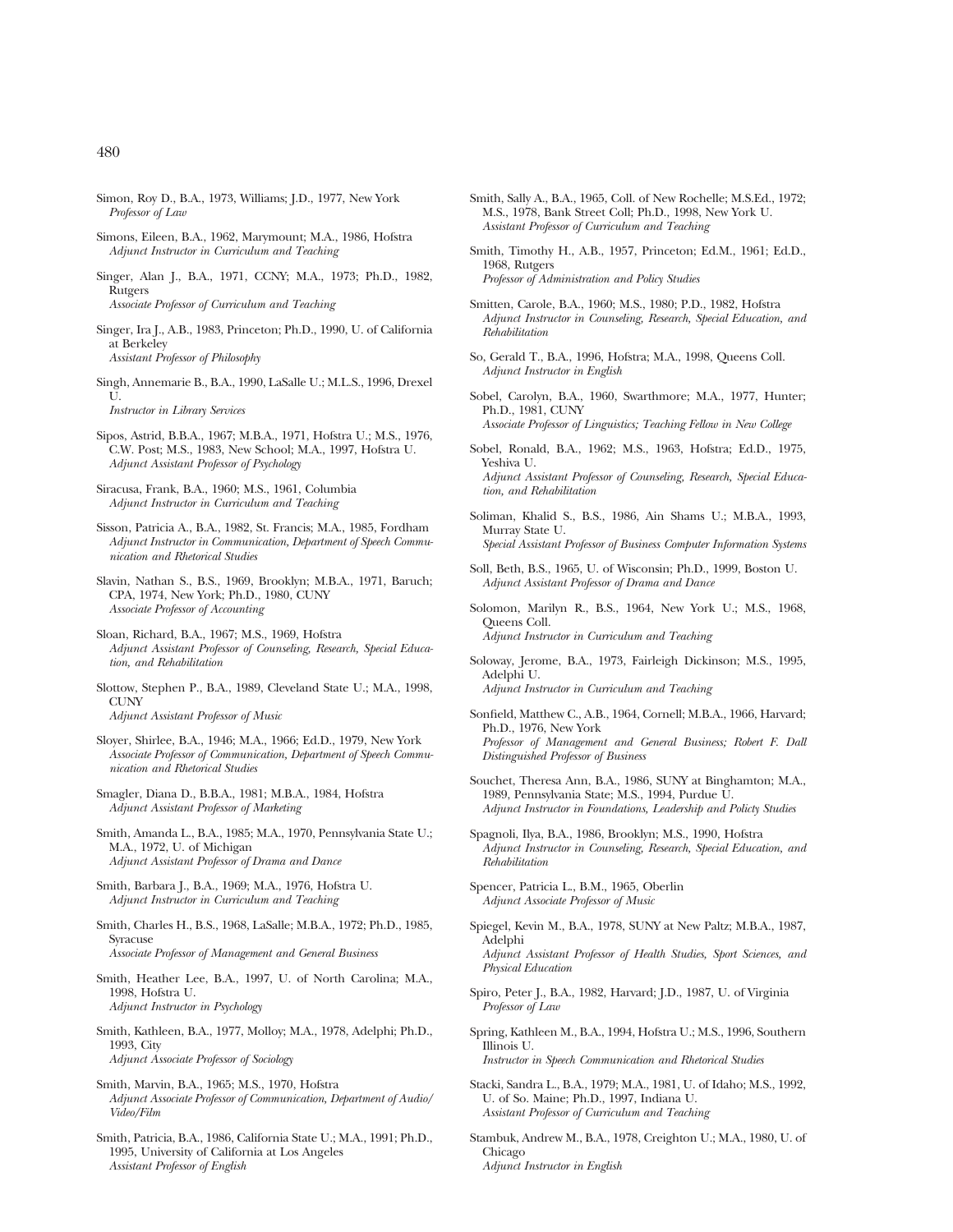Simon, Roy D., B.A., 1973, Williams; J.D., 1977, New York
*Professor of Law*

Simons, Eileen, B.A., 1962, Marymount; M.A., 1986, Hofstra
*Adjunct Instructor in Curriculum and Teaching*

Singer, Alan J., B.A., 1971, CCNY; M.A., 1973; Ph.D., 1982, Rutgers
*Associate Professor of Curriculum and Teaching*

Singer, Ira J., A.B., 1983, Princeton; Ph.D., 1990, U. of California at Berkeley
*Assistant Professor of Philosophy*

Singh, Annemarie B., B.A., 1990, LaSalle U.; M.L.S., 1996, Drexel U.
*Instructor in Library Services*

Sipos, Astrid, B.B.A., 1967; M.B.A., 1971, Hofstra U.; M.S., 1976, C.W. Post; M.S., 1983, New School; M.A., 1997, Hofstra U.
*Adjunct Assistant Professor of Psychology*

Siracusa, Frank, B.A., 1960; M.S., 1961, Columbia
*Adjunct Instructor in Curriculum and Teaching*

Sisson, Patricia A., B.A., 1982, St. Francis; M.A., 1985, Fordham
*Adjunct Instructor in Communication, Department of Speech Communication and Rhetorical Studies*

Slavin, Nathan S., B.S., 1969, Brooklyn; M.B.A., 1971, Baruch; CPA, 1974, New York; Ph.D., 1980, CUNY
*Associate Professor of Accounting*

Sloan, Richard, B.A., 1967; M.S., 1969, Hofstra
*Adjunct Assistant Professor of Counseling, Research, Special Education, and Rehabilitation*

Slottow, Stephen P., B.A., 1989, Cleveland State U.; M.A., 1998, CUNY
*Adjunct Assistant Professor of Music*

Sloyer, Shirlee, B.A., 1946; M.A., 1966; Ed.D., 1979, New York
*Associate Professor of Communication, Department of Speech Communication and Rhetorical Studies*

Smagler, Diana D., B.B.A., 1981; M.B.A., 1984, Hofstra
*Adjunct Assistant Professor of Marketing*

Smith, Amanda L., B.A., 1985; M.A., 1970, Pennsylvania State U.; M.A., 1972, U. of Michigan
*Adjunct Assistant Professor of Drama and Dance*

Smith, Barbara J., B.A., 1969; M.A., 1976, Hofstra U.
*Adjunct Instructor in Curriculum and Teaching*

Smith, Charles H., B.S., 1968, LaSalle; M.B.A., 1972; Ph.D., 1985, Syracuse
*Associate Professor of Management and General Business*

Smith, Heather Lee, B.A., 1997, U. of North Carolina; M.A., 1998, Hofstra U.
*Adjunct Instructor in Psychology*

Smith, Kathleen, B.A., 1977, Molloy; M.A., 1978, Adelphi; Ph.D., 1993, City
*Adjunct Associate Professor of Sociology*

Smith, Marvin, B.A., 1965; M.S., 1970, Hofstra
*Adjunct Associate Professor of Communication, Department of Audio/Video/Film*

Smith, Patricia, B.A., 1986, California State U.; M.A., 1991; Ph.D., 1995, University of California at Los Angeles
*Assistant Professor of English*

Smith, Sally A., B.A., 1965, Coll. of New Rochelle; M.S.Ed., 1972; M.S., 1978, Bank Street Coll; Ph.D., 1998, New York U.
*Assistant Professor of Curriculum and Teaching*

Smith, Timothy H., A.B., 1957, Princeton; Ed.M., 1961; Ed.D., 1968, Rutgers
*Professor of Administration and Policy Studies*

Smitten, Carole, B.A., 1960; M.S., 1980; P.D., 1982, Hofstra
*Adjunct Instructor in Counseling, Research, Special Education, and Rehabilitation*

So, Gerald T., B.A., 1996, Hofstra; M.A., 1998, Queens Coll.
*Adjunct Instructor in English*

Sobel, Carolyn, B.A., 1960, Swarthmore; M.A., 1977, Hunter; Ph.D., 1981, CUNY
*Associate Professor of Linguistics; Teaching Fellow in New College*

Sobel, Ronald, B.A., 1962; M.S., 1963, Hofstra; Ed.D., 1975, Yeshiva U.
*Adjunct Assistant Professor of Counseling, Research, Special Education, and Rehabilitation*

Soliman, Khalid S., B.S., 1986, Ain Shams U.; M.B.A., 1993, Murray State U.
*Special Assistant Professor of Business Computer Information Systems*

Soll, Beth, B.S., 1965, U. of Wisconsin; Ph.D., 1999, Boston U.
*Adjunct Assistant Professor of Drama and Dance*

Solomon, Marilyn R., B.S., 1964, New York U.; M.S., 1968, Queens Coll.
*Adjunct Instructor in Curriculum and Teaching*

Soloway, Jerome, B.A., 1973, Fairleigh Dickinson; M.S., 1995, Adelphi U.
*Adjunct Instructor in Curriculum and Teaching*

Sonfield, Matthew C., A.B., 1964, Cornell; M.B.A., 1966, Harvard; Ph.D., 1976, New York
*Professor of Management and General Business; Robert F. Dall Distinguished Professor of Business*

Souchet, Theresa Ann, B.A., 1986, SUNY at Binghamton; M.A., 1989, Pennsylvania State; M.S., 1994, Purdue U.
*Adjunct Instructor in Foundations, Leadership and Policty Studies*

Spagnoli, Ilya, B.A., 1986, Brooklyn; M.S., 1990, Hofstra
*Adjunct Instructor in Counseling, Research, Special Education, and Rehabilitation*

Spencer, Patricia L., B.M., 1965, Oberlin
*Adjunct Associate Professor of Music*

Spiegel, Kevin M., B.A., 1978, SUNY at New Paltz; M.B.A., 1987, Adelphi
*Adjunct Assistant Professor of Health Studies, Sport Sciences, and Physical Education*

Spiro, Peter J., B.A., 1982, Harvard; J.D., 1987, U. of Virginia
*Professor of Law*

Spring, Kathleen M., B.A., 1994, Hofstra U.; M.S., 1996, Southern Illinois U.
*Instructor in Speech Communication and Rhetorical Studies*

Stacki, Sandra L., B.A., 1979; M.A., 1981, U. of Idaho; M.S., 1992, U. of So. Maine; Ph.D., 1997, Indiana U.
*Assistant Professor of Curriculum and Teaching*

Stambuk, Andrew M., B.A., 1978, Creighton U.; M.A., 1980, U. of Chicago
*Adjunct Instructor in English*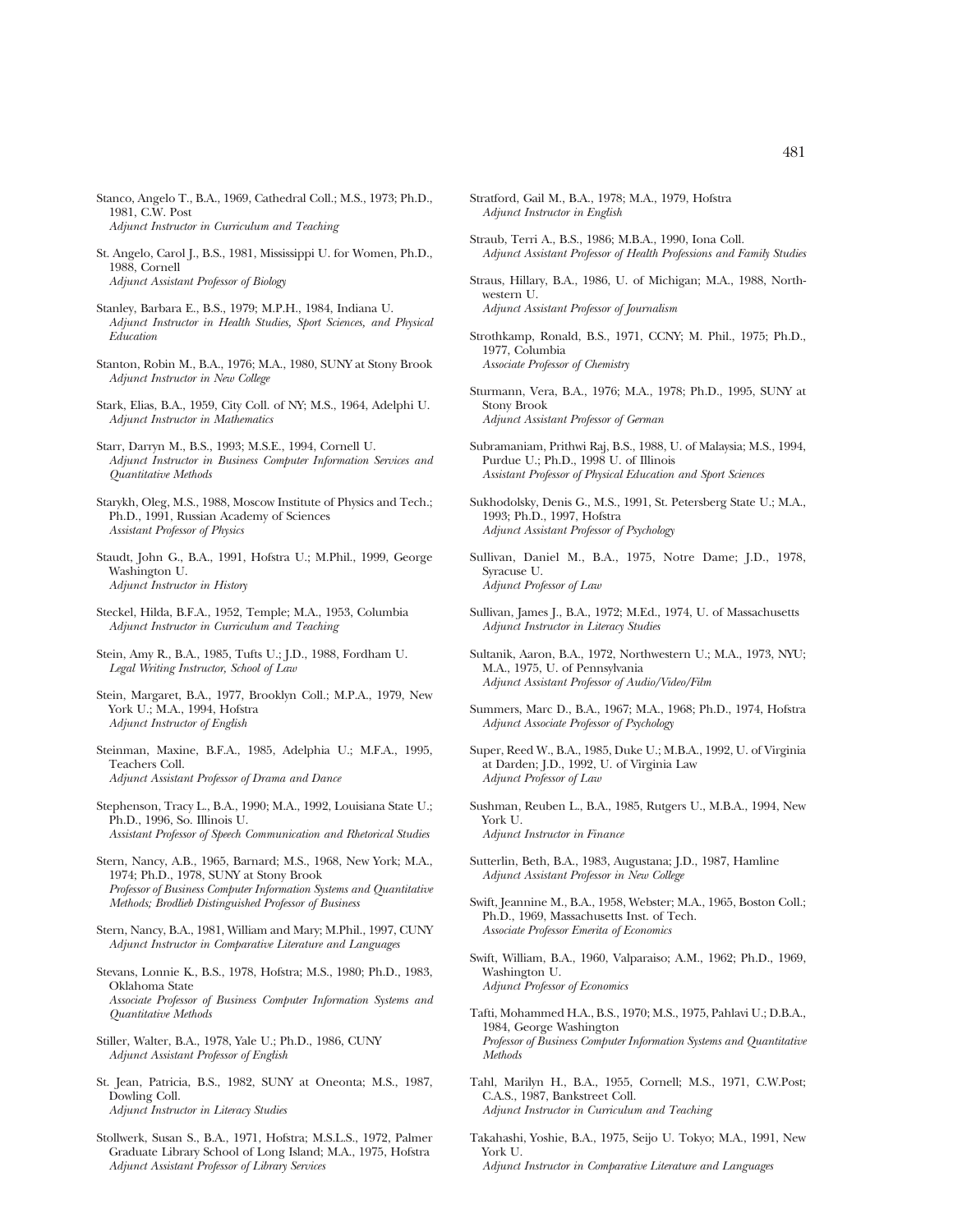Stanco, Angelo T., B.A., 1969, Cathedral Coll.; M.S., 1973; Ph.D., 1981, C.W. Post
*Adjunct Instructor in Curriculum and Teaching*

St. Angelo, Carol J., B.S., 1981, Mississippi U. for Women, Ph.D., 1988, Cornell
*Adjunct Assistant Professor of Biology*

Stanley, Barbara E., B.S., 1979; M.P.H., 1984, Indiana U.
*Adjunct Instructor in Health Studies, Sport Sciences, and Physical Education*

Stanton, Robin M., B.A., 1976; M.A., 1980, SUNY at Stony Brook
*Adjunct Instructor in New College*

Stark, Elias, B.A., 1959, City Coll. of NY; M.S., 1964, Adelphi U.
*Adjunct Instructor in Mathematics*

Starr, Darryn M., B.S., 1993; M.S.E., 1994, Cornell U.
*Adjunct Instructor in Business Computer Information Services and Quantitative Methods*

Starykh, Oleg, M.S., 1988, Moscow Institute of Physics and Tech.; Ph.D., 1991, Russian Academy of Sciences
*Assistant Professor of Physics*

Staudt, John G., B.A., 1991, Hofstra U.; M.Phil., 1999, George Washington U.
*Adjunct Instructor in History*

Steckel, Hilda, B.F.A., 1952, Temple; M.A., 1953, Columbia
*Adjunct Instructor in Curriculum and Teaching*

Stein, Amy R., B.A., 1985, Tufts U.; J.D., 1988, Fordham U.
*Legal Writing Instructor, School of Law*

Stein, Margaret, B.A., 1977, Brooklyn Coll.; M.P.A., 1979, New York U.; M.A., 1994, Hofstra
*Adjunct Instructor of English*

Steinman, Maxine, B.F.A., 1985, Adelphia U.; M.F.A., 1995, Teachers Coll.
*Adjunct Assistant Professor of Drama and Dance*

Stephenson, Tracy L., B.A., 1990; M.A., 1992, Louisiana State U.; Ph.D., 1996, So. Illinois U.
*Assistant Professor of Speech Communication and Rhetorical Studies*

Stern, Nancy, A.B., 1965, Barnard; M.S., 1968, New York; M.A., 1974; Ph.D., 1978, SUNY at Stony Brook
*Professor of Business Computer Information Systems and Quantitative Methods; Brodlieb Distinguished Professor of Business*

Stern, Nancy, B.A., 1981, William and Mary; M.Phil., 1997, CUNY
*Adjunct Instructor in Comparative Literature and Languages*

Stevans, Lonnie K., B.S., 1978, Hofstra; M.S., 1980; Ph.D., 1983, Oklahoma State
*Associate Professor of Business Computer Information Systems and Quantitative Methods*

Stiller, Walter, B.A., 1978, Yale U.; Ph.D., 1986, CUNY
*Adjunct Assistant Professor of English*

St. Jean, Patricia, B.S., 1982, SUNY at Oneonta; M.S., 1987, Dowling Coll.
*Adjunct Instructor in Literacy Studies*

Stollwerk, Susan S., B.A., 1971, Hofstra; M.S.L.S., 1972, Palmer Graduate Library School of Long Island; M.A., 1975, Hofstra
*Adjunct Assistant Professor of Library Services*

Stratford, Gail M., B.A., 1978; M.A., 1979, Hofstra
*Adjunct Instructor in English*

Straub, Terri A., B.S., 1986; M.B.A., 1990, Iona Coll.
*Adjunct Assistant Professor of Health Professions and Family Studies*

Straus, Hillary, B.A., 1986, U. of Michigan; M.A., 1988, Northwestern U.
*Adjunct Assistant Professor of Journalism*

Strothkamp, Ronald, B.S., 1971, CCNY; M. Phil., 1975; Ph.D., 1977, Columbia
*Associate Professor of Chemistry*

Sturmann, Vera, B.A., 1976; M.A., 1978; Ph.D., 1995, SUNY at Stony Brook
*Adjunct Assistant Professor of German*

Subramaniam, Prithwi Raj, B.S., 1988, U. of Malaysia; M.S., 1994, Purdue U.; Ph.D., 1998 U. of Illinois
*Assistant Professor of Physical Education and Sport Sciences*

Sukhodolsky, Denis G., M.S., 1991, St. Petersberg State U.; M.A., 1993; Ph.D., 1997, Hofstra
*Adjunct Assistant Professor of Psychology*

Sullivan, Daniel M., B.A., 1975, Notre Dame; J.D., 1978, Syracuse U.
*Adjunct Professor of Law*

Sullivan, James J., B.A., 1972; M.Ed., 1974, U. of Massachusetts
*Adjunct Instructor in Literacy Studies*

Sultanik, Aaron, B.A., 1972, Northwestern U.; M.A., 1973, NYU; M.A., 1975, U. of Pennsylvania
*Adjunct Assistant Professor of Audio/Video/Film*

Summers, Marc D., B.A., 1967; M.A., 1968; Ph.D., 1974, Hofstra
*Adjunct Associate Professor of Psychology*

Super, Reed W., B.A., 1985, Duke U.; M.B.A., 1992, U. of Virginia at Darden; J.D., 1992, U. of Virginia Law
*Adjunct Professor of Law*

Sushman, Reuben L., B.A., 1985, Rutgers U., M.B.A., 1994, New York U.
*Adjunct Instructor in Finance*

Sutterlin, Beth, B.A., 1983, Augustana; J.D., 1987, Hamline
*Adjunct Assistant Professor in New College*

Swift, Jeannine M., B.A., 1958, Webster; M.A., 1965, Boston Coll.; Ph.D., 1969, Massachusetts Inst. of Tech.
*Associate Professor Emerita of Economics*

Swift, William, B.A., 1960, Valparaiso; A.M., 1962; Ph.D., 1969, Washington U.
*Adjunct Professor of Economics*

Tafti, Mohammed H.A., B.S., 1970; M.S., 1975, Pahlavi U.; D.B.A., 1984, George Washington
*Professor of Business Computer Information Systems and Quantitative Methods*

Tahl, Marilyn H., B.A., 1955, Cornell; M.S., 1971, C.W.Post; C.A.S., 1987, Bankstreet Coll.
*Adjunct Instructor in Curriculum and Teaching*

Takahashi, Yoshie, B.A., 1975, Seijo U. Tokyo; M.A., 1991, New York U.
*Adjunct Instructor in Comparative Literature and Languages*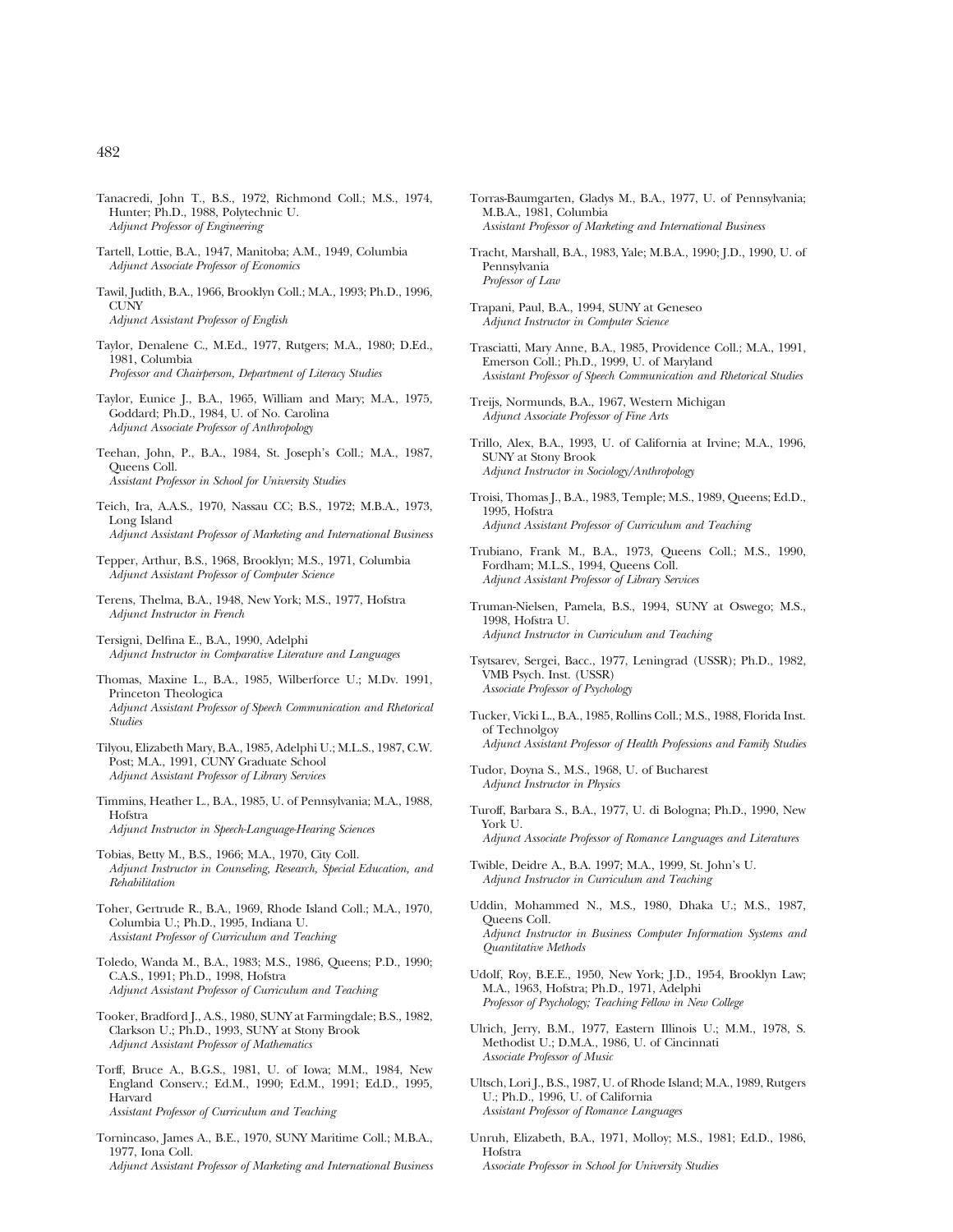Tanacredi, John T., B.S., 1972, Richmond Coll.; M.S., 1974, Hunter; Ph.D., 1988, Polytechnic U.
*Adjunct Professor of Engineering*

Tartell, Lottie, B.A., 1947, Manitoba; A.M., 1949, Columbia
*Adjunct Associate Professor of Economics*

Tawil, Judith, B.A., 1966, Brooklyn Coll.; M.A., 1993; Ph.D., 1996, CUNY
*Adjunct Assistant Professor of English*

Taylor, Denalene C., M.Ed., 1977, Rutgers; M.A., 1980; D.Ed., 1981, Columbia
*Professor and Chairperson, Department of Literacy Studies*

Taylor, Eunice J., B.A., 1965, William and Mary; M.A., 1975, Goddard; Ph.D., 1984, U. of No. Carolina
*Adjunct Associate Professor of Anthropology*

Teehan, John, P., B.A., 1984, St. Joseph's Coll.; M.A., 1987, Queens Coll.
*Assistant Professor in School for University Studies*

Teich, Ira, A.A.S., 1970, Nassau CC; B.S., 1972; M.B.A., 1973, Long Island
*Adjunct Assistant Professor of Marketing and International Business*

Tepper, Arthur, B.S., 1968, Brooklyn; M.S., 1971, Columbia
*Adjunct Assistant Professor of Computer Science*

Terens, Thelma, B.A., 1948, New York; M.S., 1977, Hofstra
*Adjunct Instructor in French*

Tersigni, Delfina E., B.A., 1990, Adelphi
*Adjunct Instructor in Comparative Literature and Languages*

Thomas, Maxine L., B.A., 1985, Wilberforce U.; M.Dv. 1991, Princeton Theologica
*Adjunct Assistant Professor of Speech Communication and Rhetorical Studies*

Tilyou, Elizabeth Mary, B.A., 1985, Adelphi U.; M.L.S., 1987, C.W. Post; M.A., 1991, CUNY Graduate School
*Adjunct Assistant Professor of Library Services*

Timmins, Heather L., B.A., 1985, U. of Pennsylvania; M.A., 1988, Hofstra
*Adjunct Instructor in Speech-Language-Hearing Sciences*

Tobias, Betty M., B.S., 1966; M.A., 1970, City Coll.
*Adjunct Instructor in Counseling, Research, Special Education, and Rehabilitation*

Toher, Gertrude R., B.A., 1969, Rhode Island Coll.; M.A., 1970, Columbia U.; Ph.D., 1995, Indiana U.
*Assistant Professor of Curriculum and Teaching*

Toledo, Wanda M., B.A., 1983; M.S., 1986, Queens; P.D., 1990; C.A.S., 1991; Ph.D., 1998, Hofstra
*Adjunct Assistant Professor of Curriculum and Teaching*

Tooker, Bradford J., A.S., 1980, SUNY at Farmingdale; B.S., 1982, Clarkson U.; Ph.D., 1993, SUNY at Stony Brook
*Adjunct Assistant Professor of Mathematics*

Torff, Bruce A., B.G.S., 1981, U. of Iowa; M.M., 1984, New England Conserv.; Ed.M., 1990; Ed.M., 1991; Ed.D., 1995, Harvard
*Assistant Professor of Curriculum and Teaching*

Tornincaso, James A., B.E., 1970, SUNY Maritime Coll.; M.B.A., 1977, Iona Coll.
*Adjunct Assistant Professor of Marketing and International Business*

Torras-Baumgarten, Gladys M., B.A., 1977, U. of Pennsylvania; M.B.A., 1981, Columbia
*Assistant Professor of Marketing and International Business*

Tracht, Marshall, B.A., 1983, Yale; M.B.A., 1990; J.D., 1990, U. of Pennsylvania
*Professor of Law*

Trapani, Paul, B.A., 1994, SUNY at Geneseo
*Adjunct Instructor in Computer Science*

Trasciatti, Mary Anne, B.A., 1985, Providence Coll.; M.A., 1991, Emerson Coll.; Ph.D., 1999, U. of Maryland
*Assistant Professor of Speech Communication and Rhetorical Studies*

Treijs, Normunds, B.A., 1967, Western Michigan
*Adjunct Associate Professor of Fine Arts*

Trillo, Alex, B.A., 1993, U. of California at Irvine; M.A., 1996, SUNY at Stony Brook
*Adjunct Instructor in Sociology/Anthropology*

Troisi, Thomas J., B.A., 1983, Temple; M.S., 1989, Queens; Ed.D., 1995, Hofstra
*Adjunct Assistant Professor of Curriculum and Teaching*

Trubiano, Frank M., B.A., 1973, Queens Coll.; M.S., 1990, Fordham; M.L.S., 1994, Queens Coll.
*Adjunct Assistant Professor of Library Services*

Truman-Nielsen, Pamela, B.S., 1994, SUNY at Oswego; M.S., 1998, Hofstra U.
*Adjunct Instructor in Curriculum and Teaching*

Tsytsarev, Sergei, Bacc., 1977, Leningrad (USSR); Ph.D., 1982, VMB Psych. Inst. (USSR)
*Associate Professor of Psychology*

Tucker, Vicki L., B.A., 1985, Rollins Coll.; M.S., 1988, Florida Inst. of Technolgoy
*Adjunct Assistant Professor of Health Professions and Family Studies*

Tudor, Doyna S., M.S., 1968, U. of Bucharest
*Adjunct Instructor in Physics*

Turoff, Barbara S., B.A., 1977, U. di Bologna; Ph.D., 1990, New York U.
*Adjunct Associate Professor of Romance Languages and Literatures*

Twible, Deidre A., B.A. 1997; M.A., 1999, St. John's U.
*Adjunct Instructor in Curriculum and Teaching*

Uddin, Mohammed N., M.S., 1980, Dhaka U.; M.S., 1987, Queens Coll.
*Adjunct Instructor in Business Computer Information Systems and Quantitative Methods*

Udolf, Roy, B.E.E., 1950, New York; J.D., 1954, Brooklyn Law; M.A., 1963, Hofstra; Ph.D., 1971, Adelphi
*Professor of Psychology; Teaching Fellow in New College*

Ulrich, Jerry, B.M., 1977, Eastern Illinois U.; M.M., 1978, S. Methodist U.; D.M.A., 1986, U. of Cincinnati
*Associate Professor of Music*

Ultsch, Lori J., B.S., 1987, U. of Rhode Island; M.A., 1989, Rutgers U.; Ph.D., 1996, U. of California
*Assistant Professor of Romance Languages*

Unruh, Elizabeth, B.A., 1971, Molloy; M.S., 1981; Ed.D., 1986, Hofstra
*Associate Professor in School for University Studies*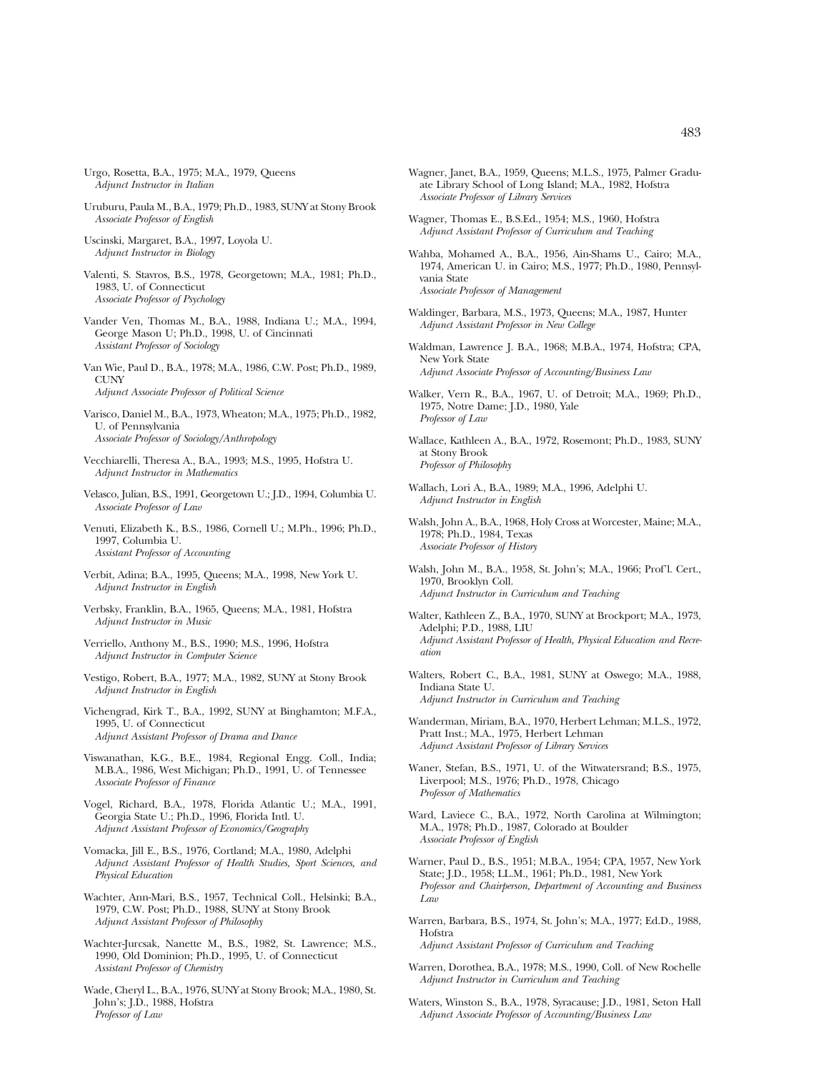Urgo, Rosetta, B.A., 1975; M.A., 1979, Queens
*Adjunct Instructor in Italian*

Uruburu, Paula M., B.A., 1979; Ph.D., 1983, SUNY at Stony Brook
*Associate Professor of English*

Uscinski, Margaret, B.A., 1997, Loyola U.
*Adjunct Instructor in Biology*

Valenti, S. Stavros, B.S., 1978, Georgetown; M.A., 1981; Ph.D., 1983, U. of Connecticut
*Associate Professor of Psychology*

Vander Ven, Thomas M., B.A., 1988, Indiana U.; M.A., 1994, George Mason U; Ph.D., 1998, U. of Cincinnati
*Assistant Professor of Sociology*

Van Wie, Paul D., B.A., 1978; M.A., 1986, C.W. Post; Ph.D., 1989, CUNY
*Adjunct Associate Professor of Political Science*

Varisco, Daniel M., B.A., 1973, Wheaton; M.A., 1975; Ph.D., 1982, U. of Pennsylvania
*Associate Professor of Sociology/Anthropology*

Vecchiarelli, Theresa A., B.A., 1993; M.S., 1995, Hofstra U.
*Adjunct Instructor in Mathematics*

Velasco, Julian, B.S., 1991, Georgetown U.; J.D., 1994, Columbia U.
*Associate Professor of Law*

Venuti, Elizabeth K., B.S., 1986, Cornell U.; M.Ph., 1996; Ph.D., 1997, Columbia U.
*Assistant Professor of Accounting*

Verbit, Adina; B.A., 1995, Queens; M.A., 1998, New York U.
*Adjunct Instructor in English*

Verbsky, Franklin, B.A., 1965, Queens; M.A., 1981, Hofstra
*Adjunct Instructor in Music*

Verriello, Anthony M., B.S., 1990; M.S., 1996, Hofstra
*Adjunct Instructor in Computer Science*

Vestigo, Robert, B.A., 1977; M.A., 1982, SUNY at Stony Brook
*Adjunct Instructor in English*

Vichengrad, Kirk T., B.A., 1992, SUNY at Binghamton; M.F.A., 1995, U. of Connecticut
*Adjunct Assistant Professor of Drama and Dance*

Viswanathan, K.G., B.E., 1984, Regional Engg. Coll., India; M.B.A., 1986, West Michigan; Ph.D., 1991, U. of Tennessee
*Associate Professor of Finance*

Vogel, Richard, B.A., 1978, Florida Atlantic U.; M.A., 1991, Georgia State U.; Ph.D., 1996, Florida Intl. U.
*Adjunct Assistant Professor of Economics/Geography*

Vomacka, Jill E., B.S., 1976, Cortland; M.A., 1980, Adelphi
*Adjunct Assistant Professor of Health Studies, Sport Sciences, and Physical Education*

Wachter, Ann-Mari, B.S., 1957, Technical Coll., Helsinki; B.A., 1979, C.W. Post; Ph.D., 1988, SUNY at Stony Brook
*Adjunct Assistant Professor of Philosophy*

Wachter-Jurcsak, Nanette M., B.S., 1982, St. Lawrence; M.S., 1990, Old Dominion; Ph.D., 1995, U. of Connecticut
*Assistant Professor of Chemistry*

Wade, Cheryl L., B.A., 1976, SUNY at Stony Brook; M.A., 1980, St. John's; J.D., 1988, Hofstra
*Professor of Law*

Wagner, Janet, B.A., 1959, Queens; M.L.S., 1975, Palmer Graduate Library School of Long Island; M.A., 1982, Hofstra
*Associate Professor of Library Services*

Wagner, Thomas E., B.S.Ed., 1954; M.S., 1960, Hofstra
*Adjunct Assistant Professor of Curriculum and Teaching*

Wahba, Mohamed A., B.A., 1956, Ain-Shams U., Cairo; M.A., 1974, American U. in Cairo; M.S., 1977; Ph.D., 1980, Pennsylvania State
*Associate Professor of Management*

Waldinger, Barbara, M.S., 1973, Queens; M.A., 1987, Hunter
*Adjunct Assistant Professor in New College*

Waldman, Lawrence J. B.A., 1968; M.B.A., 1974, Hofstra; CPA, New York State
*Adjunct Associate Professor of Accounting/Business Law*

Walker, Vern R., B.A., 1967, U. of Detroit; M.A., 1969; Ph.D., 1975, Notre Dame; J.D., 1980, Yale
*Professor of Law*

Wallace, Kathleen A., B.A., 1972, Rosemont; Ph.D., 1983, SUNY at Stony Brook
*Professor of Philosophy*

Wallach, Lori A., B.A., 1989; M.A., 1996, Adelphi U.
*Adjunct Instructor in English*

Walsh, John A., B.A., 1968, Holy Cross at Worcester, Maine; M.A., 1978; Ph.D., 1984, Texas
*Associate Professor of History*

Walsh, John M., B.A., 1958, St. John's; M.A., 1966; Prof'l. Cert., 1970, Brooklyn Coll.
*Adjunct Instructor in Curriculum and Teaching*

Walter, Kathleen Z., B.A., 1970, SUNY at Brockport; M.A., 1973, Adelphi; P.D., 1988, LIU
*Adjunct Assistant Professor of Health, Physical Education and Recreation*

Walters, Robert C., B.A., 1981, SUNY at Oswego; M.A., 1988, Indiana State U.
*Adjunct Instructor in Curriculum and Teaching*

Wanderman, Miriam, B.A., 1970, Herbert Lehman; M.L.S., 1972, Pratt Inst.; M.A., 1975, Herbert Lehman
*Adjunct Assistant Professor of Library Services*

Waner, Stefan, B.S., 1971, U. of the Witwatersrand; B.S., 1975, Liverpool; M.S., 1976; Ph.D., 1978, Chicago
*Professor of Mathematics*

Ward, Laviece C., B.A., 1972, North Carolina at Wilmington; M.A., 1978; Ph.D., 1987, Colorado at Boulder
*Associate Professor of English*

Warner, Paul D., B.S., 1951; M.B.A., 1954; CPA, 1957, New York State; J.D., 1958; LL.M., 1961; Ph.D., 1981, New York
*Professor and Chairperson, Department of Accounting and Business Law*

Warren, Barbara, B.S., 1974, St. John's; M.A., 1977; Ed.D., 1988, Hofstra
*Adjunct Assistant Professor of Curriculum and Teaching*

Warren, Dorothea, B.A., 1978; M.S., 1990, Coll. of New Rochelle
*Adjunct Instructor in Curriculum and Teaching*

Waters, Winston S., B.A., 1978, Syracause; J.D., 1981, Seton Hall
*Adjunct Associate Professor of Accounting/Business Law*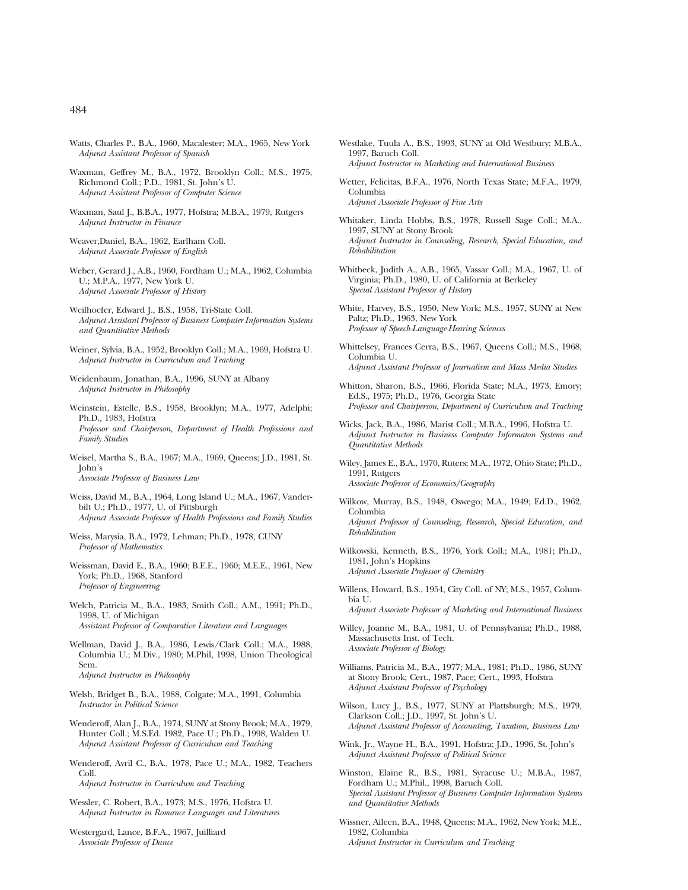Watts, Charles P., B.A., 1960, Macalester; M.A., 1965, New York
*Adjunct Assistant Professor of Spanish*

Waxman, Geffrey M., B.A., 1972, Brooklyn Coll.; M.S., 1975, Richmond Coll.; P.D., 1981, St. John's U.
*Adjunct Assistant Professor of Computer Science*

Waxman, Saul J., B.B.A., 1977, Hofstra; M.B.A., 1979, Rutgers
*Adjunct Instructor in Finance*

Weaver,Daniel, B.A., 1962, Earlham Coll.
*Adjunct Associate Professor of English*

Weber, Gerard J., A.B., 1960, Fordham U.; M.A., 1962, Columbia U.; M.P.A., 1977, New York U.
*Adjunct Associate Professor of History*

Weilhoefer, Edward J., B.S., 1958, Tri-State Coll.
*Adjunct Assistant Professor of Business Computer Information Systems and Quantitative Methods*

Weiner, Sylvia, B.A., 1952, Brooklyn Coll.; M.A., 1969, Hofstra U.
*Adjunct Instructor in Curriculum and Teaching*

Weidenbaum, Jonathan, B.A., 1996, SUNY at Albany
*Adjunct Instructor in Philosophy*

Weinstein, Estelle, B.S., 1958, Brooklyn; M.A., 1977, Adelphi; Ph.D., 1983, Hofstra
*Professor and Chairperson, Department of Health Professions and Family Studies*

Weisel, Martha S., B.A., 1967; M.A., 1969, Queens; J.D., 1981, St. John's
*Associate Professor of Business Law*

Weiss, David M., B.A., 1964, Long Island U.; M.A., 1967, Vanderbilt U.; Ph.D., 1977, U. of Pittsburgh
*Adjunct Associate Professor of Health Professions and Family Studies*

Weiss, Marysia, B.A., 1972, Lehman; Ph.D., 1978, CUNY
*Professor of Mathematics*

Weissman, David E., B.A., 1960; B.E.E., 1960; M.E.E., 1961, New York; Ph.D., 1968, Stanford
*Professor of Engineering*

Welch, Patricia M., B.A., 1983, Smith Coll.; A.M., 1991; Ph.D., 1998, U. of Michigan
*Assistant Professor of Comparative Literature and Languages*

Wellman, David J., B.A., 1986, Lewis/Clark Coll.; M.A., 1988, Columbia U.; M.Div., 1980; M.Phil, 1998, Union Theological Sem.
*Adjunct Instructor in Philosophy*

Welsh, Bridget B., B.A., 1988, Colgate; M.A., 1991, Columbia
*Instructor in Political Science*

Wenderoff, Alan J., B.A., 1974, SUNY at Stony Brook; M.A., 1979, Hunter Coll.; M.S.Ed. 1982, Pace U.; Ph.D., 1998, Walden U.
*Adjunct Assistant Professor of Curriculum and Teaching*

Wenderoff, Avril C., B.A., 1978, Pace U.; M.A., 1982, Teachers Coll.
*Adjunct Instructor in Curriculum and Teaching*

Wessler, C. Robert, B.A., 1973; M.S., 1976, Hofstra U.
*Adjunct Instructor in Romance Languages and Literatures*

Westergard, Lance, B.F.A., 1967, Juilliard
*Associate Professor of Dance*

Westlake, Tuula A., B.S., 1993, SUNY at Old Westbury; M.B.A., 1997, Baruch Coll.
*Adjunct Instructor in Marketing and International Business*

Wetter, Felicitas, B.F.A., 1976, North Texas State; M.F.A., 1979, Columbia
*Adjunct Associate Professor of Fine Arts*

Whitaker, Linda Hobbs, B.S., 1978, Russell Sage Coll.; M.A., 1997, SUNY at Stony Brook
*Adjunct Instructor in Counseling, Research, Special Education, and Rehabilitation*

Whitbeck, Judith A., A.B., 1965, Vassar Coll.; M.A., 1967, U. of Virginia; Ph.D., 1980, U. of California at Berkeley
*Special Assistant Professor of History*

White, Harvey, B.S., 1950, New York; M.S., 1957, SUNY at New Paltz; Ph.D., 1963, New York
*Professor of Speech-Language-Hearing Sciences*

Whittelsey, Frances Cerra, B.S., 1967, Queens Coll.; M.S., 1968, Columbia U.
*Adjunct Assistant Professor of Journalism and Mass Media Studies*

Whitton, Sharon, B.S., 1966, Florida State; M.A., 1973, Emory; Ed.S., 1975; Ph.D., 1976, Georgia State
*Professor and Chairperson, Department of Curriculum and Teaching*

Wicks, Jack, B.A., 1986, Marist Coll.; M.B.A., 1996, Hofstra U.
*Adjunct Instructor in Business Computer Informaton Systems and Quantitative Methods*

Wiley, James E., B.A., 1970, Ruters; M.A., 1972, Ohio State; Ph.D., 1991, Rutgers
*Associate Professor of Economics/Geography*

Wilkow, Murray, B.S., 1948, Oswego; M.A., 1949; Ed.D., 1962, Columbia
*Adjunct Professor of Counseling, Research, Special Education, and Rehabilitation*

Wilkowski, Kenneth, B.S., 1976, York Coll.; M.A., 1981; Ph.D., 1981, John's Hopkins
*Adjunct Associate Professor of Chemistry*

Willens, Howard, B.S., 1954, City Coll. of NY; M.S., 1957, Columbia U.
*Adjunct Associate Professor of Marketing and International Business*

Willey, Joanne M., B.A., 1981, U. of Pennsylvania; Ph.D., 1988, Massachusetts Inst. of Tech.
*Associate Professor of Biology*

Williams, Patricia M., B.A., 1977; M.A., 1981; Ph.D., 1986, SUNY at Stony Brook; Cert., 1987, Pace; Cert., 1993, Hofstra
*Adjunct Assistant Professor of Psychology*

Wilson, Lucy J., B.S., 1977, SUNY at Plattsburgh; M.S., 1979, Clarkson Coll.; J.D., 1997, St. John's U.
*Adjunct Assistant Professor of Accounting, Taxation, Business Law*

Wink, Jr., Wayne H., B.A., 1991, Hofstra; J.D., 1996, St. John's
*Adjunct Assistant Professor of Political Science*

Winston, Elaine R., B.S., 1981, Syracuse U.; M.B.A., 1987, Fordham U.; M.Phil., 1998, Baruch Coll.
*Special Assistant Professor of Business Computer Information Systems and Quantitative Methods*

Wissner, Aileen, B.A., 1948, Queens; M.A., 1962, New York; M.E., 1982, Columbia
*Adjunct Instructor in Curriculum and Teaching*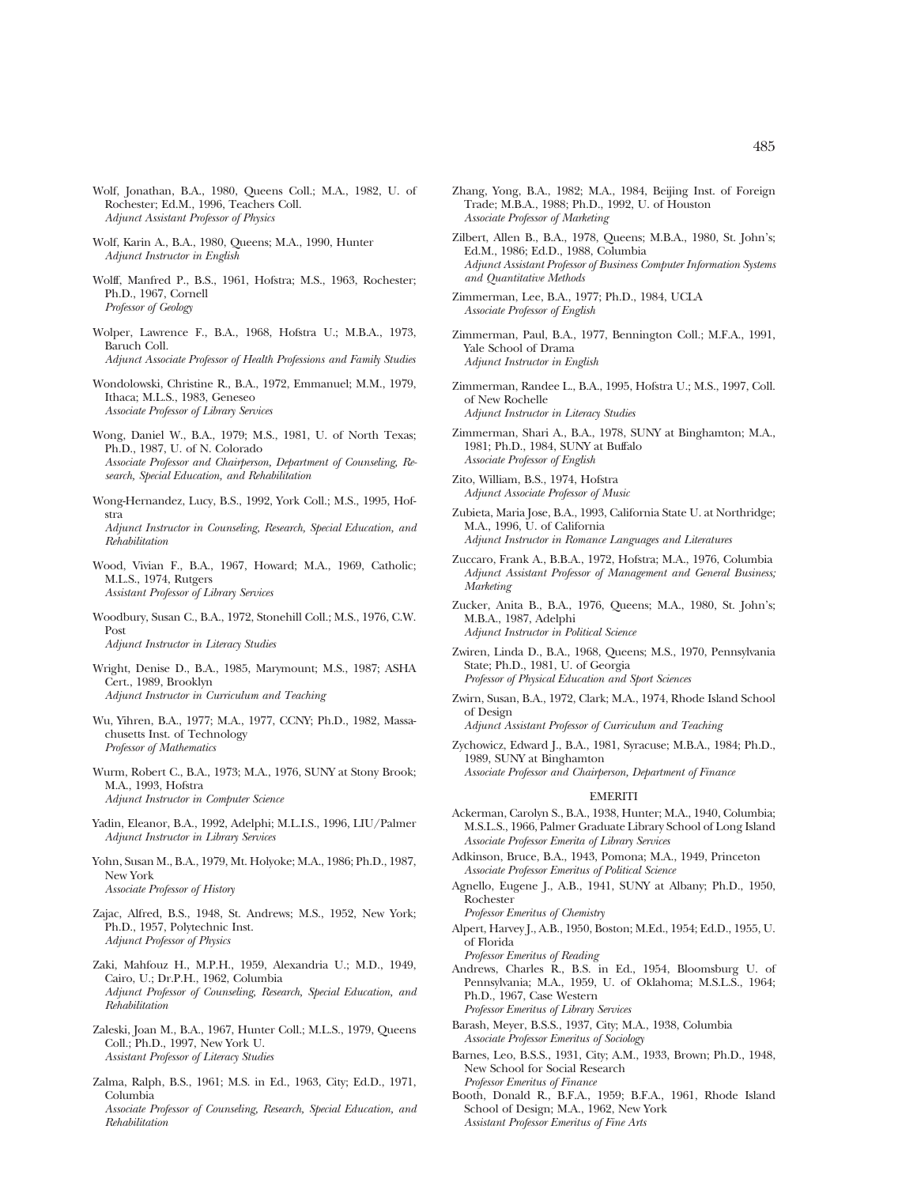Wolf, Jonathan, B.A., 1980, Queens Coll.; M.A., 1982, U. of Rochester; Ed.M., 1996, Teachers Coll.
*Adjunct Assistant Professor of Physics*

Wolf, Karin A., B.A., 1980, Queens; M.A., 1990, Hunter
*Adjunct Instructor in English*

Wolff, Manfred P., B.S., 1961, Hofstra; M.S., 1963, Rochester; Ph.D., 1967, Cornell
*Professor of Geology*

Wolper, Lawrence F., B.A., 1968, Hofstra U.; M.B.A., 1973, Baruch Coll.
*Adjunct Associate Professor of Health Professions and Family Studies*

Wondolowski, Christine R., B.A., 1972, Emmanuel; M.M., 1979, Ithaca; M.L.S., 1983, Geneseo
*Associate Professor of Library Services*

Wong, Daniel W., B.A., 1979; M.S., 1981, U. of North Texas; Ph.D., 1987, U. of N. Colorado
*Associate Professor and Chairperson, Department of Counseling, Research, Special Education, and Rehabilitation*

Wong-Hernandez, Lucy, B.S., 1992, York Coll.; M.S., 1995, Hofstra
*Adjunct Instructor in Counseling, Research, Special Education, and Rehabilitation*

Wood, Vivian F., B.A., 1967, Howard; M.A., 1969, Catholic; M.L.S., 1974, Rutgers
*Assistant Professor of Library Services*

Woodbury, Susan C., B.A., 1972, Stonehill Coll.; M.S., 1976, C.W. Post
*Adjunct Instructor in Literacy Studies*

Wright, Denise D., B.A., 1985, Marymount; M.S., 1987; ASHA Cert., 1989, Brooklyn
*Adjunct Instructor in Curriculum and Teaching*

Wu, Yihren, B.A., 1977; M.A., 1977, CCNY; Ph.D., 1982, Massachusetts Inst. of Technology
*Professor of Mathematics*

Wurm, Robert C., B.A., 1973; M.A., 1976, SUNY at Stony Brook; M.A., 1993, Hofstra
*Adjunct Instructor in Computer Science*

Yadin, Eleanor, B.A., 1992, Adelphi; M.L.I.S., 1996, LIU/Palmer
*Adjunct Instructor in Library Services*

Yohn, Susan M., B.A., 1979, Mt. Holyoke; M.A., 1986; Ph.D., 1987, New York
*Associate Professor of History*

Zajac, Alfred, B.S., 1948, St. Andrews; M.S., 1952, New York; Ph.D., 1957, Polytechnic Inst.
*Adjunct Professor of Physics*

Zaki, Mahfouz H., M.P.H., 1959, Alexandria U.; M.D., 1949, Cairo, U.; Dr.P.H., 1962, Columbia
*Adjunct Professor of Counseling, Research, Special Education, and Rehabilitation*

Zaleski, Joan M., B.A., 1967, Hunter Coll.; M.L.S., 1979, Queens Coll.; Ph.D., 1997, New York U.
*Assistant Professor of Literacy Studies*

Zalma, Ralph, B.S., 1961; M.S. in Ed., 1963, City; Ed.D., 1971, Columbia
*Associate Professor of Counseling, Research, Special Education, and Rehabilitation*

Zhang, Yong, B.A., 1982; M.A., 1984, Beijing Inst. of Foreign Trade; M.B.A., 1988; Ph.D., 1992, U. of Houston
*Associate Professor of Marketing*

Zilbert, Allen B., B.A., 1978, Queens; M.B.A., 1980, St. John's; Ed.M., 1986; Ed.D., 1988, Columbia
*Adjunct Assistant Professor of Business Computer Information Systems and Quantitative Methods*

Zimmerman, Lee, B.A., 1977; Ph.D., 1984, UCLA
*Associate Professor of English*

Zimmerman, Paul, B.A., 1977, Bennington Coll.; M.F.A., 1991, Yale School of Drama
*Adjunct Instructor in English*

Zimmerman, Randee L., B.A., 1995, Hofstra U.; M.S., 1997, Coll. of New Rochelle
*Adjunct Instructor in Literacy Studies*

Zimmerman, Shari A., B.A., 1978, SUNY at Binghamton; M.A., 1981; Ph.D., 1984, SUNY at Buffalo
*Associate Professor of English*

Zito, William, B.S., 1974, Hofstra
*Adjunct Associate Professor of Music*

Zubieta, Maria Jose, B.A., 1993, California State U. at Northridge; M.A., 1996, U. of California
*Adjunct Instructor in Romance Languages and Literatures*

Zuccaro, Frank A., B.B.A., 1972, Hofstra; M.A., 1976, Columbia
*Adjunct Assistant Professor of Management and General Business; Marketing*

Zucker, Anita B., B.A., 1976, Queens; M.A., 1980, St. John's; M.B.A., 1987, Adelphi
*Adjunct Instructor in Political Science*

Zwiren, Linda D., B.A., 1968, Queens; M.S., 1970, Pennsylvania State; Ph.D., 1981, U. of Georgia
*Professor of Physical Education and Sport Sciences*

Zwirn, Susan, B.A., 1972, Clark; M.A., 1974, Rhode Island School of Design
*Adjunct Assistant Professor of Curriculum and Teaching*

Zychowicz, Edward J., B.A., 1981, Syracuse; M.B.A., 1984; Ph.D., 1989, SUNY at Binghamton
*Associate Professor and Chairperson, Department of Finance*

## EMERITI

Ackerman, Carolyn S., B.A., 1938, Hunter; M.A., 1940, Columbia; M.S.L.S., 1966, Palmer Graduate Library School of Long Island
*Associate Professor Emerita of Library Services*

Adkinson, Bruce, B.A., 1943, Pomona; M.A., 1949, Princeton
*Associate Professor Emeritus of Political Science*

Agnello, Eugene J., A.B., 1941, SUNY at Albany; Ph.D., 1950, Rochester
*Professor Emeritus of Chemistry*

Alpert, Harvey J., A.B., 1950, Boston; M.Ed., 1954; Ed.D., 1955, U. of Florida
*Professor Emeritus of Reading*

Andrews, Charles R., B.S. in Ed., 1954, Bloomsburg U. of Pennsylvania; M.A., 1959, U. of Oklahoma; M.S.L.S., 1964; Ph.D., 1967, Case Western
*Professor Emeritus of Library Services*

Barash, Meyer, B.S.S., 1937, City; M.A., 1938, Columbia
*Associate Professor Emeritus of Sociology*

Barnes, Leo, B.S.S., 1931, City; A.M., 1933, Brown; Ph.D., 1948, New School for Social Research
*Professor Emeritus of Finance*

Booth, Donald R., B.F.A., 1959; B.F.A., 1961, Rhode Island School of Design; M.A., 1962, New York
*Assistant Professor Emeritus of Fine Arts*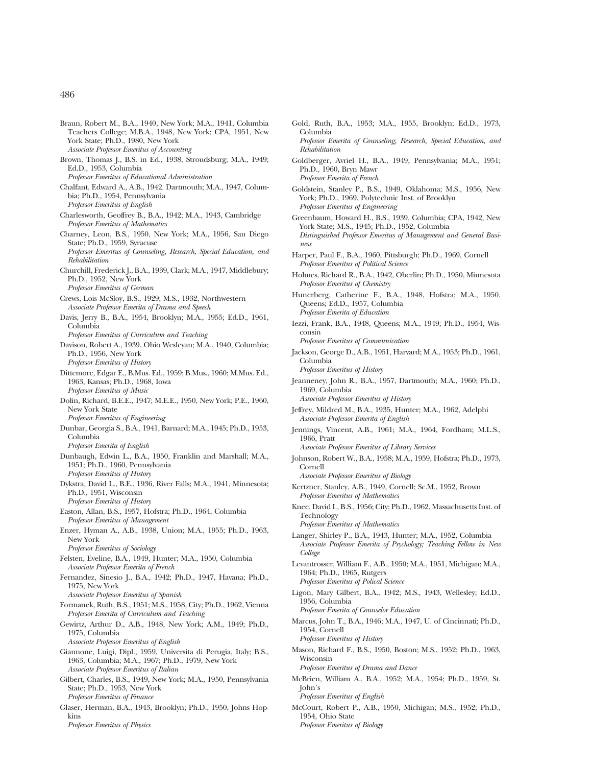Braun, Robert M., B.A., 1940, New York; M.A., 1941, Columbia Teachers College; M.B.A., 1948, New York; CPA, 1951, New York State; Ph.D., 1980, New York
*Associate Professor Emeritus of Accounting*

Brown, Thomas J., B.S. in Ed., 1938, Stroudsburg; M.A., 1949; Ed.D., 1953, Columbia
*Professor Emeritus of Educational Administration*

Chalfant, Edward A., A.B., 1942. Dartmouth; M.A., 1947, Columbia; Ph.D., 1954, Pennsylvania
*Professor Emeritus of English*

Charlesworth, Geoffrey B., B.A., 1942; M.A., 1943, Cambridge
*Professor Emeritus of Mathematics*

Charney, Leon, B.S., 1950, New York; M.A., 1956, San Diego State; Ph.D., 1959, Syracuse
*Professor Emeritus of Counseling, Research, Special Education, and Rehabilitation*

Churchill, Frederick J., B.A., 1939, Clark; M.A., 1947, Middlebury; Ph.D., 1952, New York
*Professor Emeritus of German*

Crews, Lois McSloy, B.S., 1929; M.S., 1932, Northwestern
*Associate Professor Emerita of Drama and Speech*

Davis, Jerry B., B.A., 1954, Brooklyn; M.A., 1955; Ed.D., 1961, Columbia
*Professor Emeritus of Curriculum and Teaching*

Davison, Robert A., 1939, Ohio Wesleyan; M.A., 1940, Columbia; Ph.D., 1956, New York
*Professor Emeritus of History*

Dittemore, Edgar E., B.Mus. Ed., 1959; B.Mus., 1960; M.Mus. Ed., 1963, Kansas; Ph.D., 1968, Iowa
*Professor Emeritus of Music*

Dolin, Richard, B.E.E., 1947; M.E.E., 1950, New York; P.E., 1960, New York State
*Professor Emeritus of Engineering*

Dunbar, Georgia S., B.A., 1941, Barnard; M.A., 1945; Ph.D., 1953, Columbia
*Professor Emerita of English*

Dunbaugh, Edwin L., B.A., 1950, Franklin and Marshall; M.A., 1951; Ph.D., 1960, Pennsylvania
*Professor Emeritus of History*

Dykstra, David L., B.E., 1936, River Falls; M.A., 1941, Minnesota; Ph.D., 1951, Wisconsin
*Professor Emeritus of History*

Easton, Allan, B.S., 1957, Hofstra; Ph.D., 1964, Columbia
*Professor Emeritus of Management*

Enzer, Hyman A., A.B., 1938, Union; M.A., 1955; Ph.D., 1963, New York
*Professor Emeritus of Sociology*

Felsten, Eveline, B.A., 1949, Hunter; M.A., 1950, Columbia
*Associate Professor Emerita of French*

Fernandez, Sinesio J., B.A., 1942; Ph.D., 1947, Havana; Ph.D., 1975, New York
*Associate Professor Emeritus of Spanish*

Formanek, Ruth, B.S., 1951; M.S., 1958, City; Ph.D., 1962, Vienna
*Professor Emerita of Curriculum and Teaching*

Gewirtz, Arthur D., A.B., 1948, New York; A.M., 1949; Ph.D., 1975, Columbia
*Associate Professor Emeritus of English*

Giannone, Luigi, Dipl., 1959, Universita di Perugia, Italy; B.S., 1963, Columbia; M.A., 1967; Ph.D., 1979, New York
*Associate Professor Emeritus of Italian*

Gilbert, Charles, B.S., 1949, New York; M.A., 1950, Pennsylvania State; Ph.D., 1953, New York
*Professor Emeritus of Finance*

Glaser, Herman, B.A., 1943, Brooklyn; Ph.D., 1950, Johns Hopkins
*Professor Emeritus of Physics*

Gold, Ruth, B.A., 1953; M.A., 1955, Brooklyn; Ed.D., 1973, Columbia
*Professor Emerita of Counseling, Research, Special Education, and Rehabilitation*

Goldberger, Avriel H., B.A., 1949, Pennsylvania; M.A., 1951; Ph.D., 1960, Bryn Mawr
*Professor Emerita of French*

Goldstein, Stanley P., B.S., 1949, Oklahoma; M.S., 1956, New York; Ph.D., 1969, Polytechnic Inst. of Brooklyn
*Professor Emeritus of Engineering*

Greenbaum, Howard H., B.S., 1939, Columbia; CPA, 1942, New York State; M.S., 1945; Ph.D., 1952, Columbia
*Distinguished Professor Emeritus of Management and General Business*

Harper, Paul F., B.A., 1960, Pittsburgh; Ph.D., 1969, Cornell
*Professor Emeritus of Political Science*

Holmes, Richard R., B.A., 1942, Oberlin; Ph.D., 1950, Minnesota
*Professor Emeritus of Chemistry*

Hunerberg, Catherine F., B.A., 1948, Hofstra; M.A., 1950, Queens; Ed.D., 1957, Columbia
*Professor Emerita of Education*

Iezzi, Frank, B.A., 1948, Queens; M.A., 1949; Ph.D., 1954, Wisconsin
*Professor Emeritus of Communication*

Jackson, George D., A.B., 1951, Harvard; M.A., 1953; Ph.D., 1961, Columbia
*Professor Emeritus of History*

Jeanneney, John R., B.A., 1957, Dartmouth; M.A., 1960; Ph.D., 1969, Columbia
*Associate Professor Emeritus of History*

Jeffrey, Mildred M., B.A., 1935, Hunter; M.A., 1962, Adelphi
*Associate Professor Emerita of English*

Jennings, Vincent, A.B., 1961; M.A., 1964, Fordham; M.L.S., 1966, Pratt
*Associate Professor Emeritus of Library Services*

Johnson, Robert W., B.A., 1958; M.A., 1959, Hofstra; Ph.D., 1973, Cornell
*Associate Professor Emeritus of Biology*

Kertzner, Stanley, A.B., 1949, Cornell; Sc.M., 1952, Brown
*Professor Emeritus of Mathematics*

Knee, David I., B.S., 1956; City; Ph.D., 1962, Massachusetts Inst. of Technology
*Professor Emeritus of Mathematics*

Langer, Shirley P., B.A., 1943, Hunter; M.A., 1952, Columbia
*Associate Professor Emerita of Psychology; Teaching Fellow in New College*

Levantrosser, William F., A.B., 1950; M.A., 1951, Michigan; M.A., 1964; Ph.D., 1965, Rutgers
*Professor Emeritus of Polical Science*

Ligon, Mary Gilbert, B.A., 1942; M.S., 1943, Wellesley; Ed.D., 1956, Columbia
*Professor Emerita of Counselor Education*

Marcus, John T., B.A., 1946; M.A., 1947, U. of Cincinnati; Ph.D., 1954, Cornell
*Professor Emeritus of History*

Mason, Richard F., B.S., 1950, Boston; M.S., 1952; Ph.D., 1963, Wisconsin
*Professor Emeritus of Drama and Dance*

McBrien, William A., B.A., 1952; M.A., 1954; Ph.D., 1959, St. John's
*Professor Emeritus of English*

McCourt, Robert P., A.B., 1950, Michigan; M.S., 1952; Ph.D., 1954, Ohio State
*Professor Emeritus of Biology*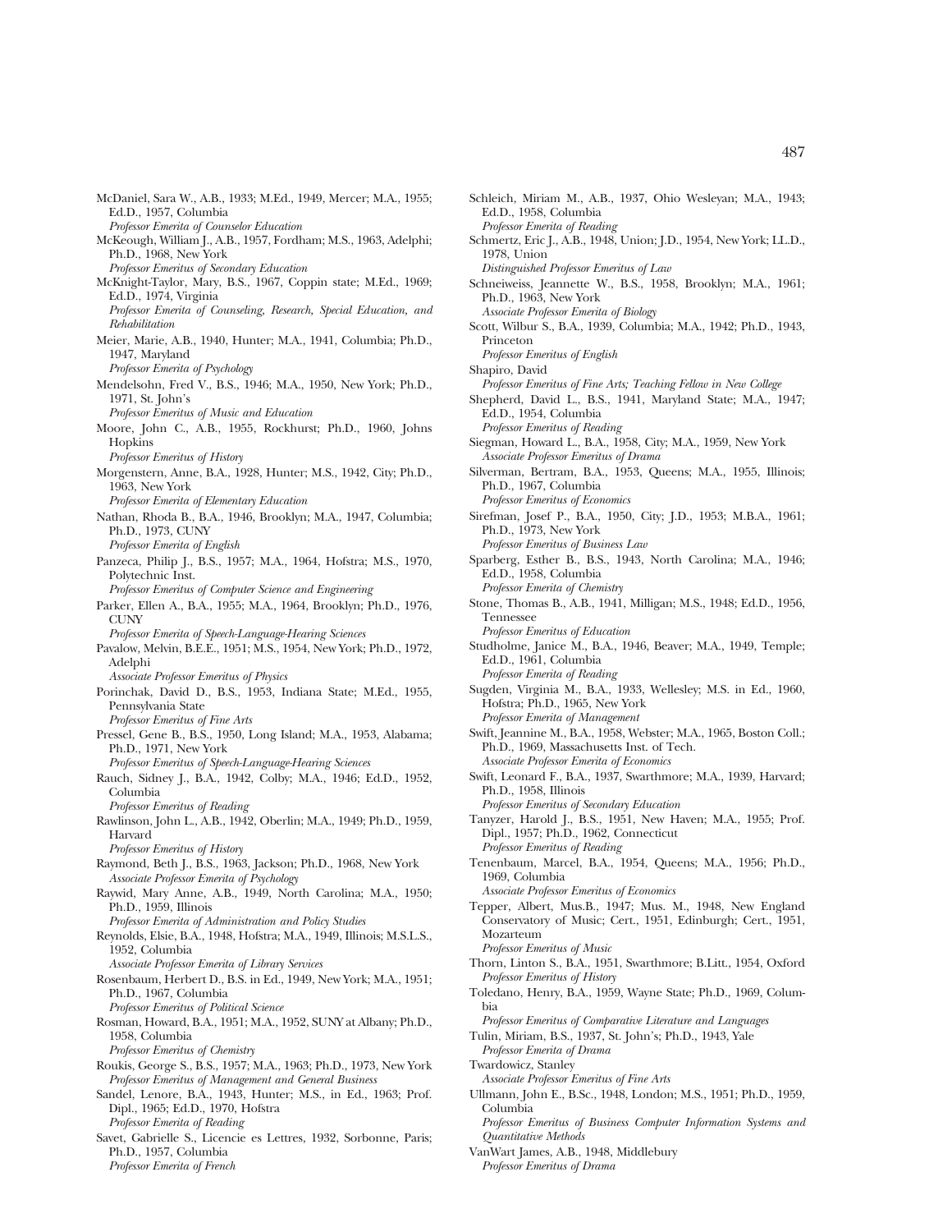McDaniel, Sara W., A.B., 1933; M.Ed., 1949, Mercer; M.A., 1955; Ed.D., 1957, Columbia
*Professor Emerita of Counselor Education*

McKeough, William J., A.B., 1957, Fordham; M.S., 1963, Adelphi; Ph.D., 1968, New York
*Professor Emeritus of Secondary Education*

McKnight-Taylor, Mary, B.S., 1967, Coppin state; M.Ed., 1969; Ed.D., 1974, Virginia
*Professor Emerita of Counseling, Research, Special Education, and Rehabilitation*

Meier, Marie, A.B., 1940, Hunter; M.A., 1941, Columbia; Ph.D., 1947, Maryland
*Professor Emerita of Psychology*

Mendelsohn, Fred V., B.S., 1946; M.A., 1950, New York; Ph.D., 1971, St. John's
*Professor Emeritus of Music and Education*

Moore, John C., A.B., 1955, Rockhurst; Ph.D., 1960, Johns Hopkins
*Professor Emeritus of History*

Morgenstern, Anne, B.A., 1928, Hunter; M.S., 1942, City; Ph.D., 1963, New York
*Professor Emerita of Elementary Education*

Nathan, Rhoda B., B.A., 1946, Brooklyn; M.A., 1947, Columbia; Ph.D., 1973, CUNY
*Professor Emerita of English*

Panzeca, Philip J., B.S., 1957; M.A., 1964, Hofstra; M.S., 1970, Polytechnic Inst.
*Professor Emeritus of Computer Science and Engineering*

Parker, Ellen A., B.A., 1955; M.A., 1964, Brooklyn; Ph.D., 1976, CUNY
*Professor Emerita of Speech-Language-Hearing Sciences*

Pavalow, Melvin, B.E.E., 1951; M.S., 1954, New York; Ph.D., 1972, Adelphi
*Associate Professor Emeritus of Physics*

Porinchak, David D., B.S., 1953, Indiana State; M.Ed., 1955, Pennsylvania State
*Professor Emeritus of Fine Arts*

Pressel, Gene B., B.S., 1950, Long Island; M.A., 1953, Alabama; Ph.D., 1971, New York
*Professor Emeritus of Speech-Language-Hearing Sciences*

Rauch, Sidney J., B.A., 1942, Colby; M.A., 1946; Ed.D., 1952, Columbia
*Professor Emeritus of Reading*

Rawlinson, John L., A.B., 1942, Oberlin; M.A., 1949; Ph.D., 1959, Harvard
*Professor Emeritus of History*

Raymond, Beth J., B.S., 1963, Jackson; Ph.D., 1968, New York
*Associate Professor Emerita of Psychology*

Raywid, Mary Anne, A.B., 1949, North Carolina; M.A., 1950; Ph.D., 1959, Illinois
*Professor Emerita of Administration and Policy Studies*

Reynolds, Elsie, B.A., 1948, Hofstra; M.A., 1949, Illinois; M.S.L.S., 1952, Columbia
*Associate Professor Emerita of Library Services*

Rosenbaum, Herbert D., B.S. in Ed., 1949, New York; M.A., 1951; Ph.D., 1967, Columbia
*Professor Emeritus of Political Science*

Rosman, Howard, B.A., 1951; M.A., 1952, SUNY at Albany; Ph.D., 1958, Columbia
*Professor Emeritus of Chemistry*

Roukis, George S., B.S., 1957; M.A., 1963; Ph.D., 1973, New York
*Professor Emeritus of Management and General Business*

Sandel, Lenore, B.A., 1943, Hunter; M.S., in Ed., 1963; Prof. Dipl., 1965; Ed.D., 1970, Hofstra
*Professor Emerita of Reading*

Savet, Gabrielle S., Licencie es Lettres, 1932, Sorbonne, Paris; Ph.D., 1957, Columbia
*Professor Emerita of French*

Schleich, Miriam M., A.B., 1937, Ohio Wesleyan; M.A., 1943; Ed.D., 1958, Columbia
*Professor Emerita of Reading*

Schmertz, Eric J., A.B., 1948, Union; J.D., 1954, New York; LL.D., 1978, Union
*Distinguished Professor Emeritus of Law*

Schneiweiss, Jeannette W., B.S., 1958, Brooklyn; M.A., 1961; Ph.D., 1963, New York
*Associate Professor Emerita of Biology*

Scott, Wilbur S., B.A., 1939, Columbia; M.A., 1942; Ph.D., 1943, Princeton
*Professor Emeritus of English*

Shapiro, David
*Professor Emeritus of Fine Arts; Teaching Fellow in New College*

Shepherd, David L., B.S., 1941, Maryland State; M.A., 1947; Ed.D., 1954, Columbia
*Professor Emeritus of Reading*

Siegman, Howard L., B.A., 1958, City; M.A., 1959, New York
*Associate Professor Emeritus of Drama*

Silverman, Bertram, B.A., 1953, Queens; M.A., 1955, Illinois; Ph.D., 1967, Columbia
*Professor Emeritus of Economics*

Sirefman, Josef P., B.A., 1950, City; J.D., 1953; M.B.A., 1961; Ph.D., 1973, New York
*Professor Emeritus of Business Law*

Sparberg, Esther B., B.S., 1943, North Carolina; M.A., 1946; Ed.D., 1958, Columbia
*Professor Emerita of Chemistry*

Stone, Thomas B., A.B., 1941, Milligan; M.S., 1948; Ed.D., 1956, Tennessee
*Professor Emeritus of Education*

Studholme, Janice M., B.A., 1946, Beaver; M.A., 1949, Temple; Ed.D., 1961, Columbia
*Professor Emerita of Reading*

Sugden, Virginia M., B.A., 1933, Wellesley; M.S. in Ed., 1960, Hofstra; Ph.D., 1965, New York
*Professor Emerita of Management*

Swift, Jeannine M., B.A., 1958, Webster; M.A., 1965, Boston Coll.; Ph.D., 1969, Massachusetts Inst. of Tech.
*Associate Professor Emerita of Economics*

Swift, Leonard F., B.A., 1937, Swarthmore; M.A., 1939, Harvard; Ph.D., 1958, Illinois
*Professor Emeritus of Secondary Education*

Tanyzer, Harold J., B.S., 1951, New Haven; M.A., 1955; Prof. Dipl., 1957; Ph.D., 1962, Connecticut
*Professor Emeritus of Reading*

Tenenbaum, Marcel, B.A., 1954, Queens; M.A., 1956; Ph.D., 1969, Columbia
*Associate Professor Emeritus of Economics*

Tepper, Albert, Mus.B., 1947; Mus. M., 1948, New England Conservatory of Music; Cert., 1951, Edinburgh; Cert., 1951, Mozarteum
*Professor Emeritus of Music*

Thorn, Linton S., B.A., 1951, Swarthmore; B.Litt., 1954, Oxford
*Professor Emeritus of History*

Toledano, Henry, B.A., 1959, Wayne State; Ph.D., 1969, Columbia
*Professor Emeritus of Comparative Literature and Languages*

Tulin, Miriam, B.S., 1937, St. John's; Ph.D., 1943, Yale
*Professor Emerita of Drama*

Twardowicz, Stanley
*Associate Professor Emeritus of Fine Arts*

Ullmann, John E., B.Sc., 1948, London; M.S., 1951; Ph.D., 1959, Columbia
*Professor Emeritus of Business Computer Information Systems and Quantitative Methods*

VanWart James, A.B., 1948, Middlebury
*Professor Emeritus of Drama*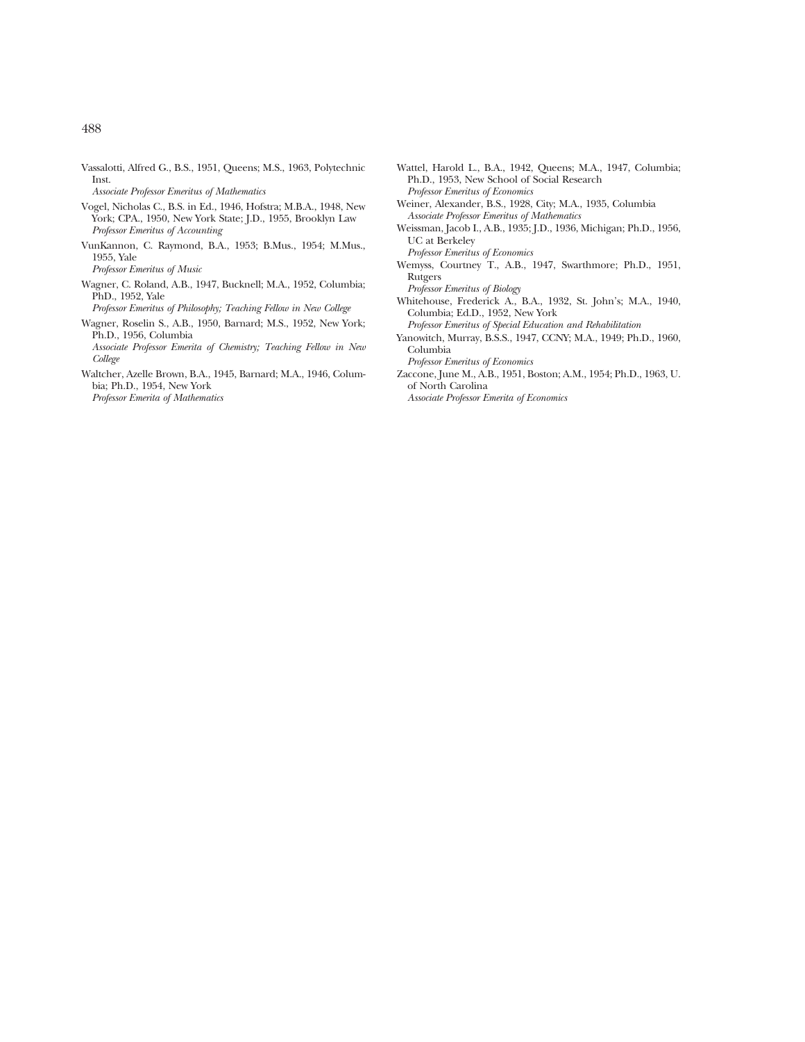Vassalotti, Alfred G., B.S., 1951, Queens; M.S., 1963, Polytechnic Inst.
*Associate Professor Emeritus of Mathematics*

Vogel, Nicholas C., B.S. in Ed., 1946, Hofstra; M.B.A., 1948, New York; CPA., 1950, New York State; J.D., 1955, Brooklyn Law
*Professor Emeritus of Accounting*

VunKannon, C. Raymond, B.A., 1953; B.Mus., 1954; M.Mus., 1955, Yale
*Professor Emeritus of Music*

Wagner, C. Roland, A.B., 1947, Bucknell; M.A., 1952, Columbia; PhD., 1952, Yale
*Professor Emeritus of Philosophy; Teaching Fellow in New College*

Wagner, Roselin S., A.B., 1950, Barnard; M.S., 1952, New York; Ph.D., 1956, Columbia
*Associate Professor Emerita of Chemistry; Teaching Fellow in New College*

Waltcher, Azelle Brown, B.A., 1945, Barnard; M.A., 1946, Columbia; Ph.D., 1954, New York
*Professor Emerita of Mathematics*

Wattel, Harold L., B.A., 1942, Queens; M.A., 1947, Columbia; Ph.D., 1953, New School of Social Research
*Professor Emeritus of Economics*

Weiner, Alexander, B.S., 1928, City; M.A., 1935, Columbia
*Associate Professor Emeritus of Mathematics*

Weissman, Jacob I., A.B., 1935; J.D., 1936, Michigan; Ph.D., 1956, UC at Berkeley
*Professor Emeritus of Economics*

Wemyss, Courtney T., A.B., 1947, Swarthmore; Ph.D., 1951, Rutgers
*Professor Emeritus of Biology*

Whitehouse, Frederick A., B.A., 1932, St. John's; M.A., 1940, Columbia; Ed.D., 1952, New York
*Professor Emeritus of Special Education and Rehabilitation*

Yanowitch, Murray, B.S.S., 1947, CCNY; M.A., 1949; Ph.D., 1960, Columbia
*Professor Emeritus of Economics*

Zaccone, June M., A.B., 1951, Boston; A.M., 1954; Ph.D., 1963, U. of North Carolina
*Associate Professor Emerita of Economics*